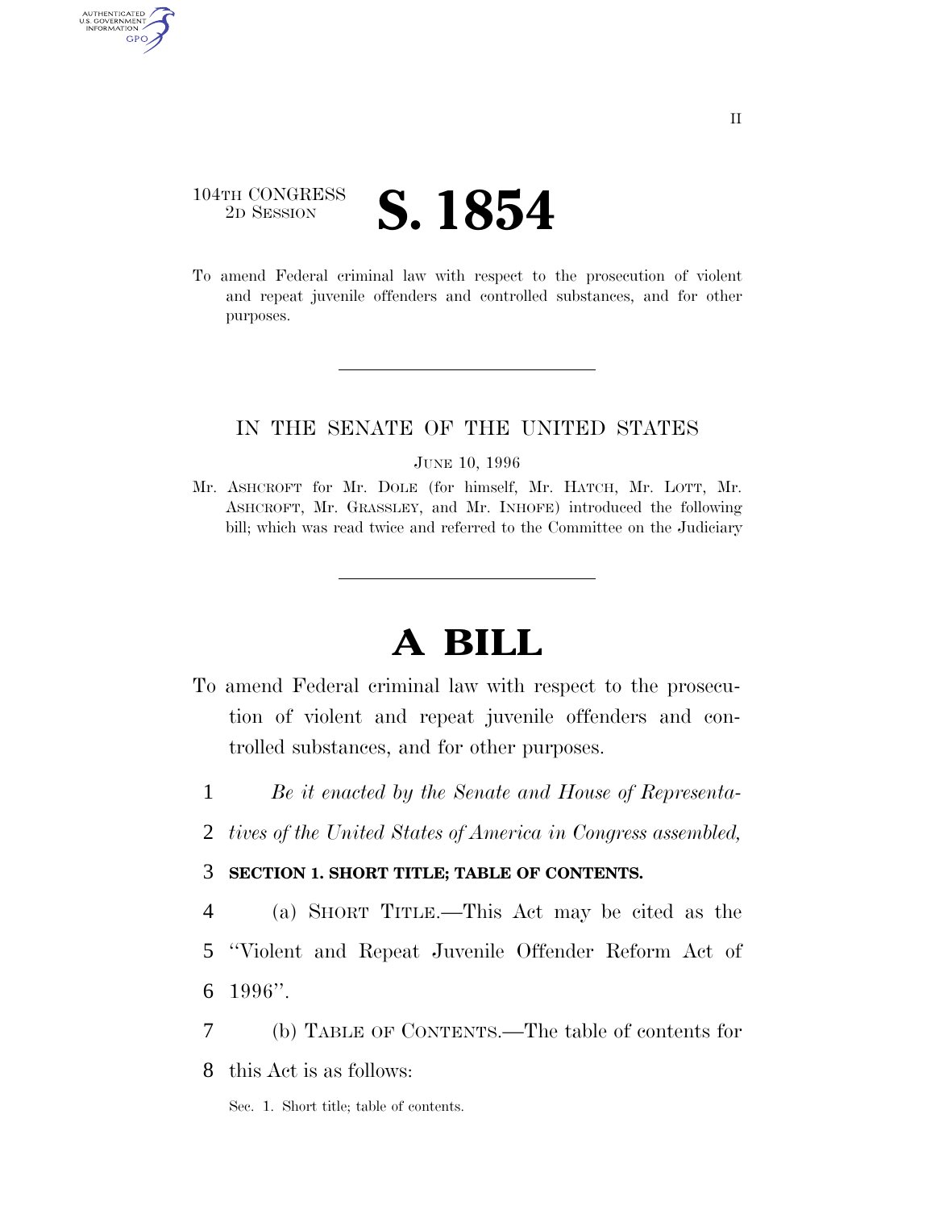104TH CONGRESS
2D SESSION

# S. 1854

To amend Federal criminal law with respect to the prosecution of violent and repeat juvenile offenders and controlled substances, and for other purposes.

IN THE SENATE OF THE UNITED STATES

JUNE 10, 1996

Mr. ASHCROFT for Mr. DOLE (for himself, Mr. HATCH, Mr. LOTT, Mr. ASHCROFT, Mr. GRASSLEY, and Mr. INHOFE) introduced the following bill; which was read twice and referred to the Committee on the Judiciary

# A BILL

To amend Federal criminal law with respect to the prosecution of violent and repeat juvenile offenders and controlled substances, and for other purposes.

1 *Be it enacted by the Senate and House of Representa-*
2 *tives of the United States of America in Congress assembled,*

3 **SECTION 1. SHORT TITLE; TABLE OF CONTENTS.**

4 (a) SHORT TITLE.—This Act may be cited as the
5 ''Violent and Repeat Juvenile Offender Reform Act of
6 1996''.

7 (b) TABLE OF CONTENTS.—The table of contents for
8 this Act is as follows:

Sec. 1. Short title; table of contents.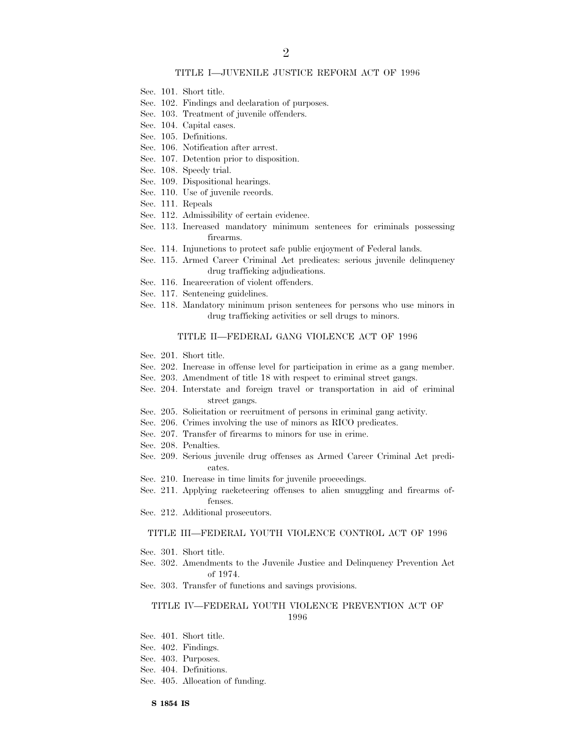## TITLE I—JUVENILE JUSTICE REFORM ACT OF 1996

Sec. 101. Short title.
Sec. 102. Findings and declaration of purposes.
Sec. 103. Treatment of juvenile offenders.
Sec. 104. Capital cases.
Sec. 105. Definitions.
Sec. 106. Notification after arrest.
Sec. 107. Detention prior to disposition.
Sec. 108. Speedy trial.
Sec. 109. Dispositional hearings.
Sec. 110. Use of juvenile records.
Sec. 111. Repeals
Sec. 112. Admissibility of certain evidence.
Sec. 113. Increased mandatory minimum sentences for criminals possessing firearms.
Sec. 114. Injunctions to protect safe public enjoyment of Federal lands.
Sec. 115. Armed Career Criminal Act predicates: serious juvenile delinquency drug trafficking adjudications.
Sec. 116. Incarceration of violent offenders.
Sec. 117. Sentencing guidelines.
Sec. 118. Mandatory minimum prison sentences for persons who use minors in drug trafficking activities or sell drugs to minors.

## TITLE II—FEDERAL GANG VIOLENCE ACT OF 1996

Sec. 201. Short title.
Sec. 202. Increase in offense level for participation in crime as a gang member.
Sec. 203. Amendment of title 18 with respect to criminal street gangs.
Sec. 204. Interstate and foreign travel or transportation in aid of criminal street gangs.
Sec. 205. Solicitation or recruitment of persons in criminal gang activity.
Sec. 206. Crimes involving the use of minors as RICO predicates.
Sec. 207. Transfer of firearms to minors for use in crime.
Sec. 208. Penalties.
Sec. 209. Serious juvenile drug offenses as Armed Career Criminal Act predicates.
Sec. 210. Increase in time limits for juvenile proceedings.
Sec. 211. Applying racketeering offenses to alien smuggling and firearms offenses.
Sec. 212. Additional prosecutors.

## TITLE III—FEDERAL YOUTH VIOLENCE CONTROL ACT OF 1996

Sec. 301. Short title.
Sec. 302. Amendments to the Juvenile Justice and Delinquency Prevention Act of 1974.
Sec. 303. Transfer of functions and savings provisions.

## TITLE IV—FEDERAL YOUTH VIOLENCE PREVENTION ACT OF 1996

Sec. 401. Short title.
Sec. 402. Findings.
Sec. 403. Purposes.
Sec. 404. Definitions.
Sec. 405. Allocation of funding.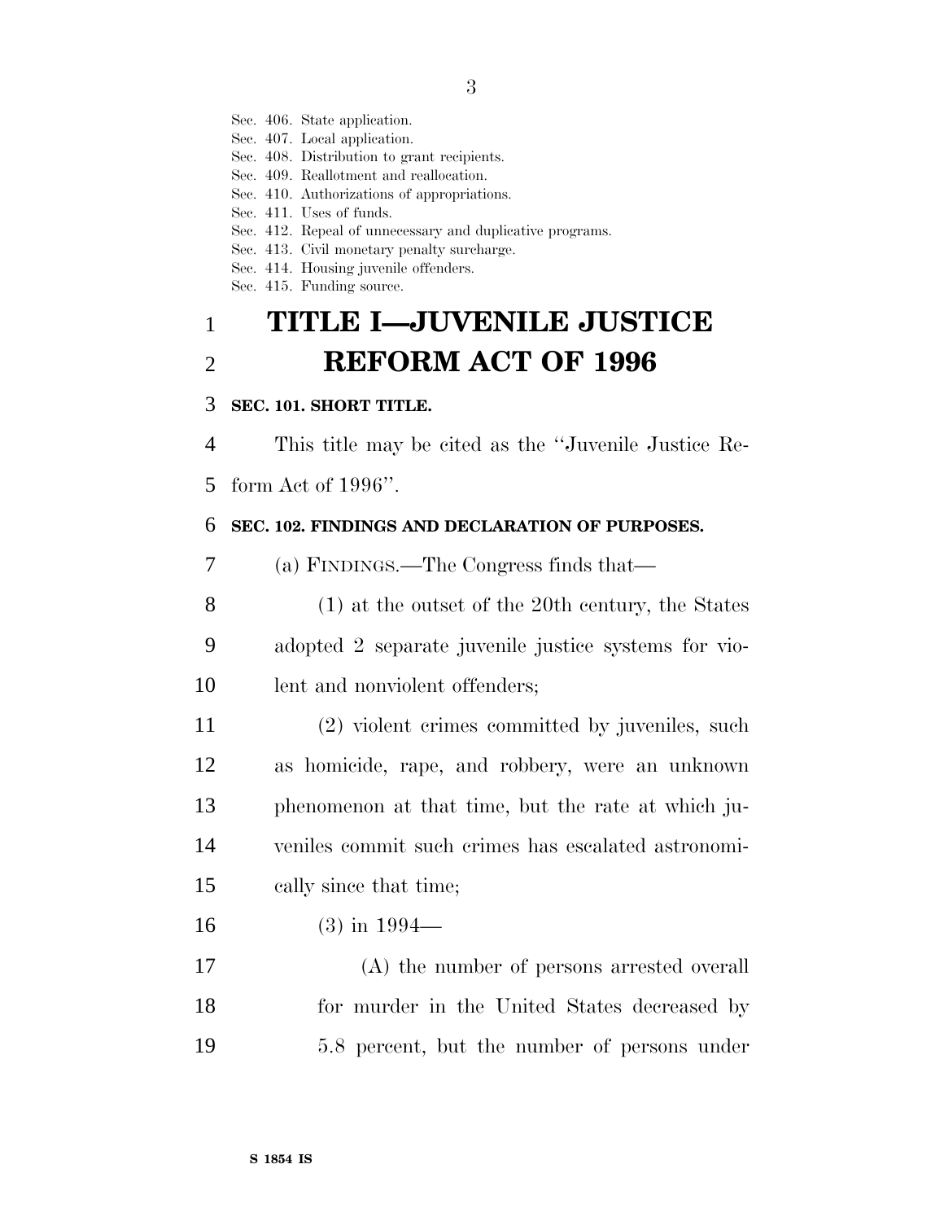Sec. 406. State application.
Sec. 407. Local application.
Sec. 408. Distribution to grant recipients.
Sec. 409. Reallotment and reallocation.
Sec. 410. Authorizations of appropriations.
Sec. 411. Uses of funds.
Sec. 412. Repeal of unnecessary and duplicative programs.
Sec. 413. Civil monetary penalty surcharge.
Sec. 414. Housing juvenile offenders.
Sec. 415. Funding source.

# TITLE I—JUVENILE JUSTICE REFORM ACT OF 1996

### SEC. 101. SHORT TITLE.

This title may be cited as the "Juvenile Justice Reform Act of 1996".

### SEC. 102. FINDINGS AND DECLARATION OF PURPOSES.

(a) FINDINGS.—The Congress finds that—

(1) at the outset of the 20th century, the States adopted 2 separate juvenile justice systems for violent and nonviolent offenders;

(2) violent crimes committed by juveniles, such as homicide, rape, and robbery, were an unknown phenomenon at that time, but the rate at which juveniles commit such crimes has escalated astronomically since that time;

(3) in 1994—

(A) the number of persons arrested overall for murder in the United States decreased by 5.8 percent, but the number of persons under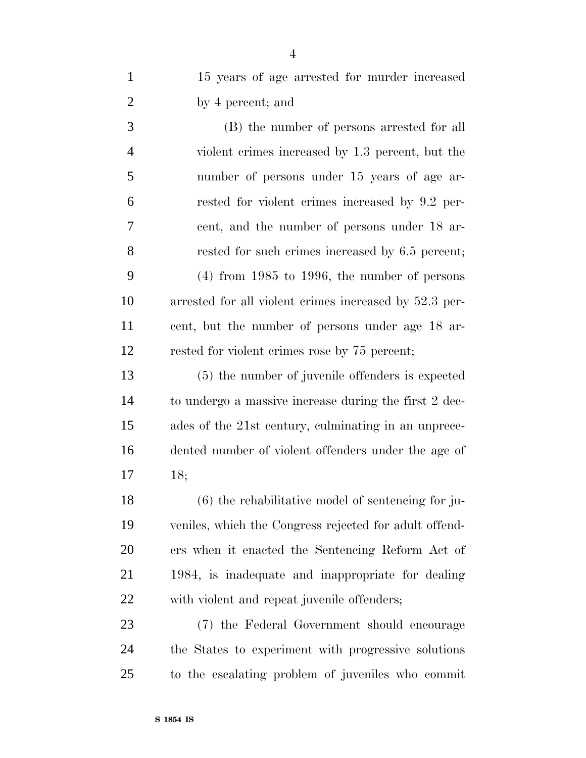15 years of age arrested for murder increased by 4 percent; and

(B) the number of persons arrested for all violent crimes increased by 1.3 percent, but the number of persons under 15 years of age arrested for violent crimes increased by 9.2 percent, and the number of persons under 18 arrested for such crimes increased by 6.5 percent;

(4) from 1985 to 1996, the number of persons arrested for all violent crimes increased by 52.3 percent, but the number of persons under age 18 arrested for violent crimes rose by 75 percent;

(5) the number of juvenile offenders is expected to undergo a massive increase during the first 2 decades of the 21st century, culminating in an unprecedented number of violent offenders under the age of 18;

(6) the rehabilitative model of sentencing for juveniles, which the Congress rejected for adult offenders when it enacted the Sentencing Reform Act of 1984, is inadequate and inappropriate for dealing with violent and repeat juvenile offenders;

(7) the Federal Government should encourage the States to experiment with progressive solutions to the escalating problem of juveniles who commit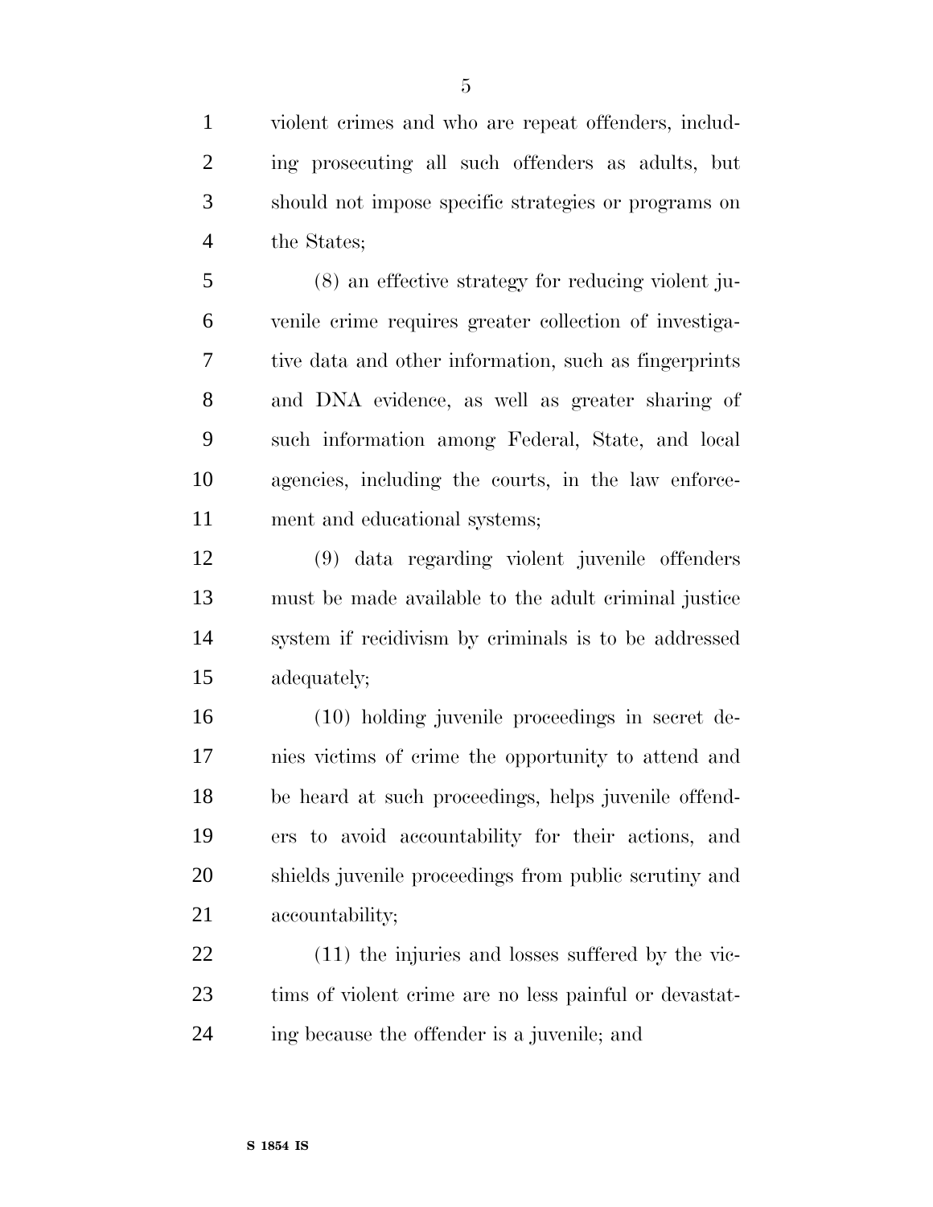violent crimes and who are repeat offenders, including prosecuting all such offenders as adults, but should not impose specific strategies or programs on the States;

(8) an effective strategy for reducing violent juvenile crime requires greater collection of investigative data and other information, such as fingerprints and DNA evidence, as well as greater sharing of such information among Federal, State, and local agencies, including the courts, in the law enforcement and educational systems;

(9) data regarding violent juvenile offenders must be made available to the adult criminal justice system if recidivism by criminals is to be addressed adequately;

(10) holding juvenile proceedings in secret denies victims of crime the opportunity to attend and be heard at such proceedings, helps juvenile offenders to avoid accountability for their actions, and shields juvenile proceedings from public scrutiny and accountability;

(11) the injuries and losses suffered by the victims of violent crime are no less painful or devastating because the offender is a juvenile; and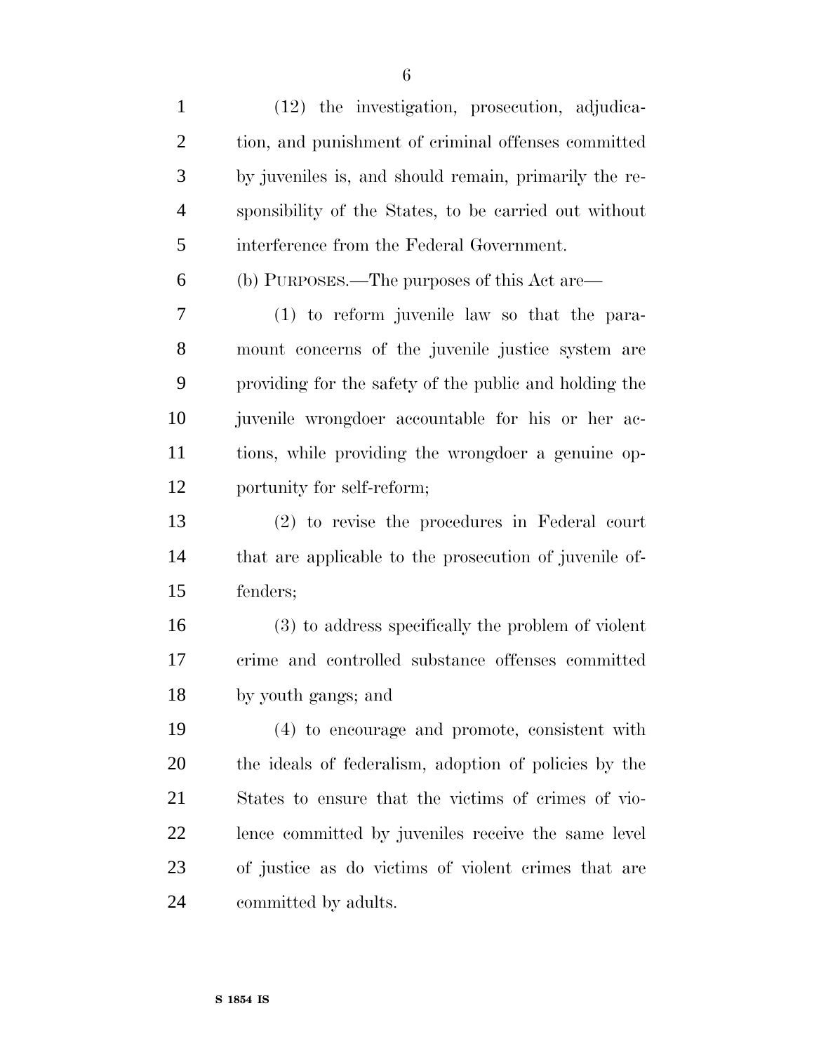(12) the investigation, prosecution, adjudication, and punishment of criminal offenses committed by juveniles is, and should remain, primarily the responsibility of the States, to be carried out without interference from the Federal Government.

(b) PURPOSES.—The purposes of this Act are—

(1) to reform juvenile law so that the paramount concerns of the juvenile justice system are providing for the safety of the public and holding the juvenile wrongdoer accountable for his or her actions, while providing the wrongdoer a genuine opportunity for self-reform;

(2) to revise the procedures in Federal court that are applicable to the prosecution of juvenile offenders;

(3) to address specifically the problem of violent crime and controlled substance offenses committed by youth gangs; and

(4) to encourage and promote, consistent with the ideals of federalism, adoption of policies by the States to ensure that the victims of crimes of violence committed by juveniles receive the same level of justice as do victims of violent crimes that are committed by adults.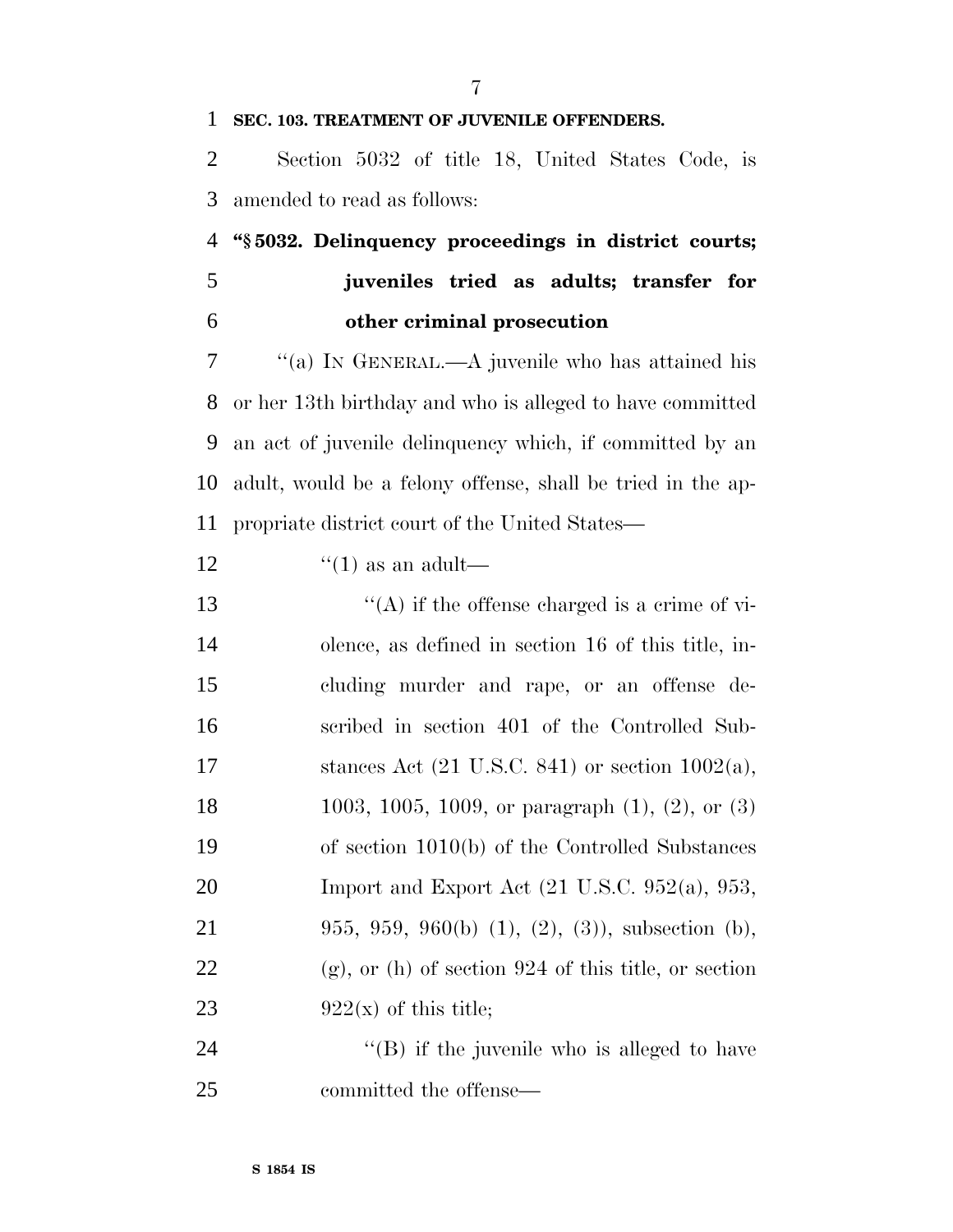**SEC. 103. TREATMENT OF JUVENILE OFFENDERS.**

Section 5032 of title 18, United States Code, is amended to read as follows:

**"§ 5032. Delinquency proceedings in district courts; juveniles tried as adults; transfer for other criminal prosecution**

"(a) IN GENERAL.—A juvenile who has attained his or her 13th birthday and who is alleged to have committed an act of juvenile delinquency which, if committed by an adult, would be a felony offense, shall be tried in the appropriate district court of the United States—

"(1) as an adult—

"(A) if the offense charged is a crime of violence, as defined in section 16 of this title, including murder and rape, or an offense described in section 401 of the Controlled Substances Act (21 U.S.C. 841) or section 1002(a), 1003, 1005, 1009, or paragraph (1), (2), or (3) of section 1010(b) of the Controlled Substances Import and Export Act (21 U.S.C. 952(a), 953, 955, 959, 960(b) (1), (2), (3)), subsection (b), (g), or (h) of section 924 of this title, or section 922(x) of this title;

"(B) if the juvenile who is alleged to have committed the offense—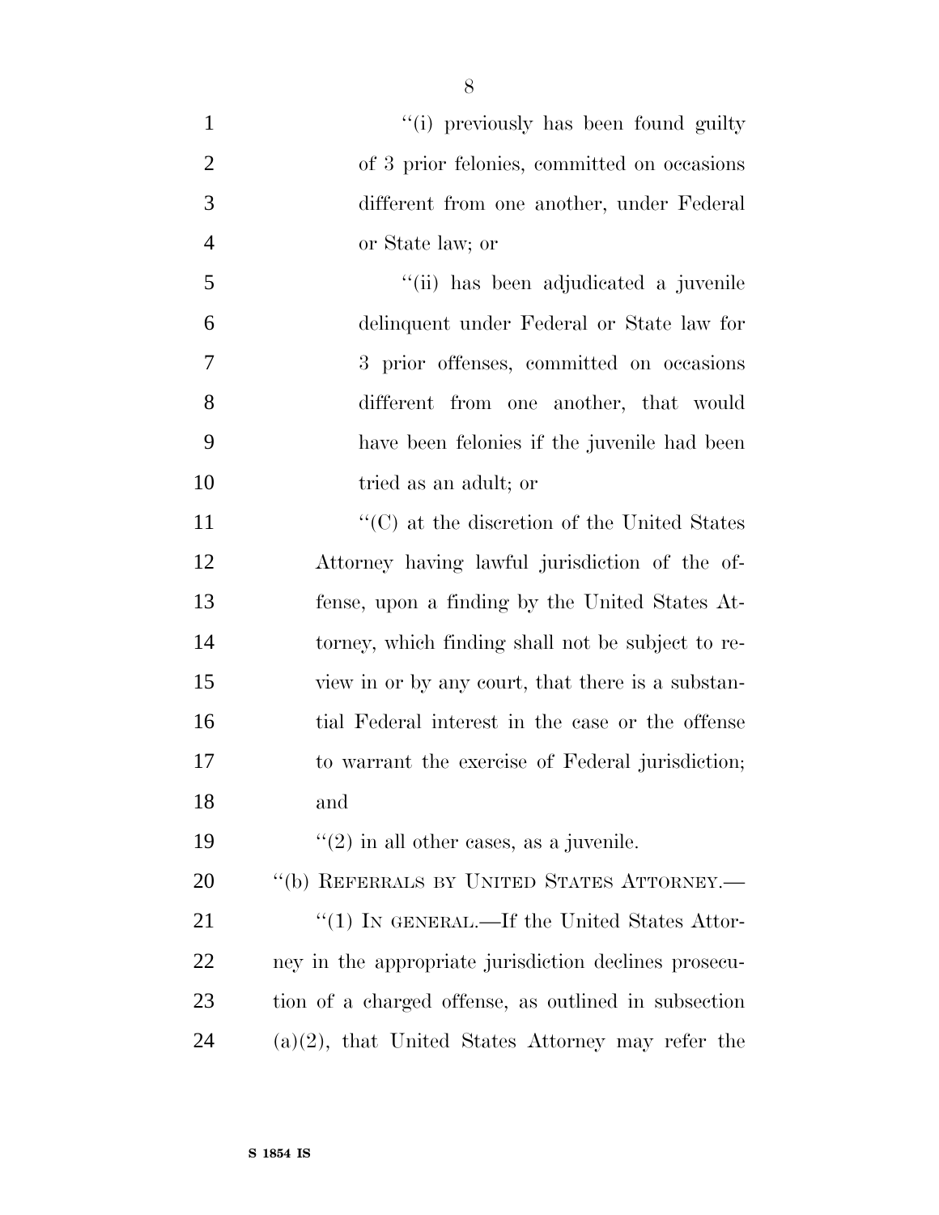"(i) previously has been found guilty of 3 prior felonies, committed on occasions different from one another, under Federal or State law; or

"(ii) has been adjudicated a juvenile delinquent under Federal or State law for 3 prior offenses, committed on occasions different from one another, that would have been felonies if the juvenile had been tried as an adult; or

"(C) at the discretion of the United States Attorney having lawful jurisdiction of the offense, upon a finding by the United States Attorney, which finding shall not be subject to review in or by any court, that there is a substantial Federal interest in the case or the offense to warrant the exercise of Federal jurisdiction; and

"(2) in all other cases, as a juvenile.

"(b) REFERRALS BY UNITED STATES ATTORNEY.—

"(1) IN GENERAL.—If the United States Attorney in the appropriate jurisdiction declines prosecution of a charged offense, as outlined in subsection (a)(2), that United States Attorney may refer the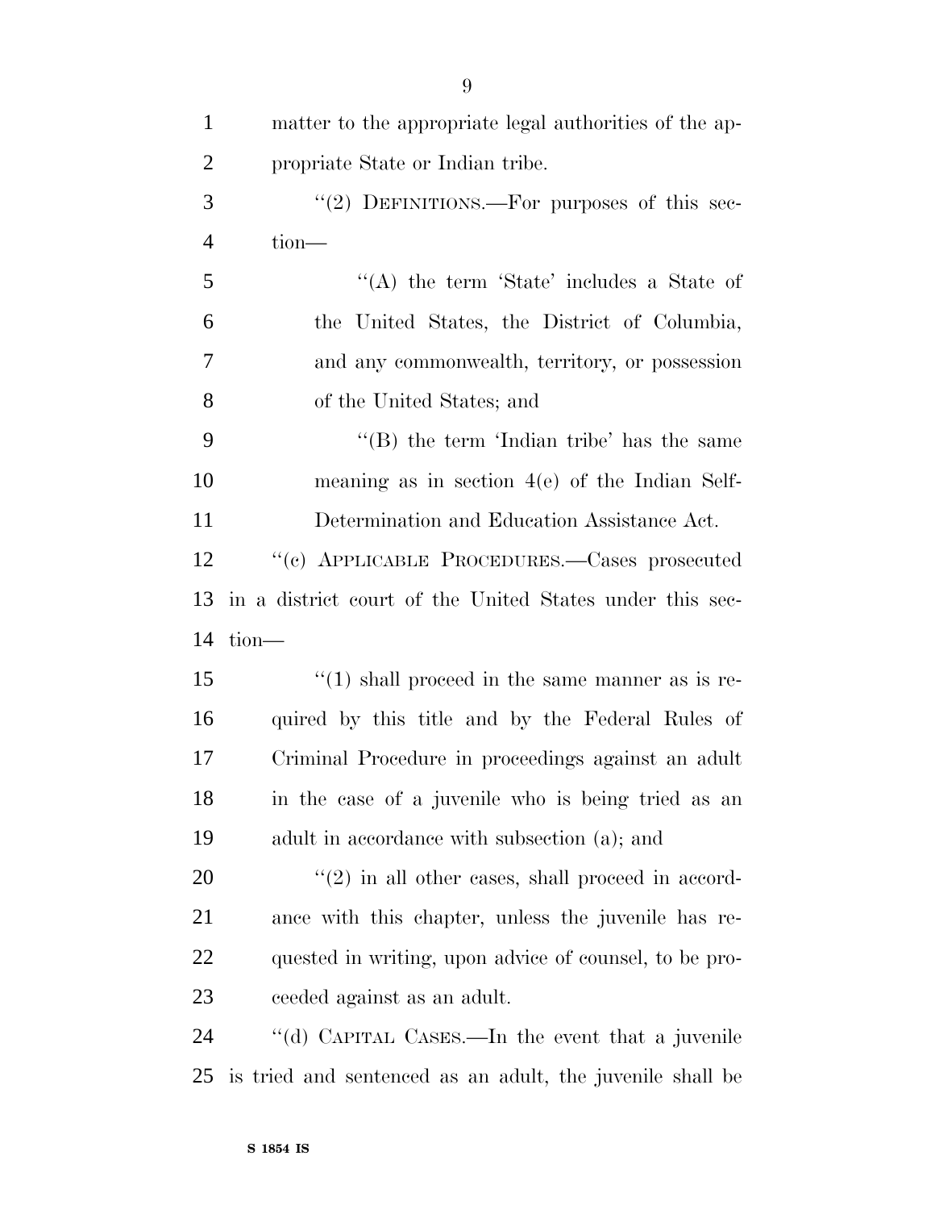matter to the appropriate legal authorities of the appropriate State or Indian tribe.

"(2) DEFINITIONS.—For purposes of this section—

"(A) the term 'State' includes a State of the United States, the District of Columbia, and any commonwealth, territory, or possession of the United States; and

"(B) the term 'Indian tribe' has the same meaning as in section 4(e) of the Indian Self-Determination and Education Assistance Act.

"(c) APPLICABLE PROCEDURES.—Cases prosecuted in a district court of the United States under this section—

"(1) shall proceed in the same manner as is required by this title and by the Federal Rules of Criminal Procedure in proceedings against an adult in the case of a juvenile who is being tried as an adult in accordance with subsection (a); and

"(2) in all other cases, shall proceed in accordance with this chapter, unless the juvenile has requested in writing, upon advice of counsel, to be proceeded against as an adult.

"(d) CAPITAL CASES.—In the event that a juvenile is tried and sentenced as an adult, the juvenile shall be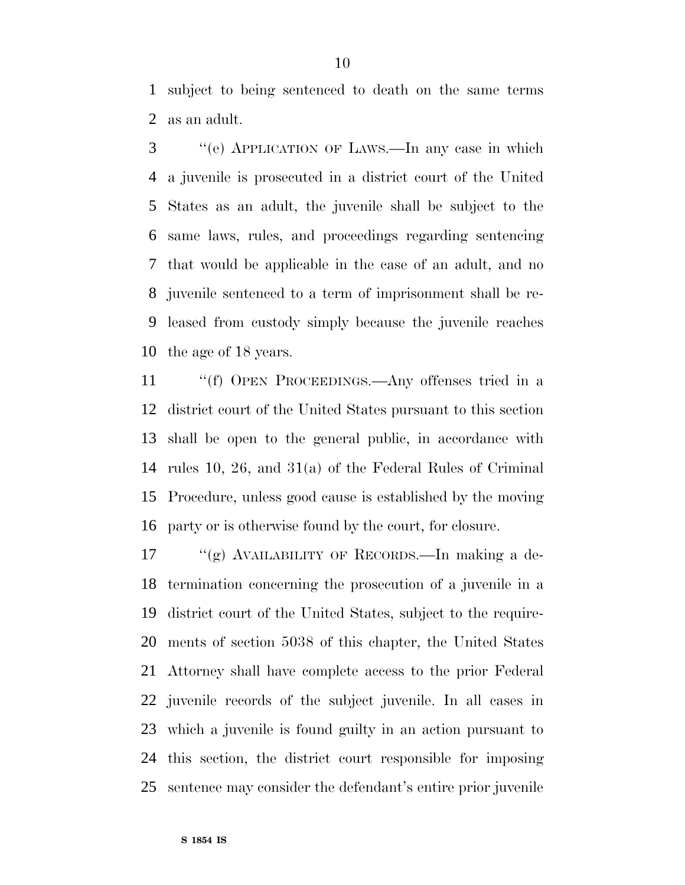subject to being sentenced to death on the same terms as an adult.

''(e) APPLICATION OF LAWS.—In any case in which a juvenile is prosecuted in a district court of the United States as an adult, the juvenile shall be subject to the same laws, rules, and proceedings regarding sentencing that would be applicable in the case of an adult, and no juvenile sentenced to a term of imprisonment shall be released from custody simply because the juvenile reaches the age of 18 years.

''(f) OPEN PROCEEDINGS.—Any offenses tried in a district court of the United States pursuant to this section shall be open to the general public, in accordance with rules 10, 26, and 31(a) of the Federal Rules of Criminal Procedure, unless good cause is established by the moving party or is otherwise found by the court, for closure.

''(g) AVAILABILITY OF RECORDS.—In making a determination concerning the prosecution of a juvenile in a district court of the United States, subject to the requirements of section 5038 of this chapter, the United States Attorney shall have complete access to the prior Federal juvenile records of the subject juvenile. In all cases in which a juvenile is found guilty in an action pursuant to this section, the district court responsible for imposing sentence may consider the defendant's entire prior juvenile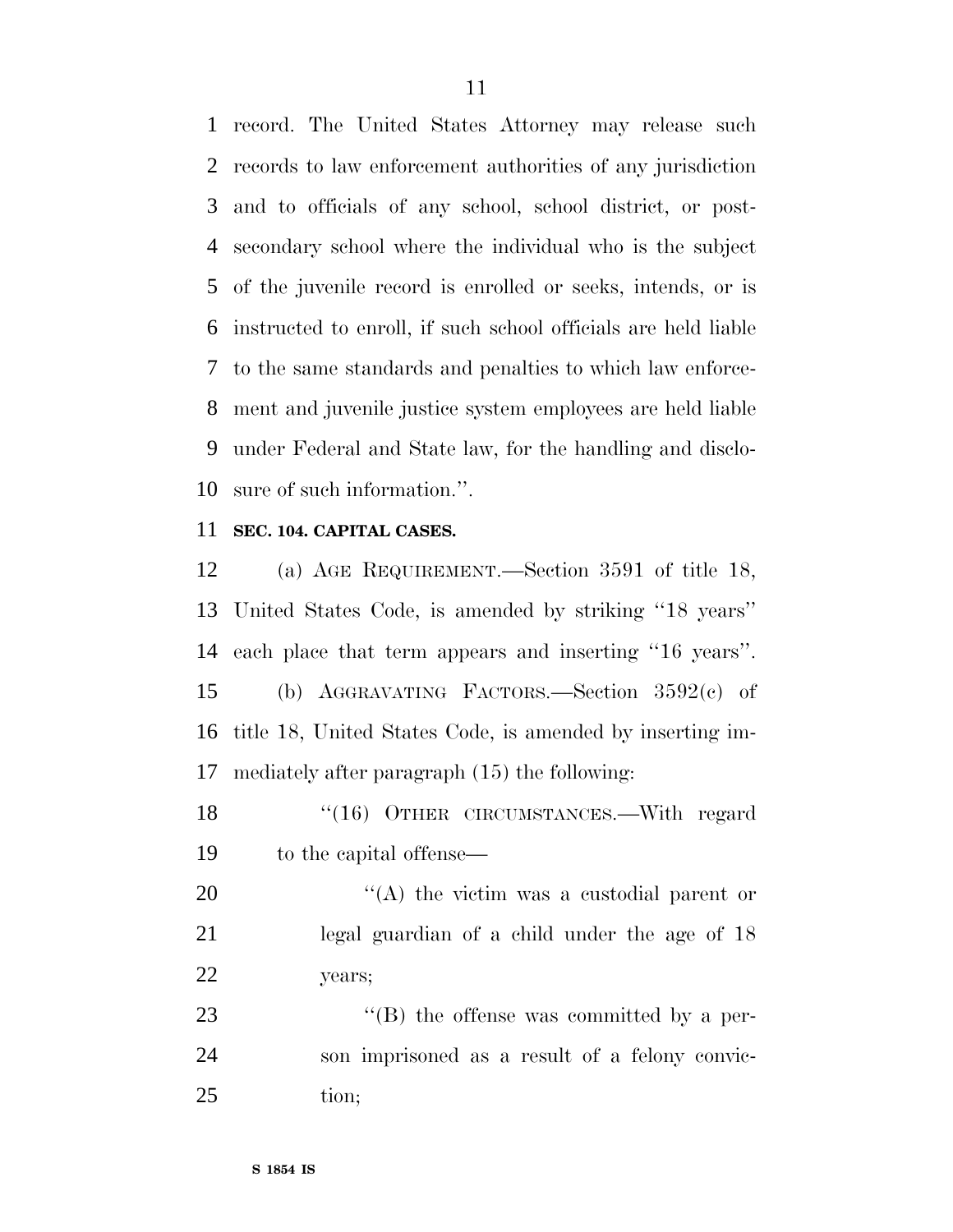record. The United States Attorney may release such records to law enforcement authorities of any jurisdiction and to officials of any school, school district, or post-secondary school where the individual who is the subject of the juvenile record is enrolled or seeks, intends, or is instructed to enroll, if such school officials are held liable to the same standards and penalties to which law enforcement and juvenile justice system employees are held liable under Federal and State law, for the handling and disclosure of such information.''.

**SEC. 104. CAPITAL CASES.**

(a) AGE REQUIREMENT.—Section 3591 of title 18, United States Code, is amended by striking ''18 years'' each place that term appears and inserting ''16 years''.

(b) AGGRAVATING FACTORS.—Section 3592(c) of title 18, United States Code, is amended by inserting immediately after paragraph (15) the following:

''(16) OTHER CIRCUMSTANCES.—With regard to the capital offense—

''(A) the victim was a custodial parent or legal guardian of a child under the age of 18 years;

''(B) the offense was committed by a person imprisoned as a result of a felony conviction;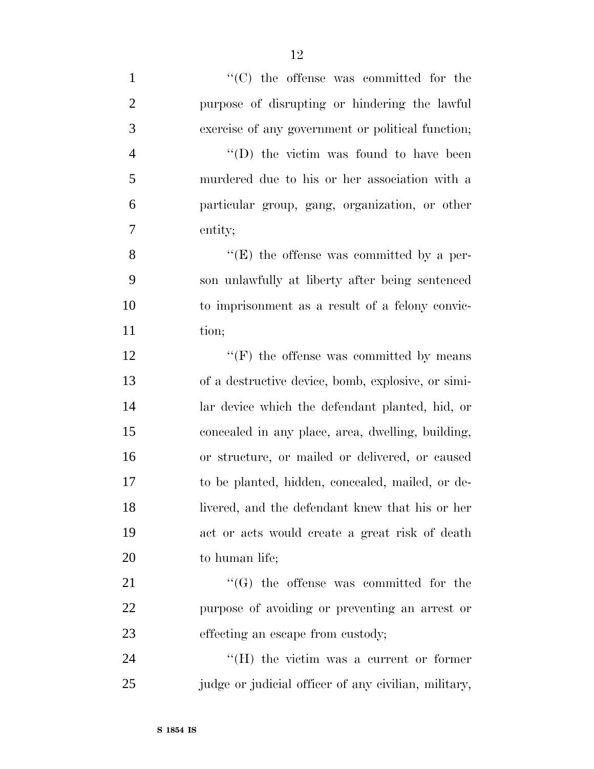''(C) the offense was committed for the purpose of disrupting or hindering the lawful exercise of any government or political function;

''(D) the victim was found to have been murdered due to his or her association with a particular group, gang, organization, or other entity;

''(E) the offense was committed by a person unlawfully at liberty after being sentenced to imprisonment as a result of a felony conviction;

''(F) the offense was committed by means of a destructive device, bomb, explosive, or similar device which the defendant planted, hid, or concealed in any place, area, dwelling, building, or structure, or mailed or delivered, or caused to be planted, hidden, concealed, mailed, or delivered, and the defendant knew that his or her act or acts would create a great risk of death to human life;

''(G) the offense was committed for the purpose of avoiding or preventing an arrest or effecting an escape from custody;

''(H) the victim was a current or former judge or judicial officer of any civilian, military,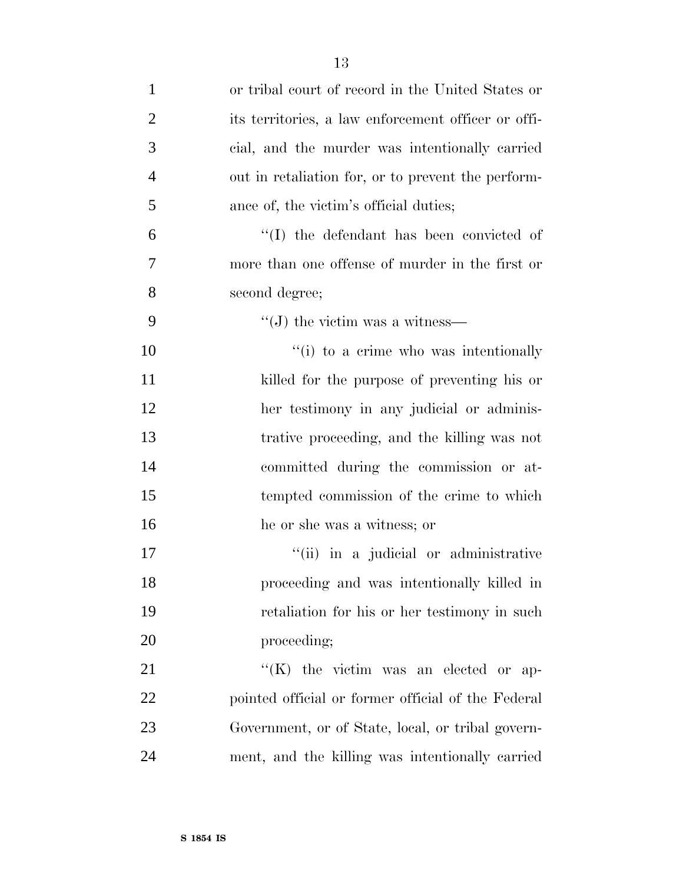or tribal court of record in the United States or its territories, a law enforcement officer or official, and the murder was intentionally carried out in retaliation for, or to prevent the performance of, the victim's official duties;

"(I) the defendant has been convicted of more than one offense of murder in the first or second degree;

"(J) the victim was a witness—

"(i) to a crime who was intentionally killed for the purpose of preventing his or her testimony in any judicial or administrative proceeding, and the killing was not committed during the commission or attempted commission of the crime to which he or she was a witness; or

"(ii) in a judicial or administrative proceeding and was intentionally killed in retaliation for his or her testimony in such proceeding;

"(K) the victim was an elected or appointed official or former official of the Federal Government, or of State, local, or tribal government, and the killing was intentionally carried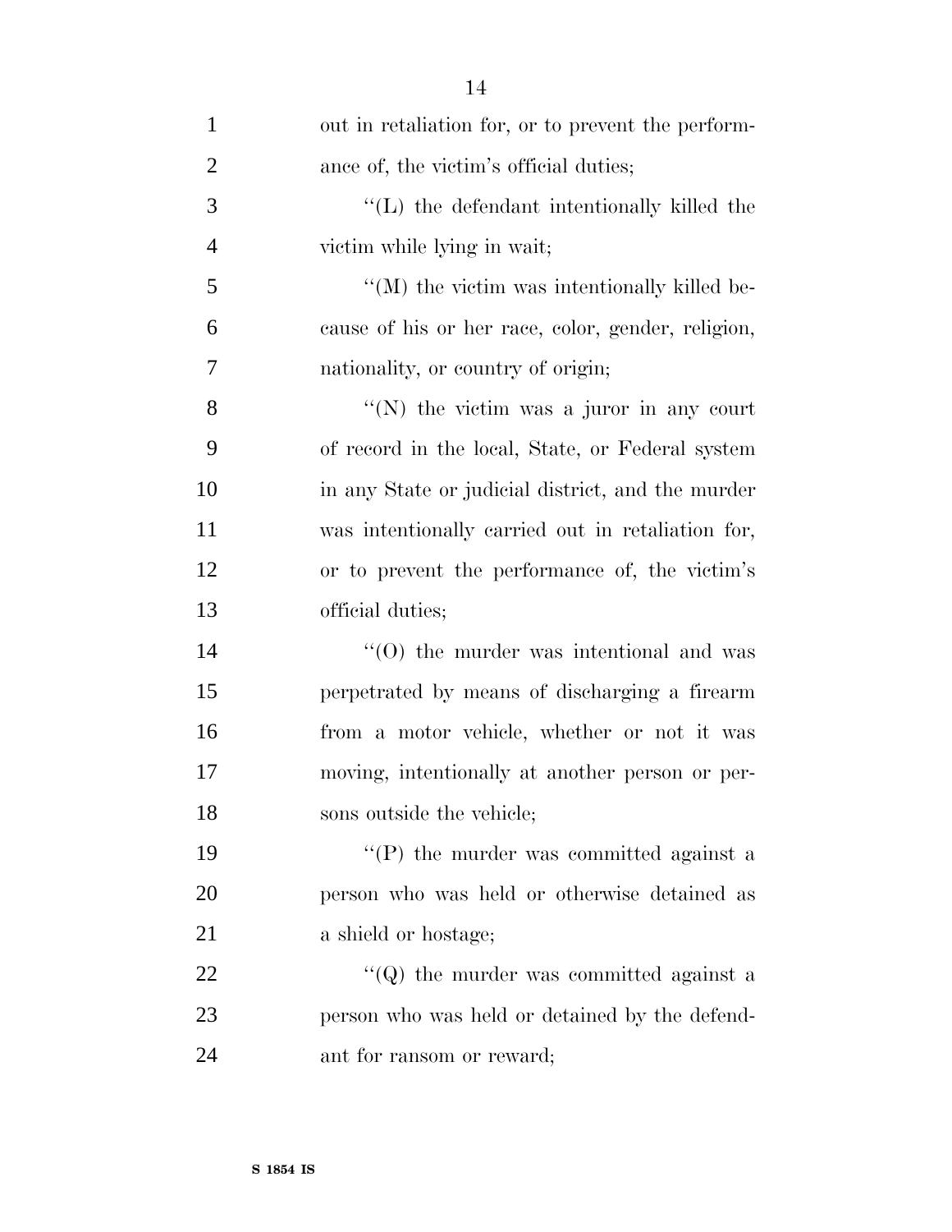out in retaliation for, or to prevent the performance of, the victim's official duties;

''(L) the defendant intentionally killed the victim while lying in wait;

''(M) the victim was intentionally killed because of his or her race, color, gender, religion, nationality, or country of origin;

''(N) the victim was a juror in any court of record in the local, State, or Federal system in any State or judicial district, and the murder was intentionally carried out in retaliation for, or to prevent the performance of, the victim's official duties;

''(O) the murder was intentional and was perpetrated by means of discharging a firearm from a motor vehicle, whether or not it was moving, intentionally at another person or persons outside the vehicle;

''(P) the murder was committed against a person who was held or otherwise detained as a shield or hostage;

''(Q) the murder was committed against a person who was held or detained by the defendant for ransom or reward;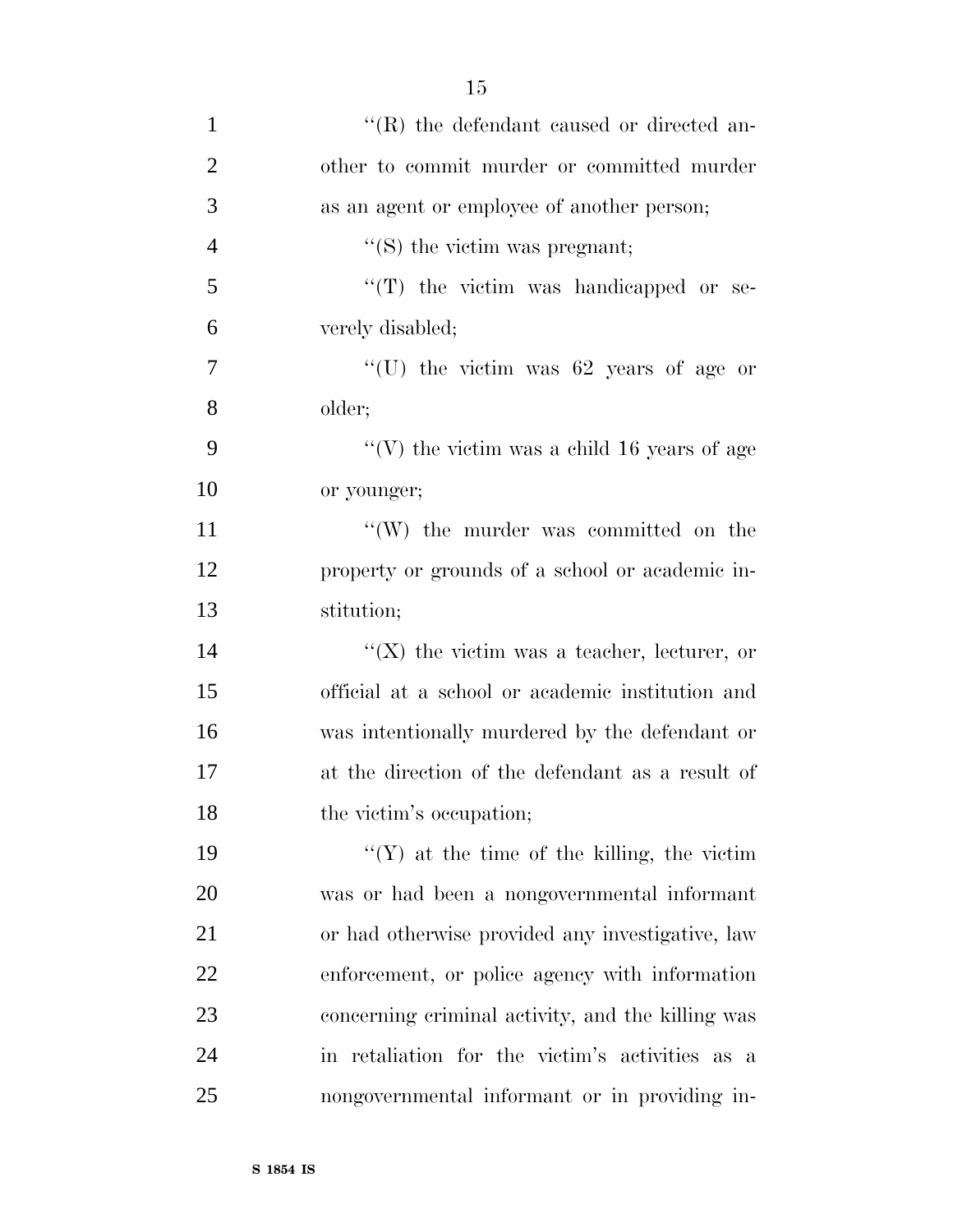''(R) the defendant caused or directed another to commit murder or committed murder as an agent or employee of another person;

''(S) the victim was pregnant;

''(T) the victim was handicapped or severely disabled;

''(U) the victim was 62 years of age or older;

''(V) the victim was a child 16 years of age or younger;

''(W) the murder was committed on the property or grounds of a school or academic institution;

''(X) the victim was a teacher, lecturer, or official at a school or academic institution and was intentionally murdered by the defendant or at the direction of the defendant as a result of the victim's occupation;

''(Y) at the time of the killing, the victim was or had been a nongovernmental informant or had otherwise provided any investigative, law enforcement, or police agency with information concerning criminal activity, and the killing was in retaliation for the victim's activities as a nongovernmental informant or in providing in-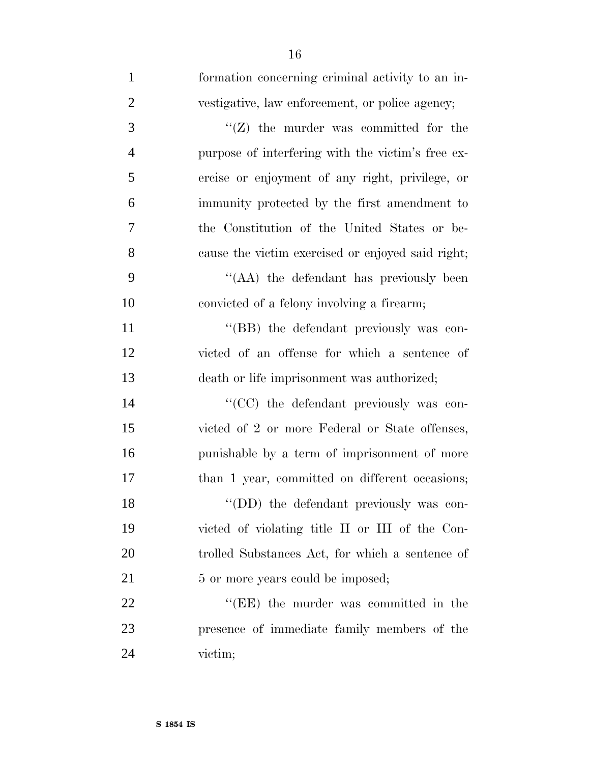formation concerning criminal activity to an investigative, law enforcement, or police agency;

''(Z) the murder was committed for the purpose of interfering with the victim's free exercise or enjoyment of any right, privilege, or immunity protected by the first amendment to the Constitution of the United States or because the victim exercised or enjoyed said right;

''(AA) the defendant has previously been convicted of a felony involving a firearm;

''(BB) the defendant previously was convicted of an offense for which a sentence of death or life imprisonment was authorized;

''(CC) the defendant previously was convicted of 2 or more Federal or State offenses, punishable by a term of imprisonment of more than 1 year, committed on different occasions;

''(DD) the defendant previously was convicted of violating title II or III of the Controlled Substances Act, for which a sentence of 5 or more years could be imposed;

''(EE) the murder was committed in the presence of immediate family members of the victim;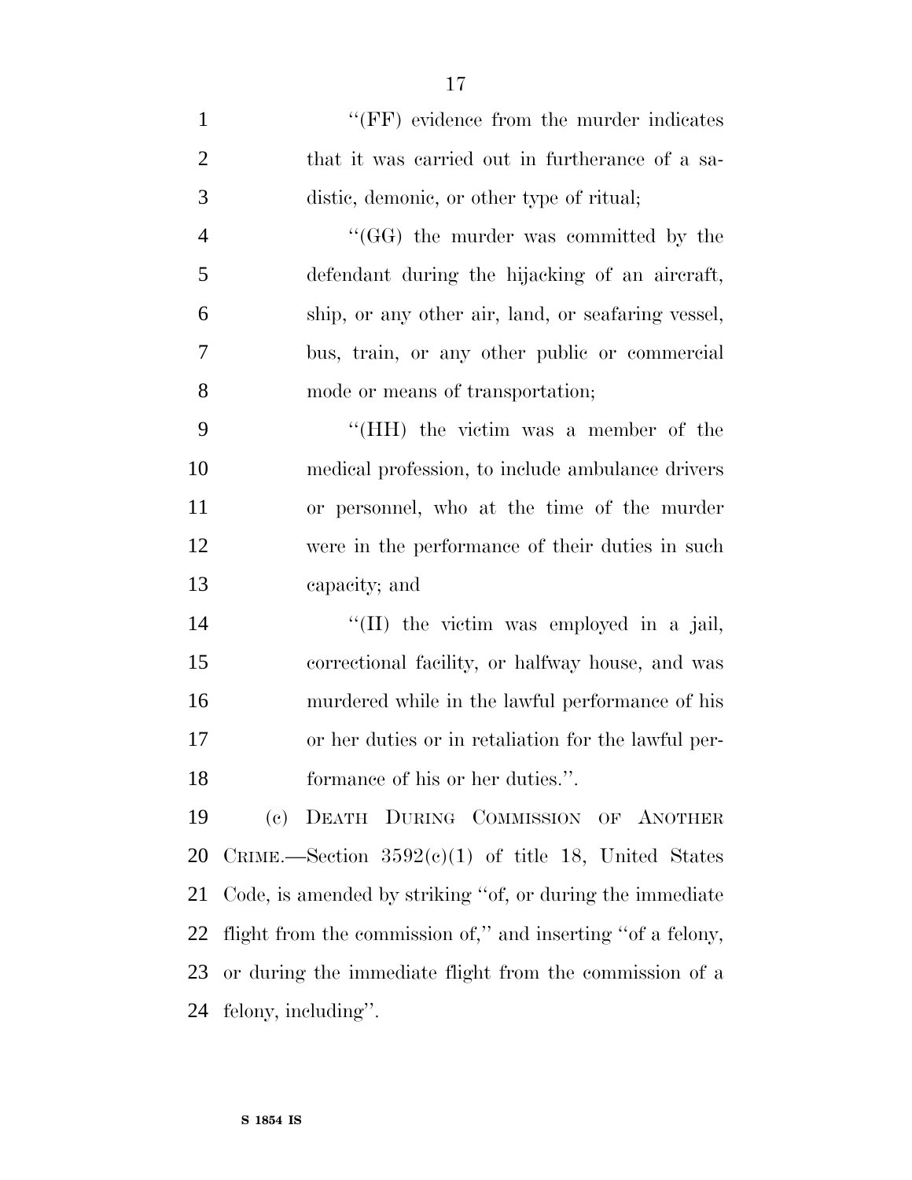''(FF) evidence from the murder indicates that it was carried out in furtherance of a sadistic, demonic, or other type of ritual;

''(GG) the murder was committed by the defendant during the hijacking of an aircraft, ship, or any other air, land, or seafaring vessel, bus, train, or any other public or commercial mode or means of transportation;

''(HH) the victim was a member of the medical profession, to include ambulance drivers or personnel, who at the time of the murder were in the performance of their duties in such capacity; and

''(II) the victim was employed in a jail, correctional facility, or halfway house, and was murdered while in the lawful performance of his or her duties or in retaliation for the lawful performance of his or her duties.''.

(c) DEATH DURING COMMISSION OF ANOTHER CRIME.—Section 3592(c)(1) of title 18, United States Code, is amended by striking ''of, or during the immediate flight from the commission of,'' and inserting ''of a felony, or during the immediate flight from the commission of a felony, including''.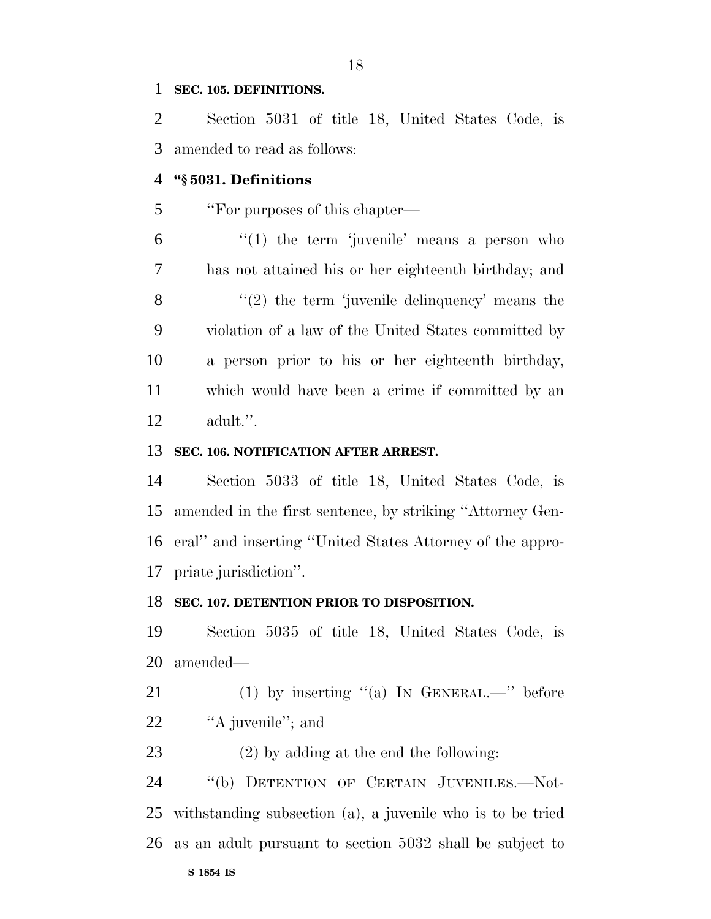**SEC. 105. DEFINITIONS.**

Section 5031 of title 18, United States Code, is amended to read as follows:

**"§ 5031. Definitions**

"For purposes of this chapter—

"(1) the term 'juvenile' means a person who has not attained his or her eighteenth birthday; and

"(2) the term 'juvenile delinquency' means the violation of a law of the United States committed by a person prior to his or her eighteenth birthday, which would have been a crime if committed by an adult.".

**SEC. 106. NOTIFICATION AFTER ARREST.**

Section 5033 of title 18, United States Code, is amended in the first sentence, by striking "Attorney General" and inserting "United States Attorney of the appropriate jurisdiction".

**SEC. 107. DETENTION PRIOR TO DISPOSITION.**

Section 5035 of title 18, United States Code, is amended—

(1) by inserting "(a) IN GENERAL.—" before "A juvenile"; and

(2) by adding at the end the following:

"(b) DETENTION OF CERTAIN JUVENILES.—Notwithstanding subsection (a), a juvenile who is to be tried as an adult pursuant to section 5032 shall be subject to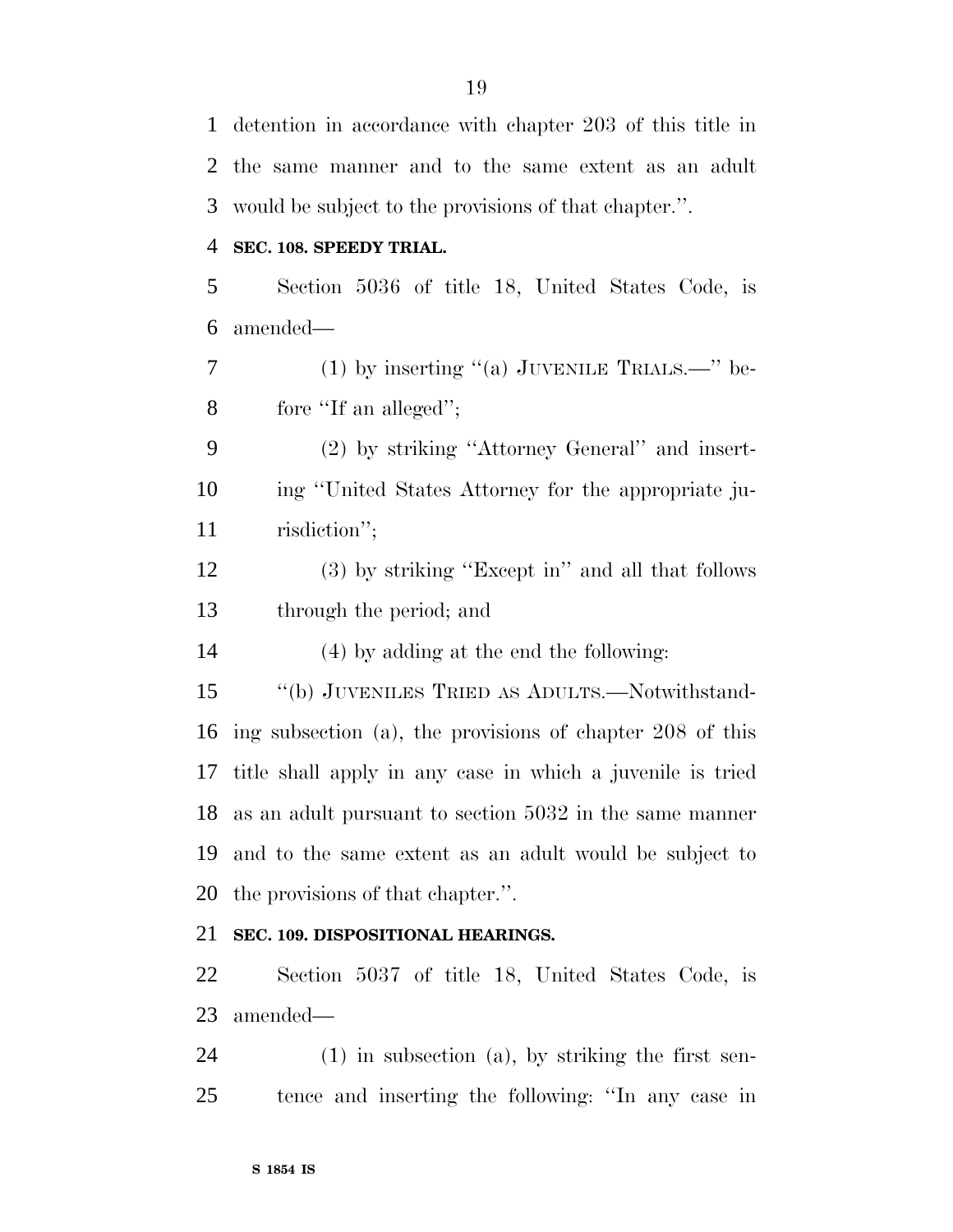detention in accordance with chapter 203 of this title in the same manner and to the same extent as an adult would be subject to the provisions of that chapter.''.

**SEC. 108. SPEEDY TRIAL.**

Section 5036 of title 18, United States Code, is amended—

(1) by inserting ''(a) JUVENILE TRIALS.—'' before ''If an alleged'';

(2) by striking ''Attorney General'' and inserting ''United States Attorney for the appropriate jurisdiction'';

(3) by striking ''Except in'' and all that follows through the period; and

(4) by adding at the end the following:

''(b) JUVENILES TRIED AS ADULTS.—Notwithstanding subsection (a), the provisions of chapter 208 of this title shall apply in any case in which a juvenile is tried as an adult pursuant to section 5032 in the same manner and to the same extent as an adult would be subject to the provisions of that chapter.''.

**SEC. 109. DISPOSITIONAL HEARINGS.**

Section 5037 of title 18, United States Code, is amended—

(1) in subsection (a), by striking the first sentence and inserting the following: ''In any case in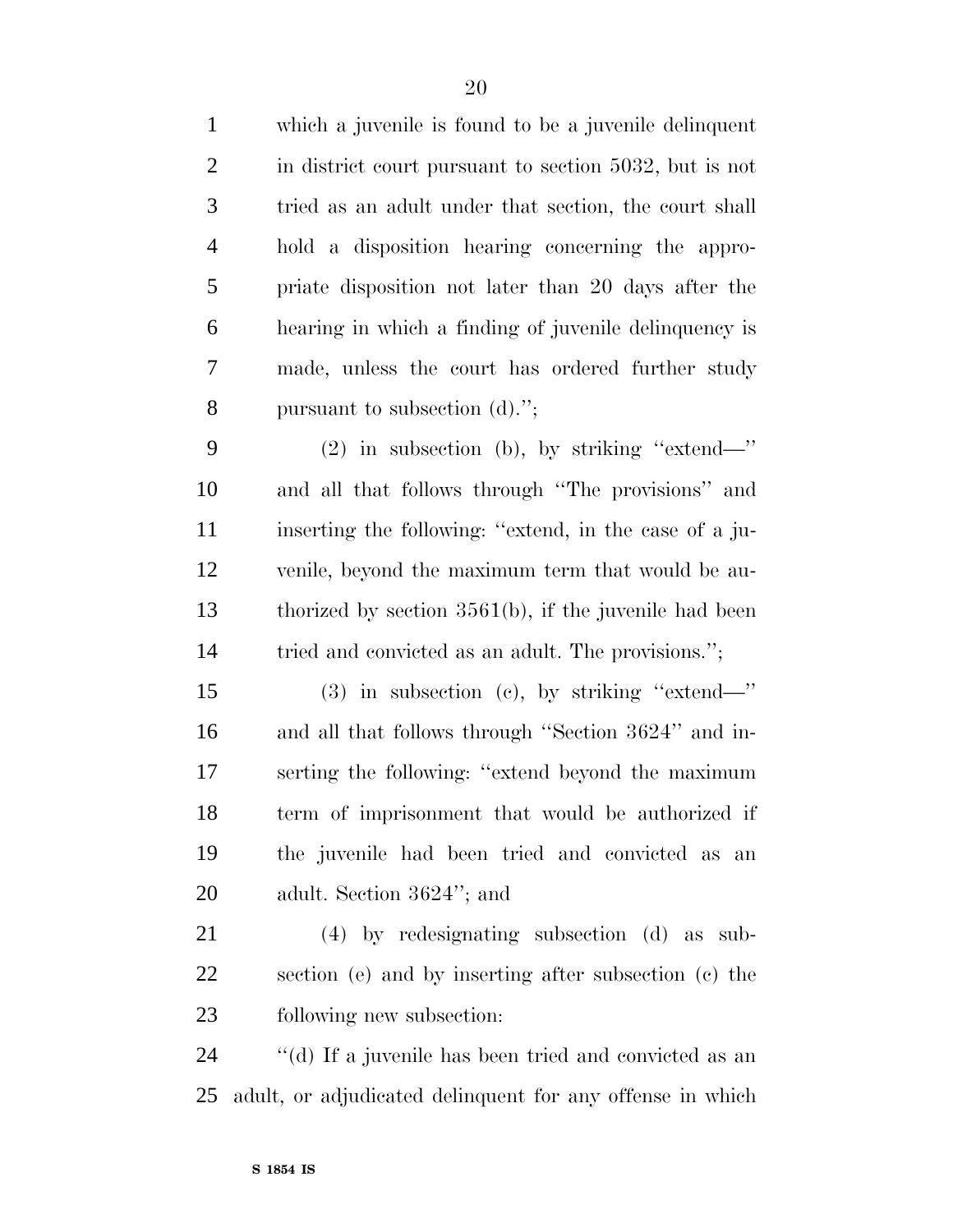which a juvenile is found to be a juvenile delinquent in district court pursuant to section 5032, but is not tried as an adult under that section, the court shall hold a disposition hearing concerning the appropriate disposition not later than 20 days after the hearing in which a finding of juvenile delinquency is made, unless the court has ordered further study pursuant to subsection (d).'';

(2) in subsection (b), by striking ''extend—'' and all that follows through ''The provisions'' and inserting the following: ''extend, in the case of a juvenile, beyond the maximum term that would be authorized by section 3561(b), if the juvenile had been tried and convicted as an adult. The provisions.'';

(3) in subsection (c), by striking ''extend—'' and all that follows through ''Section 3624'' and inserting the following: ''extend beyond the maximum term of imprisonment that would be authorized if the juvenile had been tried and convicted as an adult. Section 3624''; and

(4) by redesignating subsection (d) as subsection (e) and by inserting after subsection (c) the following new subsection:

''(d) If a juvenile has been tried and convicted as an adult, or adjudicated delinquent for any offense in which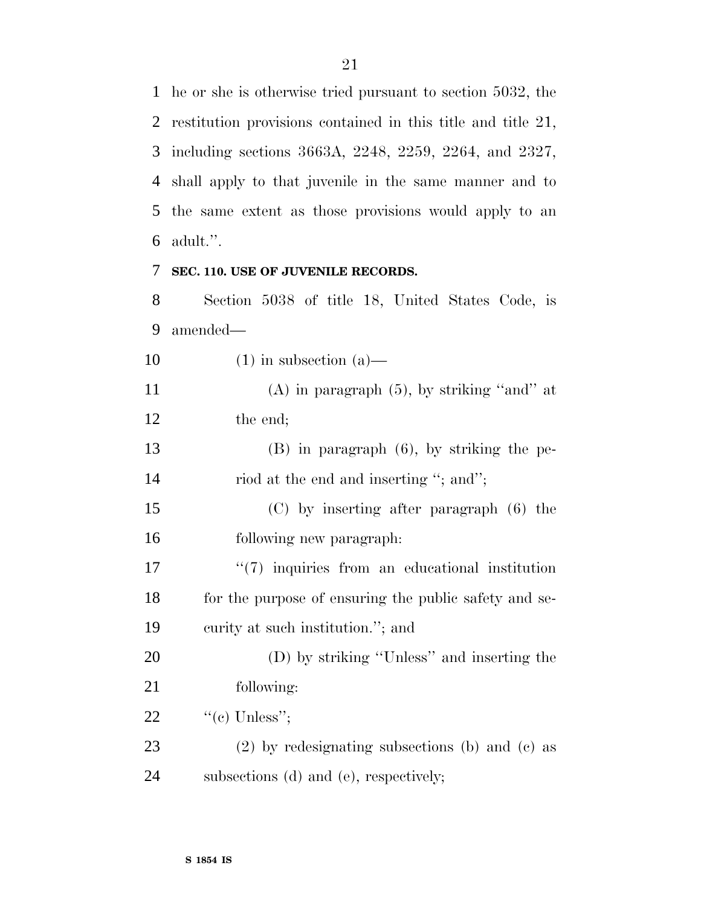he or she is otherwise tried pursuant to section 5032, the restitution provisions contained in this title and title 21, including sections 3663A, 2248, 2259, 2264, and 2327, shall apply to that juvenile in the same manner and to the same extent as those provisions would apply to an adult.''.

**SEC. 110. USE OF JUVENILE RECORDS.**

Section 5038 of title 18, United States Code, is amended—

(1) in subsection (a)—

(A) in paragraph (5), by striking ''and'' at the end;

(B) in paragraph (6), by striking the period at the end and inserting ''; and'';

(C) by inserting after paragraph (6) the following new paragraph:

''(7) inquiries from an educational institution for the purpose of ensuring the public safety and security at such institution.''; and

(D) by striking ''Unless'' and inserting the following:

''(c) Unless'';

(2) by redesignating subsections (b) and (c) as subsections (d) and (e), respectively;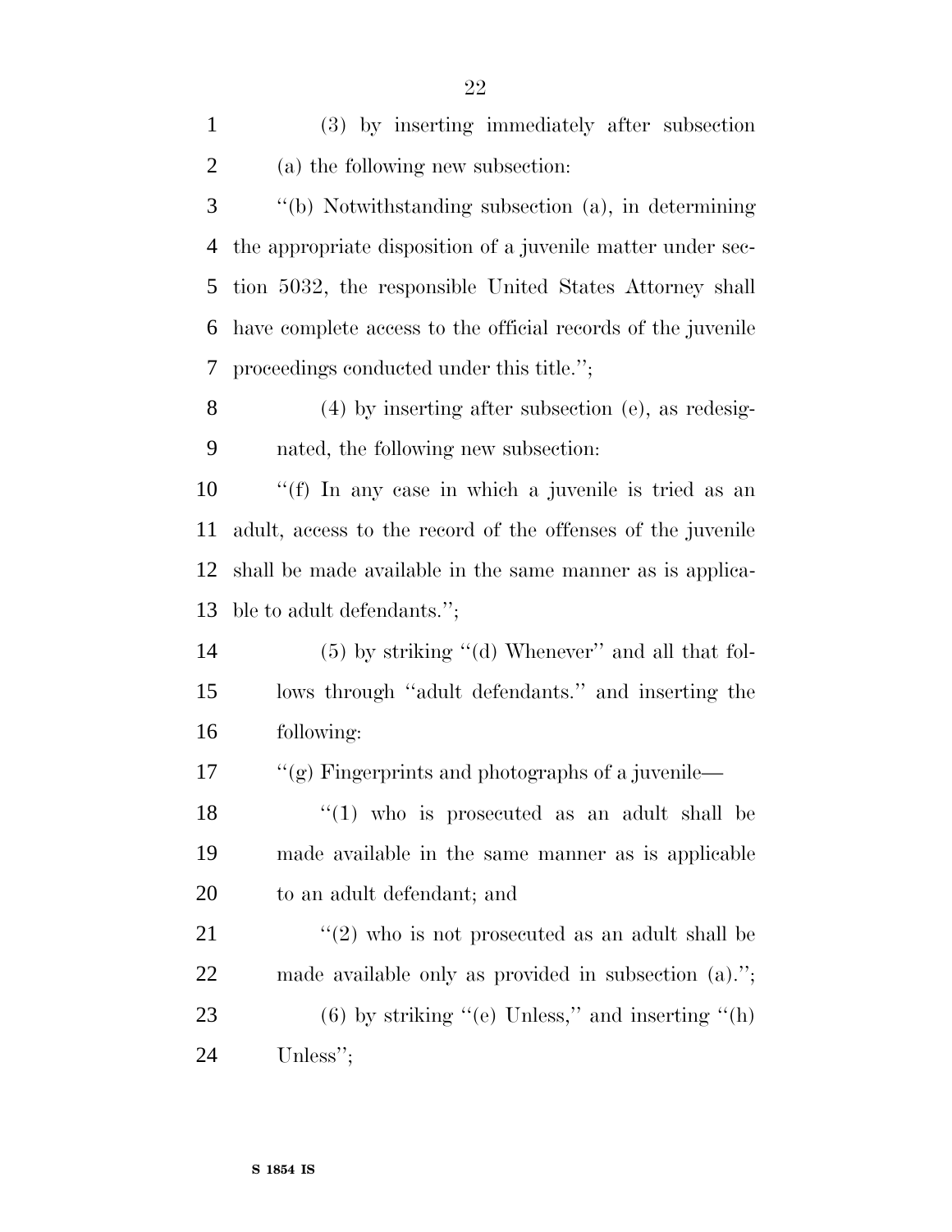(3) by inserting immediately after subsection (a) the following new subsection:

''(b) Notwithstanding subsection (a), in determining the appropriate disposition of a juvenile matter under section 5032, the responsible United States Attorney shall have complete access to the official records of the juvenile proceedings conducted under this title.'';

(4) by inserting after subsection (e), as redesignated, the following new subsection:

''(f) In any case in which a juvenile is tried as an adult, access to the record of the offenses of the juvenile shall be made available in the same manner as is applicable to adult defendants.'';

(5) by striking ''(d) Whenever'' and all that follows through ''adult defendants.'' and inserting the following:

''(g) Fingerprints and photographs of a juvenile—

''(1) who is prosecuted as an adult shall be made available in the same manner as is applicable to an adult defendant; and

''(2) who is not prosecuted as an adult shall be made available only as provided in subsection (a).'';

(6) by striking ''(e) Unless,'' and inserting ''(h) Unless'';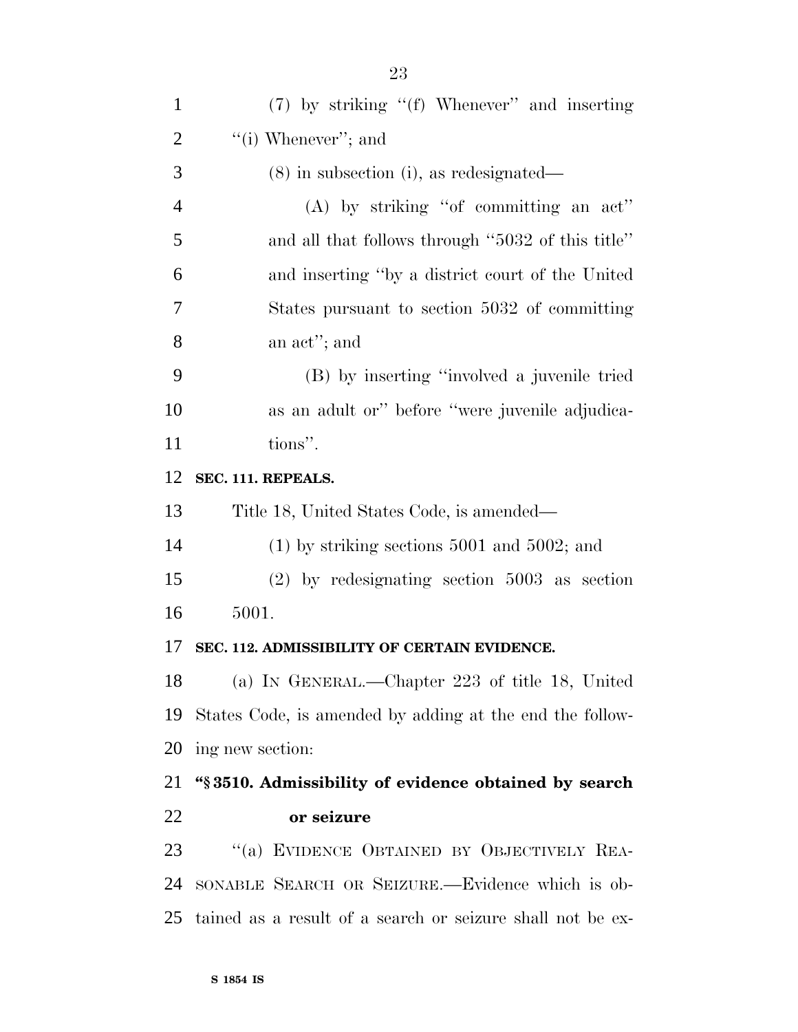(7) by striking "(f) Whenever" and inserting "(i) Whenever"; and

(8) in subsection (i), as redesignated—

(A) by striking "of committing an act" and all that follows through "5032 of this title" and inserting "by a district court of the United States pursuant to section 5032 of committing an act"; and

(B) by inserting "involved a juvenile tried as an adult or" before "were juvenile adjudications".

**SEC. 111. REPEALS.**

Title 18, United States Code, is amended—

(1) by striking sections 5001 and 5002; and

(2) by redesignating section 5003 as section 5001.

**SEC. 112. ADMISSIBILITY OF CERTAIN EVIDENCE.**

(a) IN GENERAL.—Chapter 223 of title 18, United States Code, is amended by adding at the end the following new section:

**"§ 3510. Admissibility of evidence obtained by search or seizure**

"(a) EVIDENCE OBTAINED BY OBJECTIVELY REASONABLE SEARCH OR SEIZURE.—Evidence which is obtained as a result of a search or seizure shall not be ex-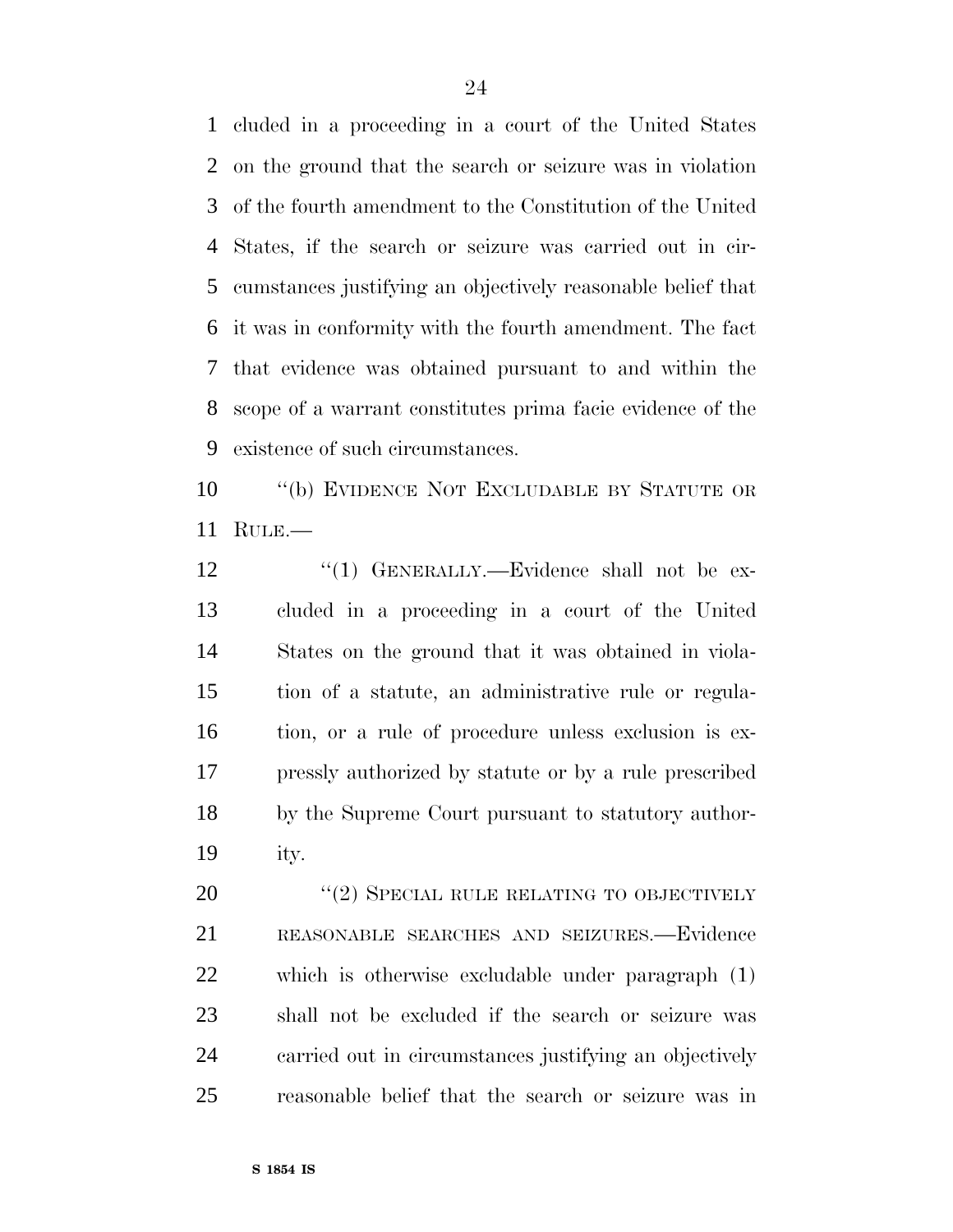cluded in a proceeding in a court of the United States on the ground that the search or seizure was in violation of the fourth amendment to the Constitution of the United States, if the search or seizure was carried out in circumstances justifying an objectively reasonable belief that it was in conformity with the fourth amendment. The fact that evidence was obtained pursuant to and within the scope of a warrant constitutes prima facie evidence of the existence of such circumstances.

''(b) EVIDENCE NOT EXCLUDABLE BY STATUTE OR RULE.—

''(1) GENERALLY.—Evidence shall not be excluded in a proceeding in a court of the United States on the ground that it was obtained in violation of a statute, an administrative rule or regulation, or a rule of procedure unless exclusion is expressly authorized by statute or by a rule prescribed by the Supreme Court pursuant to statutory authority.

''(2) SPECIAL RULE RELATING TO OBJECTIVELY REASONABLE SEARCHES AND SEIZURES.—Evidence which is otherwise excludable under paragraph (1) shall not be excluded if the search or seizure was carried out in circumstances justifying an objectively reasonable belief that the search or seizure was in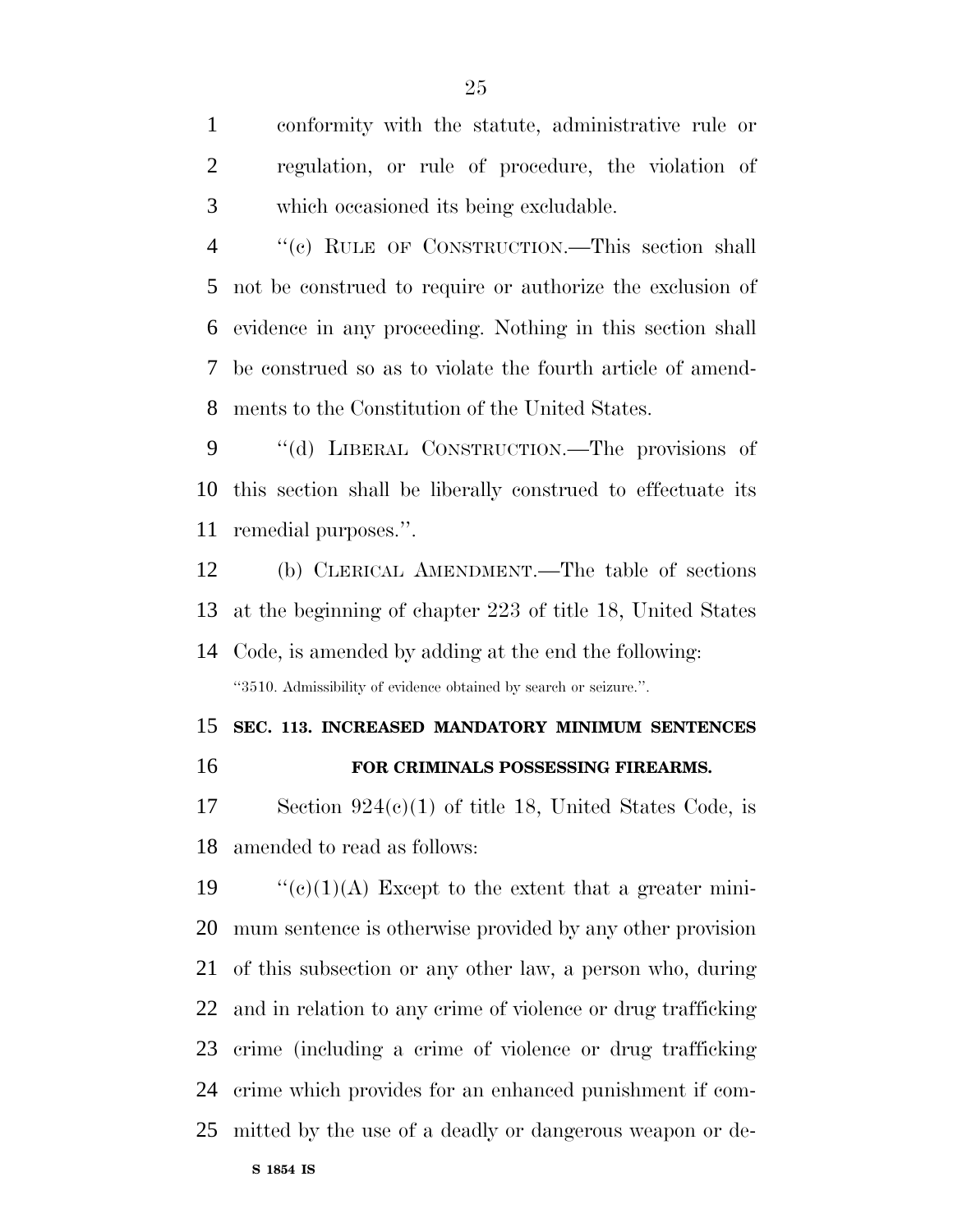conformity with the statute, administrative rule or regulation, or rule of procedure, the violation of which occasioned its being excludable.

''(c) RULE OF CONSTRUCTION.—This section shall not be construed to require or authorize the exclusion of evidence in any proceeding. Nothing in this section shall be construed so as to violate the fourth article of amendments to the Constitution of the United States.

''(d) LIBERAL CONSTRUCTION.—The provisions of this section shall be liberally construed to effectuate its remedial purposes.''.

(b) CLERICAL AMENDMENT.—The table of sections at the beginning of chapter 223 of title 18, United States Code, is amended by adding at the end the following:

''3510. Admissibility of evidence obtained by search or seizure.''.

**SEC. 113. INCREASED MANDATORY MINIMUM SENTENCES FOR CRIMINALS POSSESSING FIREARMS.**

Section 924(c)(1) of title 18, United States Code, is amended to read as follows:

''(c)(1)(A) Except to the extent that a greater minimum sentence is otherwise provided by any other provision of this subsection or any other law, a person who, during and in relation to any crime of violence or drug trafficking crime (including a crime of violence or drug trafficking crime which provides for an enhanced punishment if committed by the use of a deadly or dangerous weapon or de-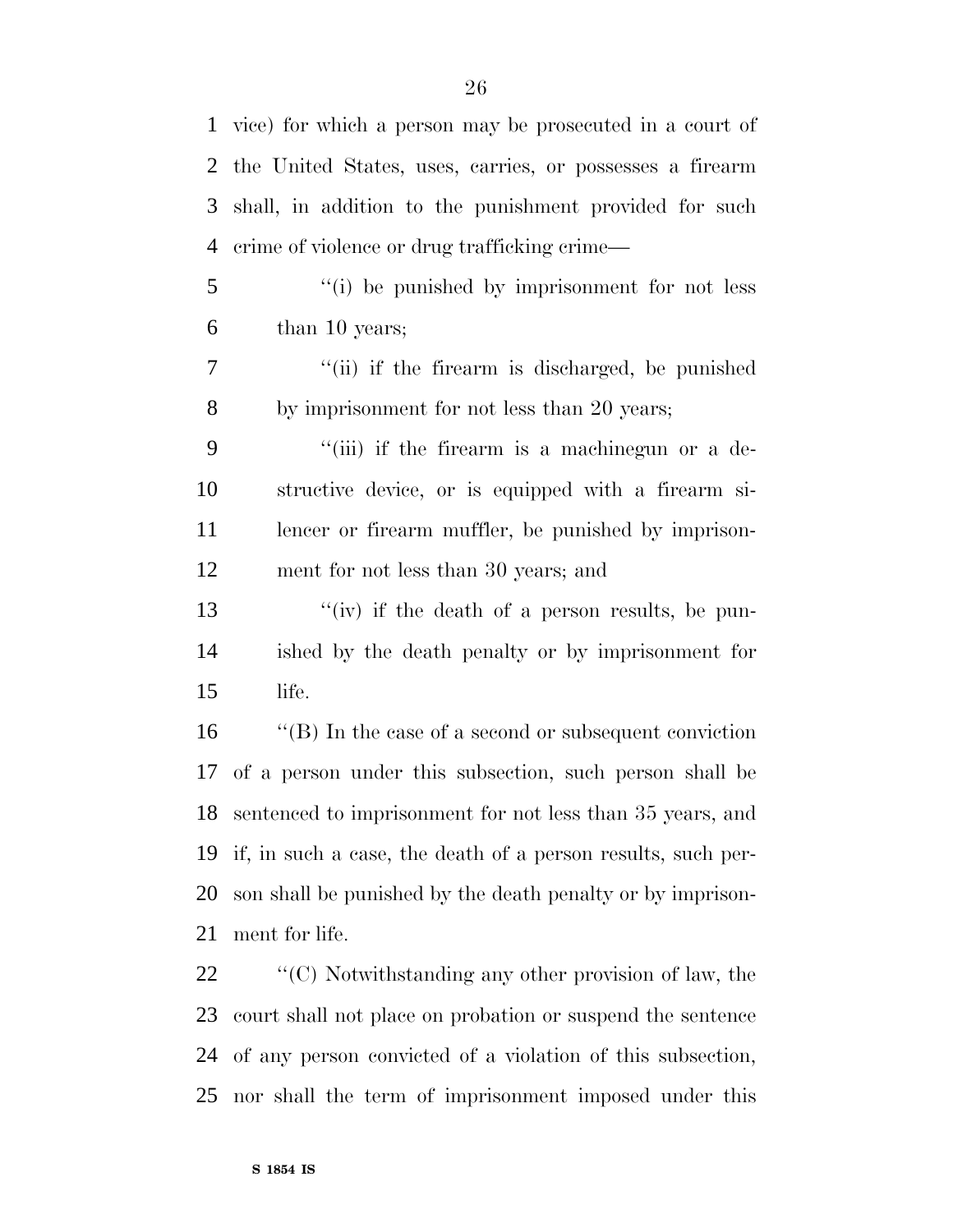vice) for which a person may be prosecuted in a court of the United States, uses, carries, or possesses a firearm shall, in addition to the punishment provided for such crime of violence or drug trafficking crime—

"(i) be punished by imprisonment for not less than 10 years;

"(ii) if the firearm is discharged, be punished by imprisonment for not less than 20 years;

"(iii) if the firearm is a machinegun or a destructive device, or is equipped with a firearm silencer or firearm muffler, be punished by imprisonment for not less than 30 years; and

"(iv) if the death of a person results, be punished by the death penalty or by imprisonment for life.

"(B) In the case of a second or subsequent conviction of a person under this subsection, such person shall be sentenced to imprisonment for not less than 35 years, and if, in such a case, the death of a person results, such person shall be punished by the death penalty or by imprisonment for life.

"(C) Notwithstanding any other provision of law, the court shall not place on probation or suspend the sentence of any person convicted of a violation of this subsection, nor shall the term of imprisonment imposed under this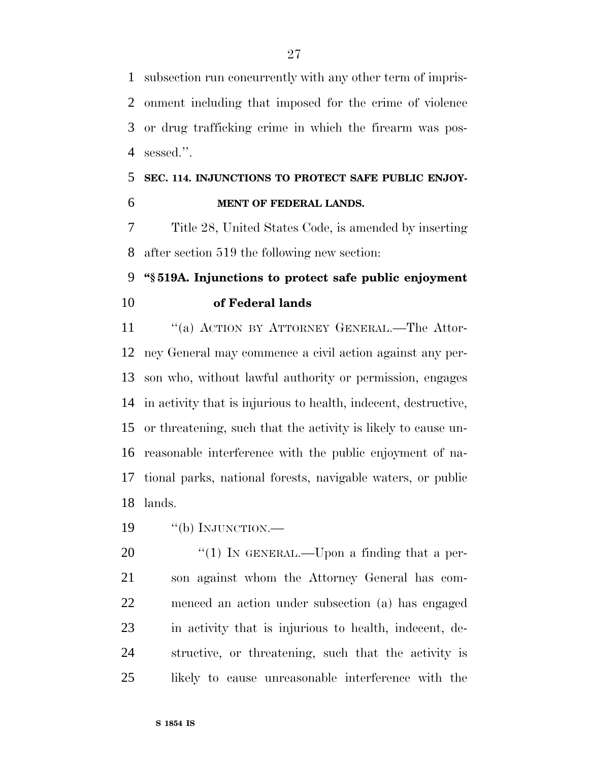subsection run concurrently with any other term of imprisonment including that imposed for the crime of violence or drug trafficking crime in which the firearm was possessed.''.

**SEC. 114. INJUNCTIONS TO PROTECT SAFE PUBLIC ENJOYMENT OF FEDERAL LANDS.**

Title 28, United States Code, is amended by inserting after section 519 the following new section:

**"§ 519A. Injunctions to protect safe public enjoyment of Federal lands**

"(a) ACTION BY ATTORNEY GENERAL.—The Attorney General may commence a civil action against any person who, without lawful authority or permission, engages in activity that is injurious to health, indecent, destructive, or threatening, such that the activity is likely to cause unreasonable interference with the public enjoyment of national parks, national forests, navigable waters, or public lands.

"(b) INJUNCTION.—

"(1) IN GENERAL.—Upon a finding that a person against whom the Attorney General has commenced an action under subsection (a) has engaged in activity that is injurious to health, indecent, destructive, or threatening, such that the activity is likely to cause unreasonable interference with the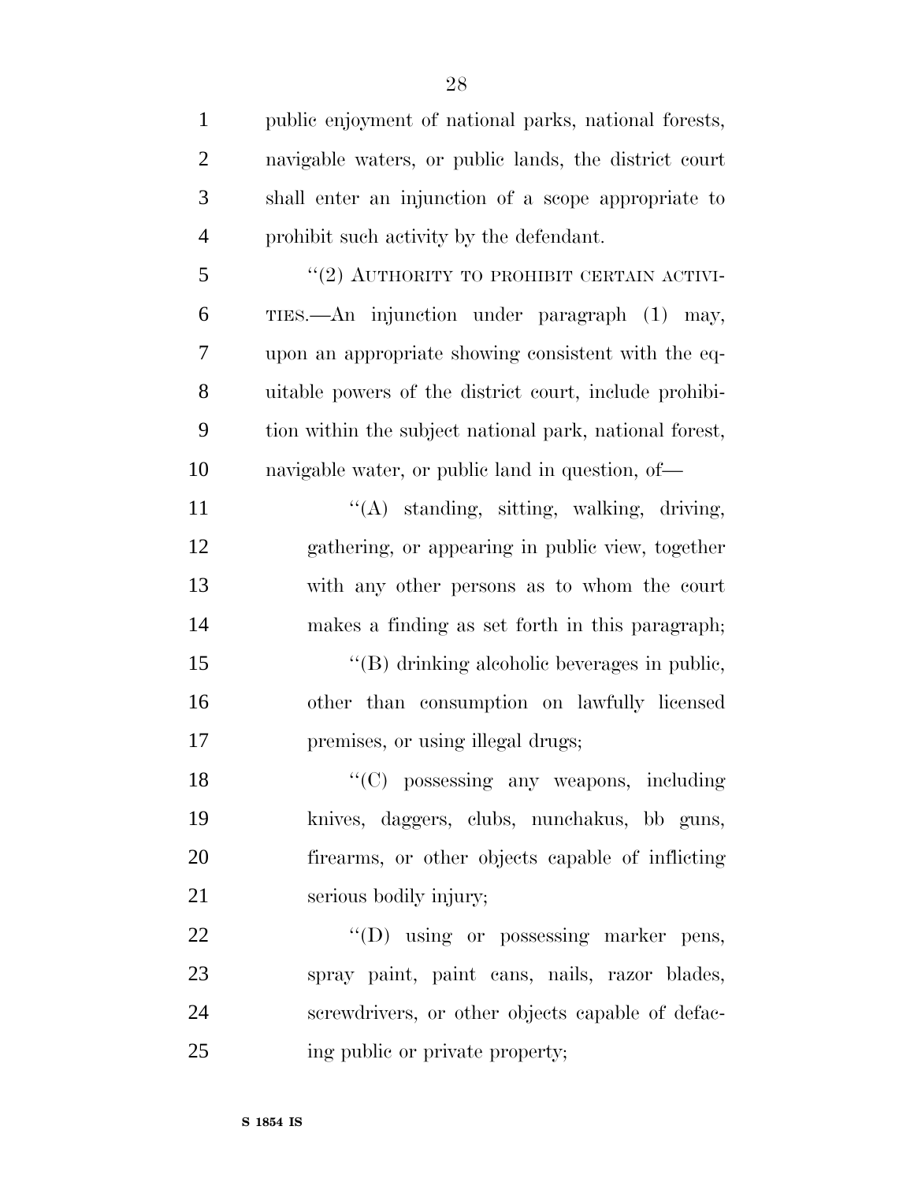public enjoyment of national parks, national forests, navigable waters, or public lands, the district court shall enter an injunction of a scope appropriate to prohibit such activity by the defendant.

"(2) AUTHORITY TO PROHIBIT CERTAIN ACTIVITIES.—An injunction under paragraph (1) may, upon an appropriate showing consistent with the equitable powers of the district court, include prohibition within the subject national park, national forest, navigable water, or public land in question, of—

"(A) standing, sitting, walking, driving, gathering, or appearing in public view, together with any other persons as to whom the court makes a finding as set forth in this paragraph;

"(B) drinking alcoholic beverages in public, other than consumption on lawfully licensed premises, or using illegal drugs;

"(C) possessing any weapons, including knives, daggers, clubs, nunchakus, bb guns, firearms, or other objects capable of inflicting serious bodily injury;

"(D) using or possessing marker pens, spray paint, paint cans, nails, razor blades, screwdrivers, or other objects capable of defacing public or private property;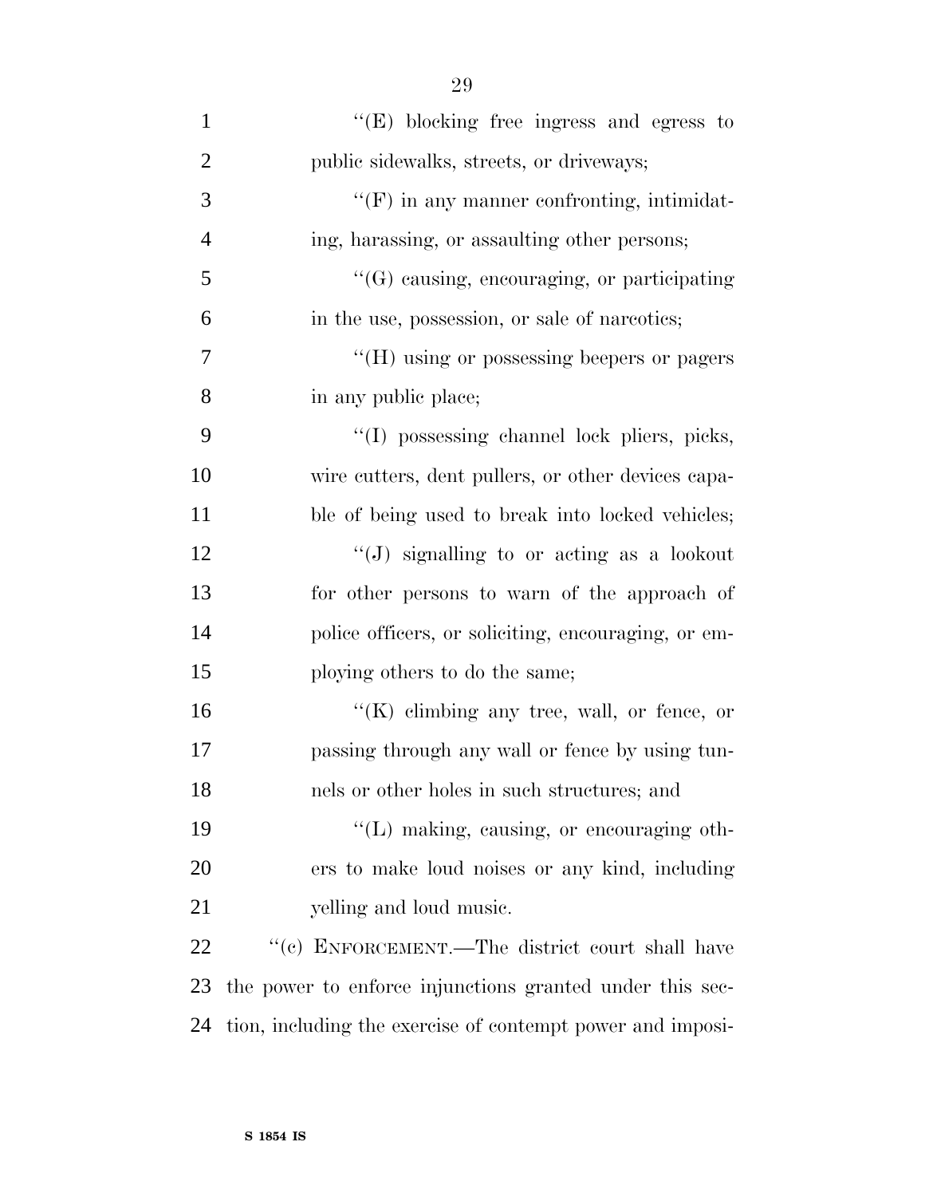''(E) blocking free ingress and egress to public sidewalks, streets, or driveways;

''(F) in any manner confronting, intimidating, harassing, or assaulting other persons;

''(G) causing, encouraging, or participating in the use, possession, or sale of narcotics;

''(H) using or possessing beepers or pagers in any public place;

''(I) possessing channel lock pliers, picks, wire cutters, dent pullers, or other devices capable of being used to break into locked vehicles;

''(J) signalling to or acting as a lookout for other persons to warn of the approach of police officers, or soliciting, encouraging, or employing others to do the same;

''(K) climbing any tree, wall, or fence, or passing through any wall or fence by using tunnels or other holes in such structures; and

''(L) making, causing, or encouraging others to make loud noises or any kind, including yelling and loud music.

''(c) ENFORCEMENT.—The district court shall have the power to enforce injunctions granted under this section, including the exercise of contempt power and imposi-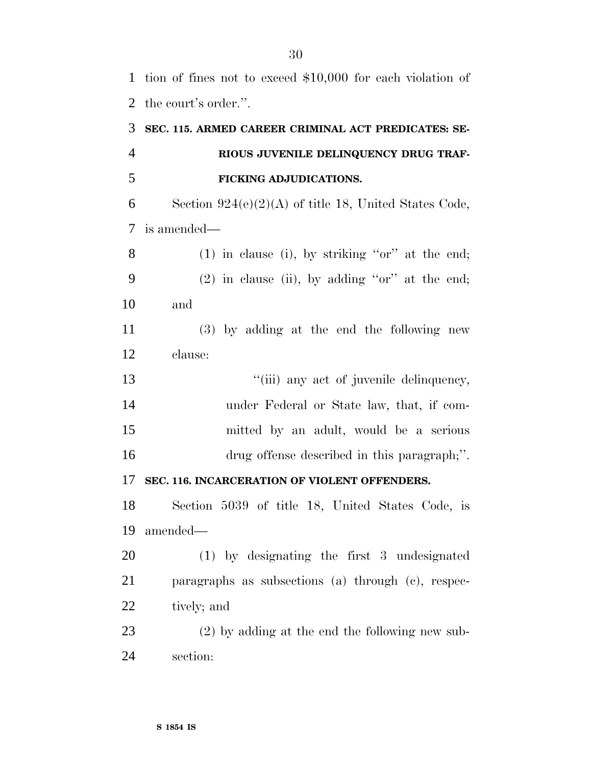tion of fines not to exceed $10,000 for each violation of the court's order.''.

**SEC. 115. ARMED CAREER CRIMINAL ACT PREDICATES: SERIOUS JUVENILE DELINQUENCY DRUG TRAFFICKING ADJUDICATIONS.**

Section 924(e)(2)(A) of title 18, United States Code, is amended—

(1) in clause (i), by striking ''or'' at the end;

(2) in clause (ii), by adding ''or'' at the end; and

(3) by adding at the end the following new clause:

''(iii) any act of juvenile delinquency, under Federal or State law, that, if committed by an adult, would be a serious drug offense described in this paragraph;''.

**SEC. 116. INCARCERATION OF VIOLENT OFFENDERS.**

Section 5039 of title 18, United States Code, is amended—

(1) by designating the first 3 undesignated paragraphs as subsections (a) through (c), respectively; and

(2) by adding at the end the following new subsection: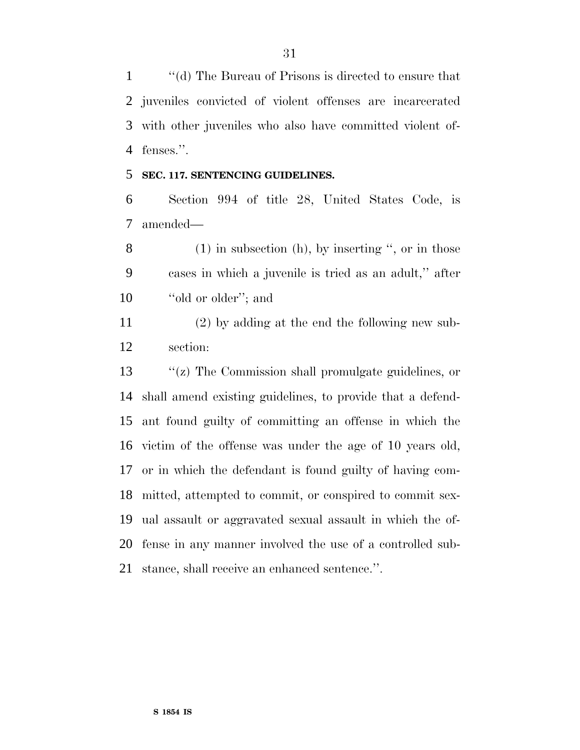''(d) The Bureau of Prisons is directed to ensure that juveniles convicted of violent offenses are incarcerated with other juveniles who also have committed violent offenses.''.

**SEC. 117. SENTENCING GUIDELINES.**

Section 994 of title 28, United States Code, is amended—

(1) in subsection (h), by inserting '', or in those cases in which a juvenile is tried as an adult,'' after ''old or older''; and

(2) by adding at the end the following new subsection:

''(z) The Commission shall promulgate guidelines, or shall amend existing guidelines, to provide that a defendant found guilty of committing an offense in which the victim of the offense was under the age of 10 years old, or in which the defendant is found guilty of having committed, attempted to commit, or conspired to commit sexual assault or aggravated sexual assault in which the offense in any manner involved the use of a controlled substance, shall receive an enhanced sentence.''.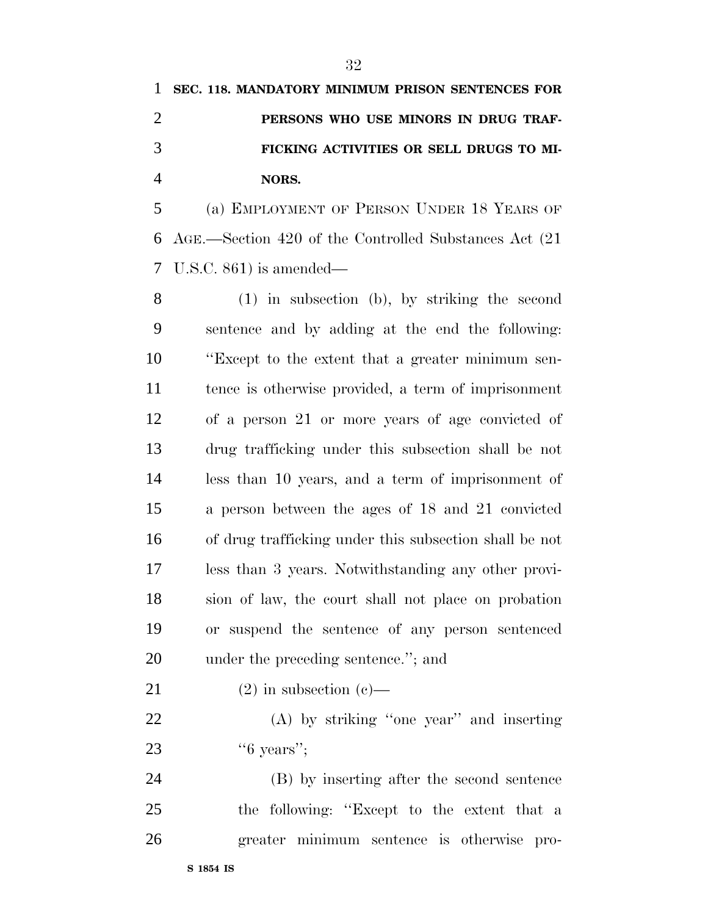**SEC. 118. MANDATORY MINIMUM PRISON SENTENCES FOR PERSONS WHO USE MINORS IN DRUG TRAFFICKING ACTIVITIES OR SELL DRUGS TO MINORS.**

(a) EMPLOYMENT OF PERSON UNDER 18 YEARS OF AGE.—Section 420 of the Controlled Substances Act (21 U.S.C. 861) is amended—

(1) in subsection (b), by striking the second sentence and by adding at the end the following: ''Except to the extent that a greater minimum sentence is otherwise provided, a term of imprisonment of a person 21 or more years of age convicted of drug trafficking under this subsection shall be not less than 10 years, and a term of imprisonment of a person between the ages of 18 and 21 convicted of drug trafficking under this subsection shall be not less than 3 years. Notwithstanding any other provision of law, the court shall not place on probation or suspend the sentence of any person sentenced under the preceding sentence.''; and

(2) in subsection (c)—

(A) by striking ''one year'' and inserting ''6 years'';

(B) by inserting after the second sentence the following: ''Except to the extent that a greater minimum sentence is otherwise pro-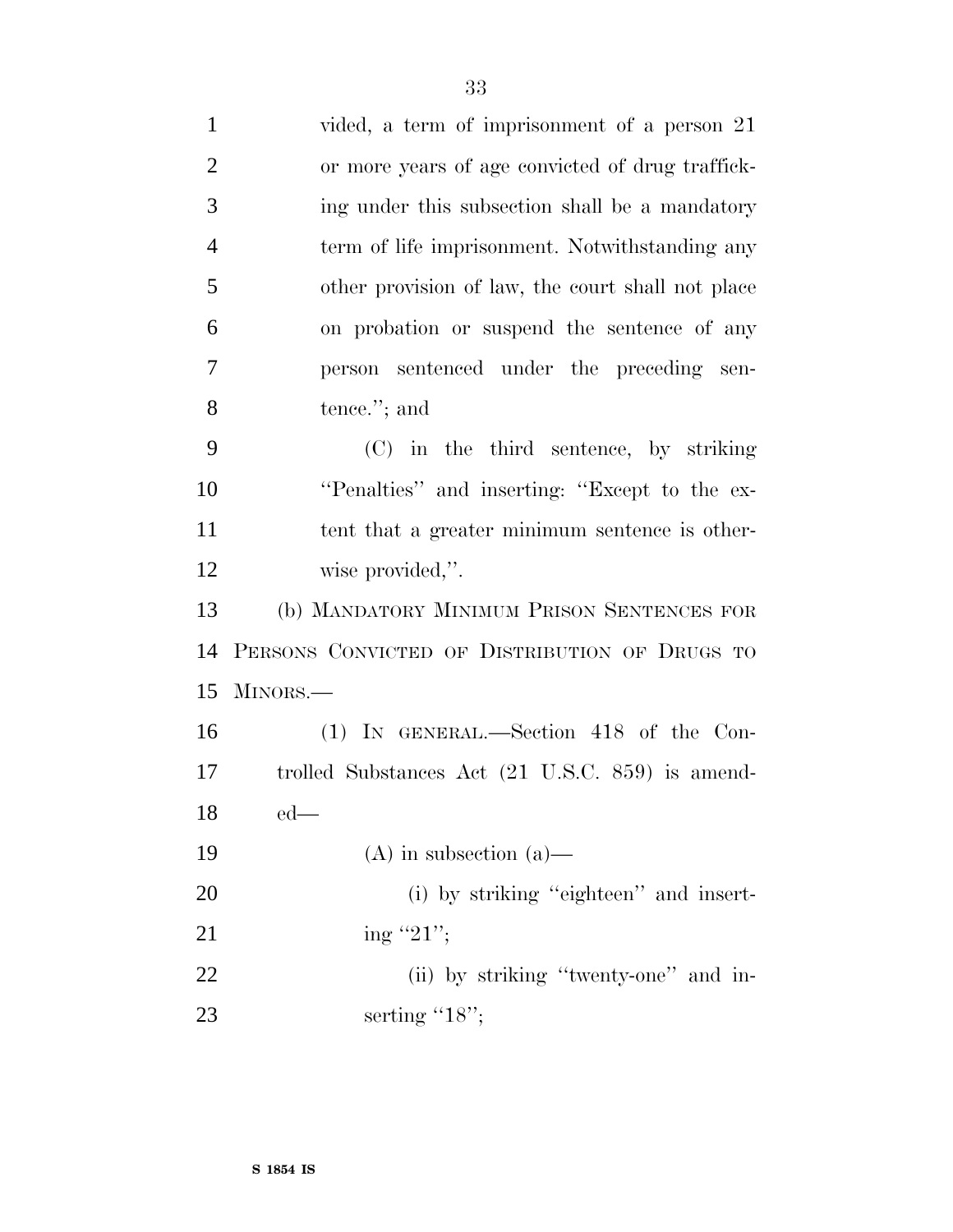vided, a term of imprisonment of a person 21 or more years of age convicted of drug trafficking under this subsection shall be a mandatory term of life imprisonment. Notwithstanding any other provision of law, the court shall not place on probation or suspend the sentence of any person sentenced under the preceding sentence.''; and

(C) in the third sentence, by striking ''Penalties'' and inserting: ''Except to the extent that a greater minimum sentence is otherwise provided,''.

(b) MANDATORY MINIMUM PRISON SENTENCES FOR PERSONS CONVICTED OF DISTRIBUTION OF DRUGS TO MINORS.—

(1) IN GENERAL.—Section 418 of the Controlled Substances Act (21 U.S.C. 859) is amended—

(A) in subsection (a)—

(i) by striking ''eighteen'' and inserting ''21'';

(ii) by striking ''twenty-one'' and inserting ''18'';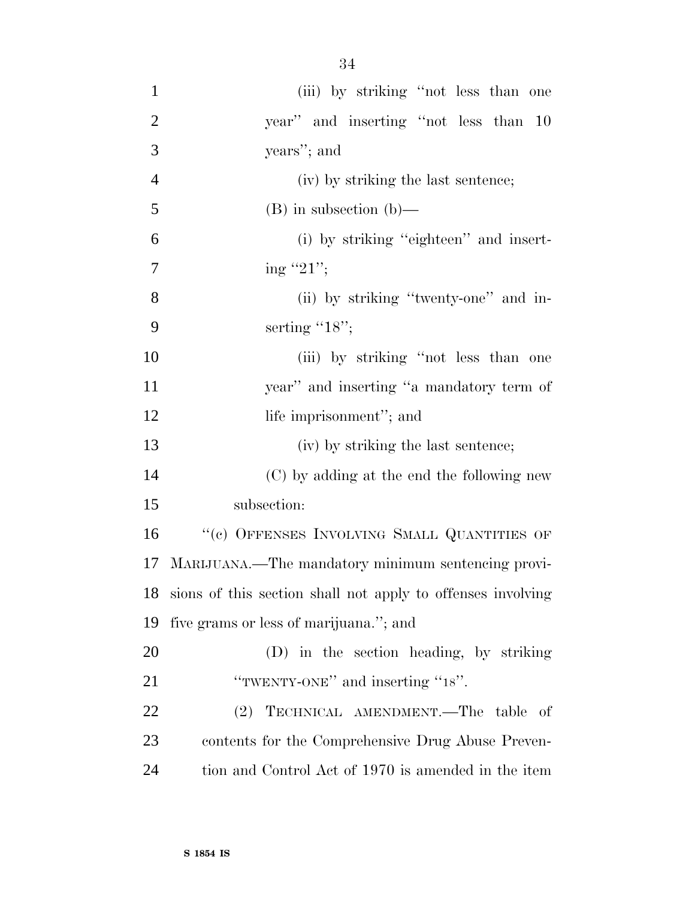(iii) by striking "not less than one year" and inserting "not less than 10 years"; and

(iv) by striking the last sentence;

(B) in subsection (b)—

(i) by striking "eighteen" and inserting "21";

(ii) by striking "twenty-one" and inserting "18";

(iii) by striking "not less than one year" and inserting "a mandatory term of life imprisonment"; and

(iv) by striking the last sentence;

(C) by adding at the end the following new subsection:

"(c) OFFENSES INVOLVING SMALL QUANTITIES OF MARIJUANA.—The mandatory minimum sentencing provisions of this section shall not apply to offenses involving five grams or less of marijuana."; and

(D) in the section heading, by striking "TWENTY-ONE" and inserting "18".

(2) TECHNICAL AMENDMENT.—The table of contents for the Comprehensive Drug Abuse Prevention and Control Act of 1970 is amended in the item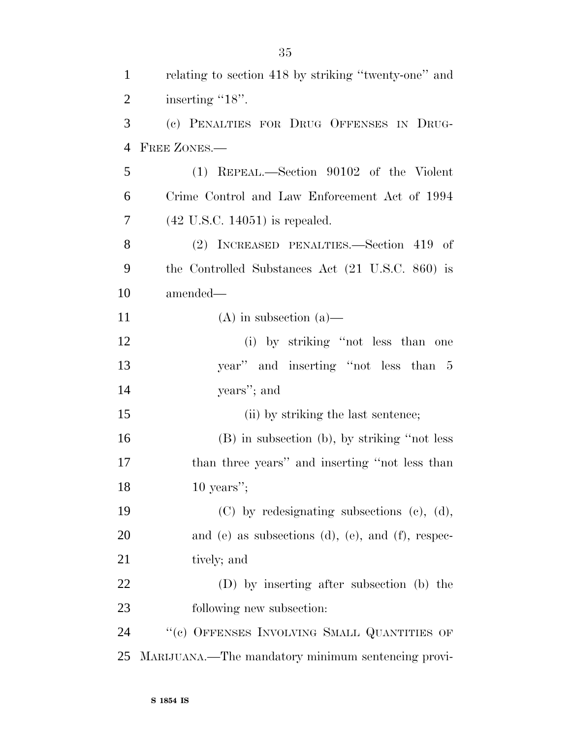relating to section 418 by striking ''twenty-one'' and inserting ''18''.

(c) PENALTIES FOR DRUG OFFENSES IN DRUG-FREE ZONES.—

(1) REPEAL.—Section 90102 of the Violent Crime Control and Law Enforcement Act of 1994 (42 U.S.C. 14051) is repealed.

(2) INCREASED PENALTIES.—Section 419 of the Controlled Substances Act (21 U.S.C. 860) is amended—

(A) in subsection (a)—

(i) by striking ''not less than one year'' and inserting ''not less than 5 years''; and

(ii) by striking the last sentence;

(B) in subsection (b), by striking ''not less than three years'' and inserting ''not less than 10 years'';

(C) by redesignating subsections (c), (d), and (e) as subsections (d), (e), and (f), respectively; and

(D) by inserting after subsection (b) the following new subsection:

''(c) OFFENSES INVOLVING SMALL QUANTITIES OF MARIJUANA.—The mandatory minimum sentencing provi-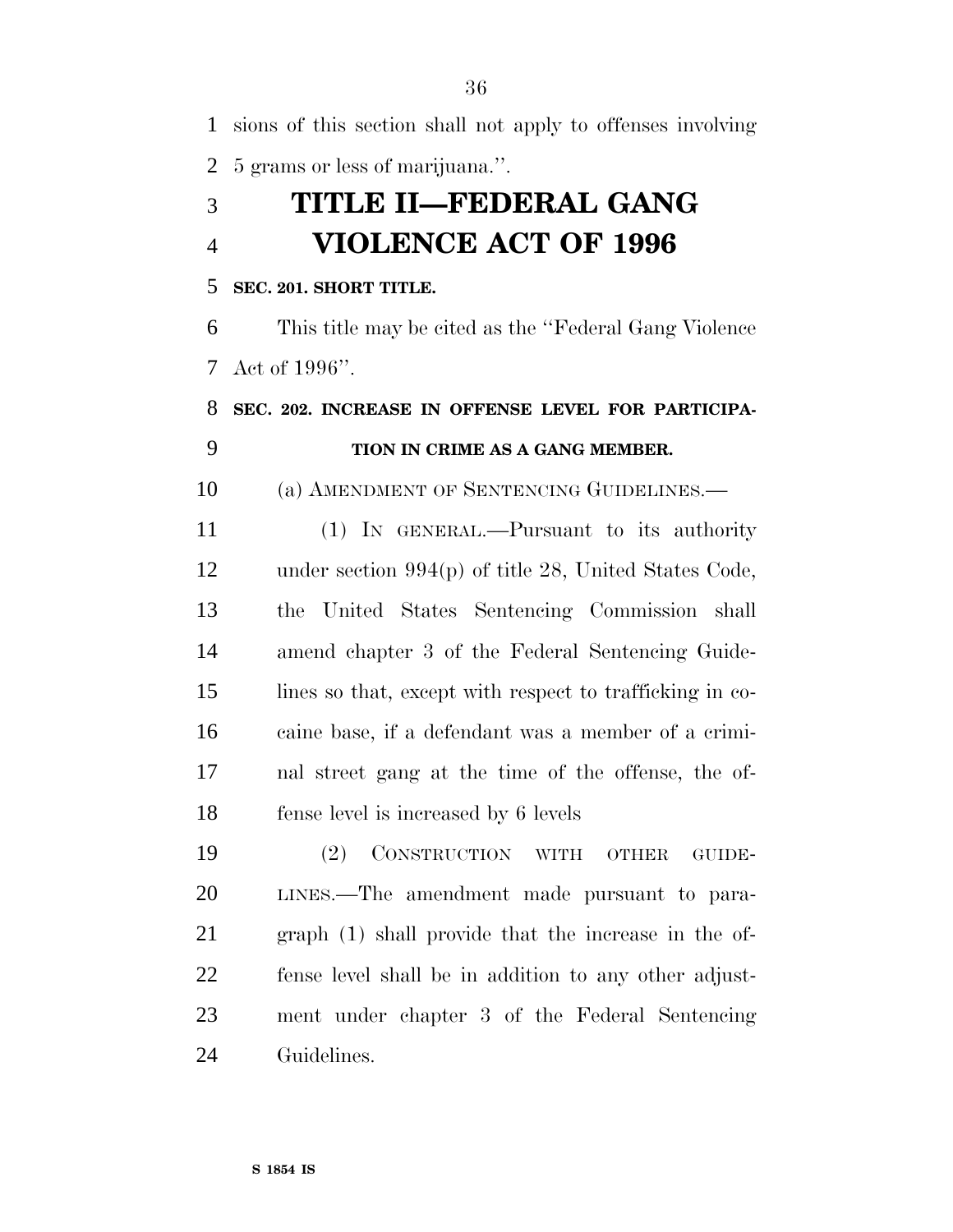sions of this section shall not apply to offenses involving 5 grams or less of marijuana.''.

# TITLE II—FEDERAL GANG VIOLENCE ACT OF 1996

**SEC. 201. SHORT TITLE.**

This title may be cited as the ''Federal Gang Violence Act of 1996''.

**SEC. 202. INCREASE IN OFFENSE LEVEL FOR PARTICIPATION IN CRIME AS A GANG MEMBER.**

(a) AMENDMENT OF SENTENCING GUIDELINES.—

(1) IN GENERAL.—Pursuant to its authority under section 994(p) of title 28, United States Code, the United States Sentencing Commission shall amend chapter 3 of the Federal Sentencing Guidelines so that, except with respect to trafficking in cocaine base, if a defendant was a member of a criminal street gang at the time of the offense, the offense level is increased by 6 levels

(2) CONSTRUCTION WITH OTHER GUIDELINES.—The amendment made pursuant to paragraph (1) shall provide that the increase in the offense level shall be in addition to any other adjustment under chapter 3 of the Federal Sentencing Guidelines.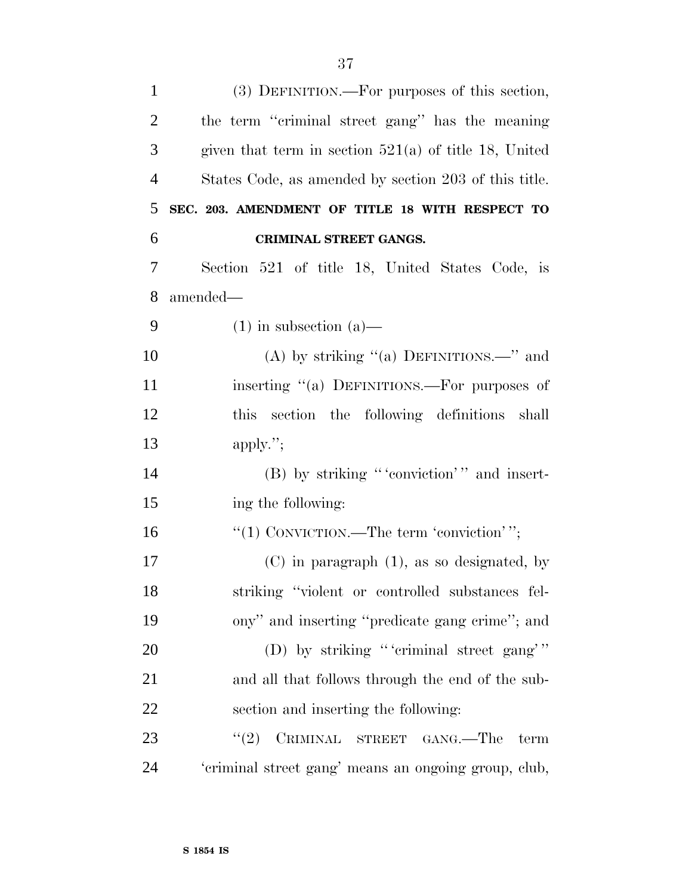(3) DEFINITION.—For purposes of this section, the term "criminal street gang" has the meaning given that term in section 521(a) of title 18, United States Code, as amended by section 203 of this title.

**SEC. 203. AMENDMENT OF TITLE 18 WITH RESPECT TO CRIMINAL STREET GANGS.**

Section 521 of title 18, United States Code, is amended—

(1) in subsection (a)—

(A) by striking "(a) DEFINITIONS.—" and inserting "(a) DEFINITIONS.—For purposes of this section the following definitions shall apply.";

(B) by striking "'conviction'" and inserting the following:

"(1) CONVICTION.—The term 'conviction'";

(C) in paragraph (1), as so designated, by striking "violent or controlled substances felony" and inserting "predicate gang crime"; and

(D) by striking "'criminal street gang'" and all that follows through the end of the subsection and inserting the following:

"(2) CRIMINAL STREET GANG.—The term 'criminal street gang' means an ongoing group, club,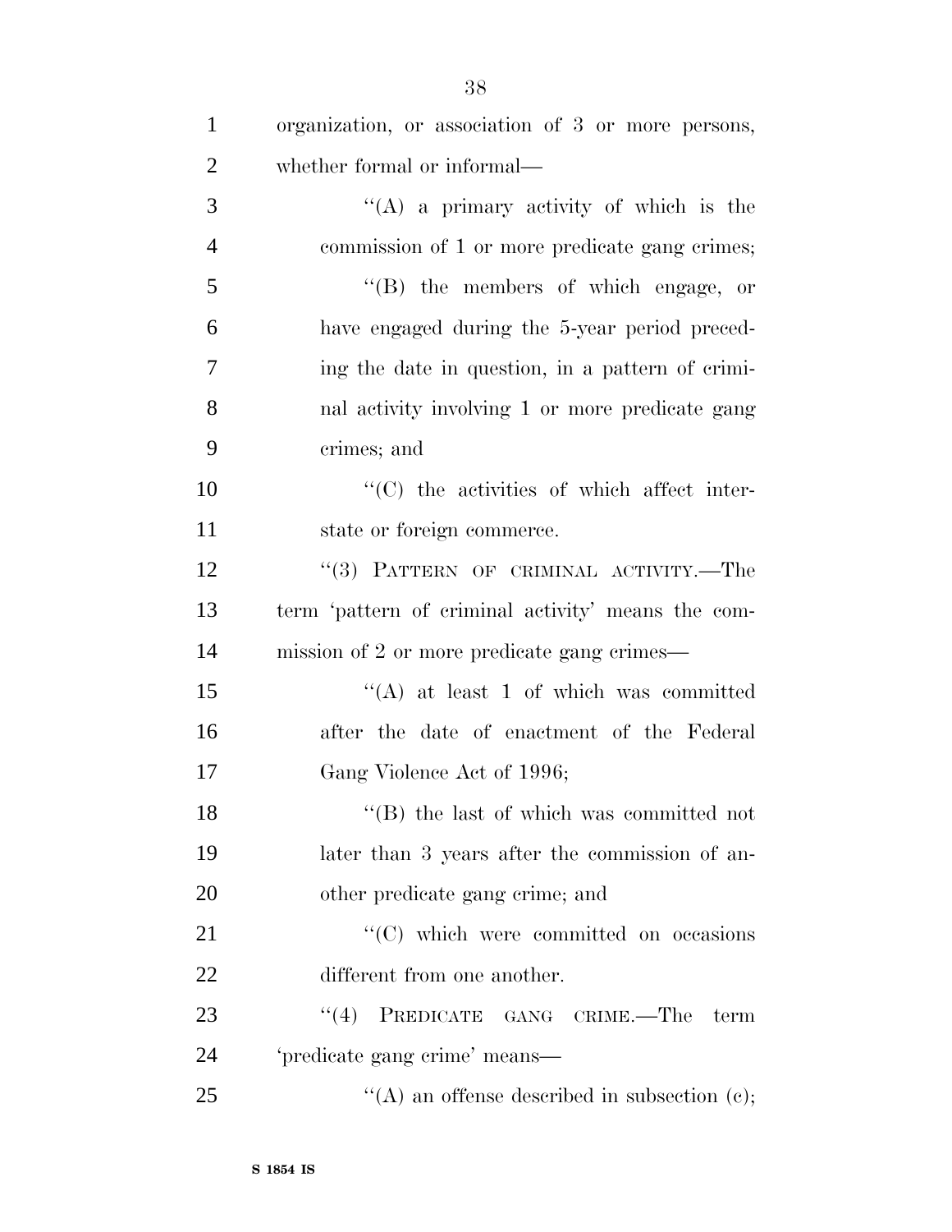organization, or association of 3 or more persons, whether formal or informal—

''(A) a primary activity of which is the commission of 1 or more predicate gang crimes;

''(B) the members of which engage, or have engaged during the 5-year period preceding the date in question, in a pattern of criminal activity involving 1 or more predicate gang crimes; and

''(C) the activities of which affect interstate or foreign commerce.

''(3) PATTERN OF CRIMINAL ACTIVITY.—The term 'pattern of criminal activity' means the commission of 2 or more predicate gang crimes—

''(A) at least 1 of which was committed after the date of enactment of the Federal Gang Violence Act of 1996;

''(B) the last of which was committed not later than 3 years after the commission of another predicate gang crime; and

''(C) which were committed on occasions different from one another.

''(4) PREDICATE GANG CRIME.—The term 'predicate gang crime' means—

''(A) an offense described in subsection (c);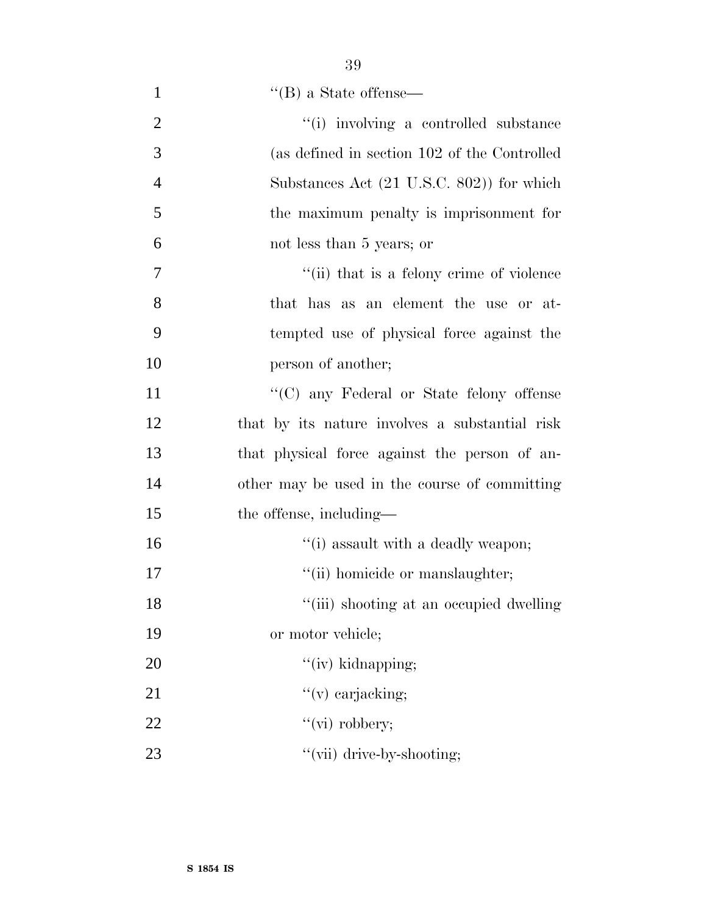''(B) a State offense—

''(i) involving a controlled substance (as defined in section 102 of the Controlled Substances Act (21 U.S.C. 802)) for which the maximum penalty is imprisonment for not less than 5 years; or

''(ii) that is a felony crime of violence that has as an element the use or attempted use of physical force against the person of another;

''(C) any Federal or State felony offense that by its nature involves a substantial risk that physical force against the person of another may be used in the course of committing the offense, including—

''(i) assault with a deadly weapon;

''(ii) homicide or manslaughter;

''(iii) shooting at an occupied dwelling or motor vehicle;

''(iv) kidnapping;

''(v) carjacking;

''(vi) robbery;

''(vii) drive-by-shooting;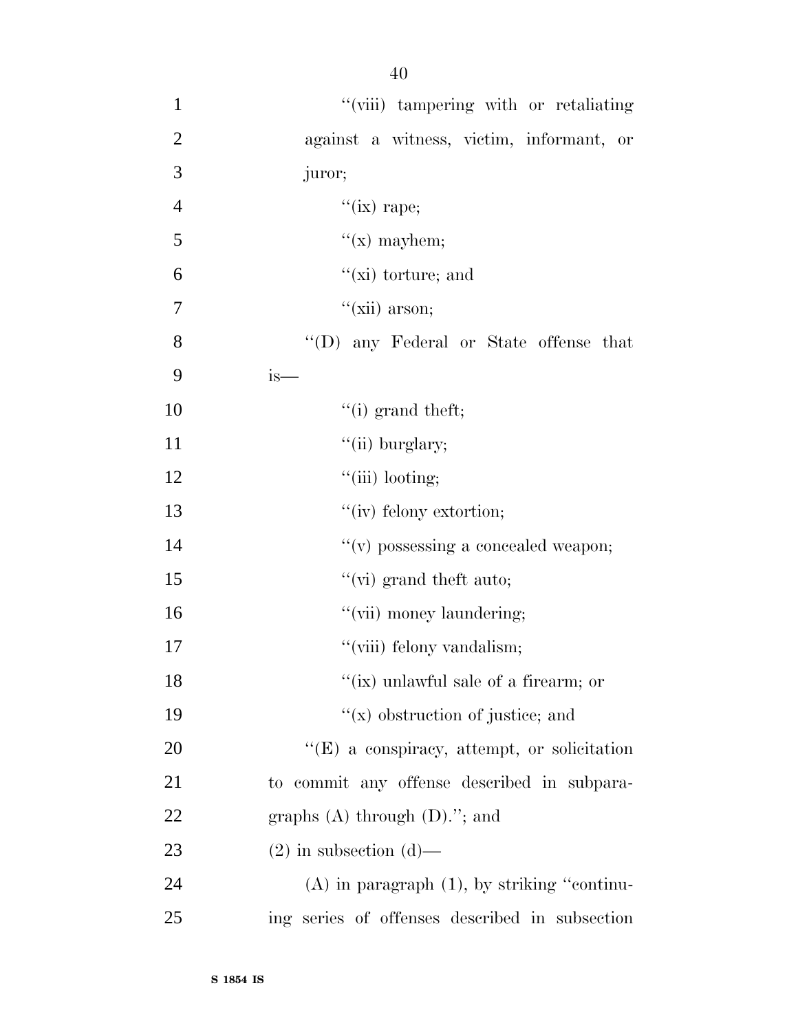"(viii) tampering with or retaliating against a witness, victim, informant, or juror;

"(ix) rape;

"(x) mayhem;

"(xi) torture; and

"(xii) arson;

"(D) any Federal or State offense that is—

"(i) grand theft;

"(ii) burglary;

"(iii) looting;

"(iv) felony extortion;

"(v) possessing a concealed weapon;

"(vi) grand theft auto;

"(vii) money laundering;

"(viii) felony vandalism;

"(ix) unlawful sale of a firearm; or

"(x) obstruction of justice; and

"(E) a conspiracy, attempt, or solicitation to commit any offense described in subparagraphs (A) through (D)."; and

(2) in subsection (d)—

(A) in paragraph (1), by striking "continuing series of offenses described in subsection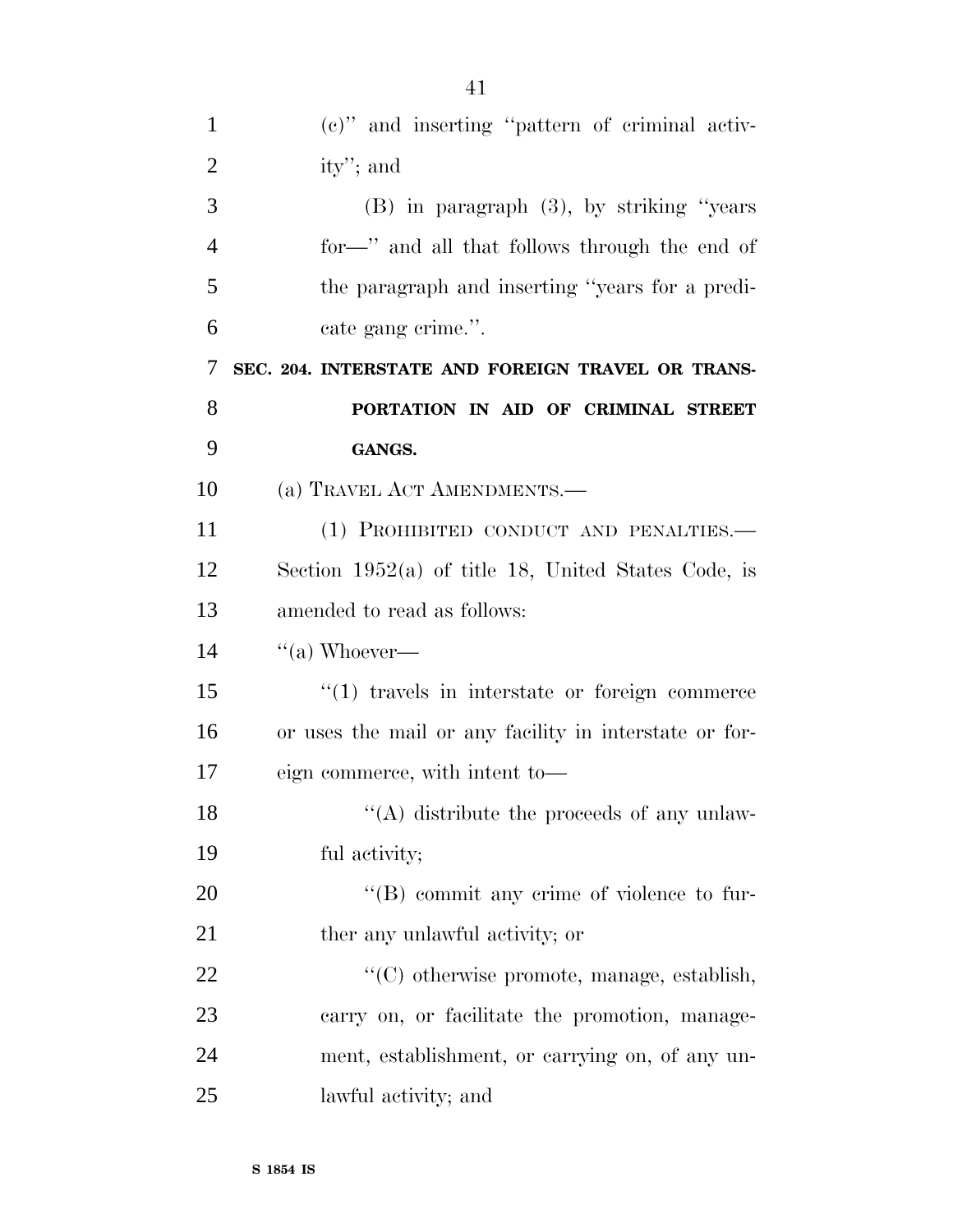(c)'' and inserting ''pattern of criminal activity''; and

(B) in paragraph (3), by striking ''years for—'' and all that follows through the end of the paragraph and inserting ''years for a predicate gang crime.''.

**SEC. 204. INTERSTATE AND FOREIGN TRAVEL OR TRANSPORTATION IN AID OF CRIMINAL STREET GANGS.**

(a) TRAVEL ACT AMENDMENTS.—

(1) PROHIBITED CONDUCT AND PENALTIES.— Section 1952(a) of title 18, United States Code, is amended to read as follows:

''(a) Whoever—

''(1) travels in interstate or foreign commerce or uses the mail or any facility in interstate or foreign commerce, with intent to—

''(A) distribute the proceeds of any unlawful activity;

''(B) commit any crime of violence to further any unlawful activity; or

''(C) otherwise promote, manage, establish, carry on, or facilitate the promotion, management, establishment, or carrying on, of any unlawful activity; and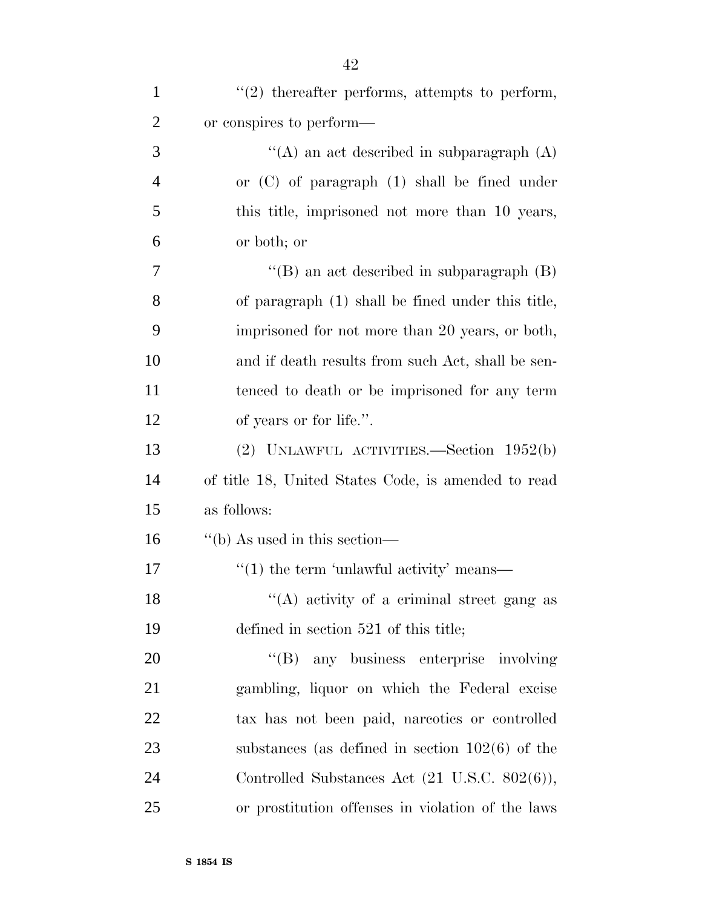''(2) thereafter performs, attempts to perform, or conspires to perform—

''(A) an act described in subparagraph (A) or (C) of paragraph (1) shall be fined under this title, imprisoned not more than 10 years, or both; or

''(B) an act described in subparagraph (B) of paragraph (1) shall be fined under this title, imprisoned for not more than 20 years, or both, and if death results from such Act, shall be sentenced to death or be imprisoned for any term of years or for life.''.

(2) UNLAWFUL ACTIVITIES.—Section 1952(b) of title 18, United States Code, is amended to read as follows:

''(b) As used in this section—

''(1) the term 'unlawful activity' means—

''(A) activity of a criminal street gang as defined in section 521 of this title;

''(B) any business enterprise involving gambling, liquor on which the Federal excise tax has not been paid, narcotics or controlled substances (as defined in section 102(6) of the Controlled Substances Act (21 U.S.C. 802(6)), or prostitution offenses in violation of the laws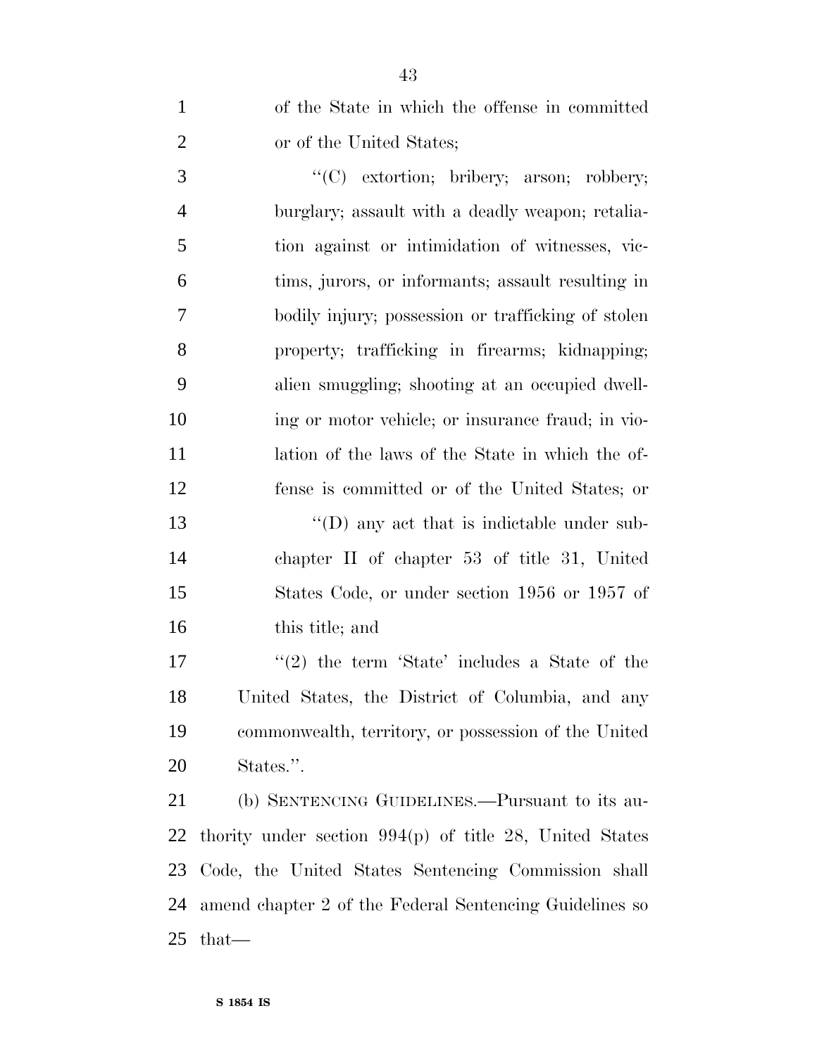of the State in which the offense in committed or of the United States;

"(C) extortion; bribery; arson; robbery; burglary; assault with a deadly weapon; retaliation against or intimidation of witnesses, victims, jurors, or informants; assault resulting in bodily injury; possession or trafficking of stolen property; trafficking in firearms; kidnapping; alien smuggling; shooting at an occupied dwelling or motor vehicle; or insurance fraud; in violation of the laws of the State in which the offense is committed or of the United States; or

"(D) any act that is indictable under subchapter II of chapter 53 of title 31, United States Code, or under section 1956 or 1957 of this title; and

"(2) the term 'State' includes a State of the United States, the District of Columbia, and any commonwealth, territory, or possession of the United States.".

(b) SENTENCING GUIDELINES.—Pursuant to its authority under section 994(p) of title 28, United States Code, the United States Sentencing Commission shall amend chapter 2 of the Federal Sentencing Guidelines so that—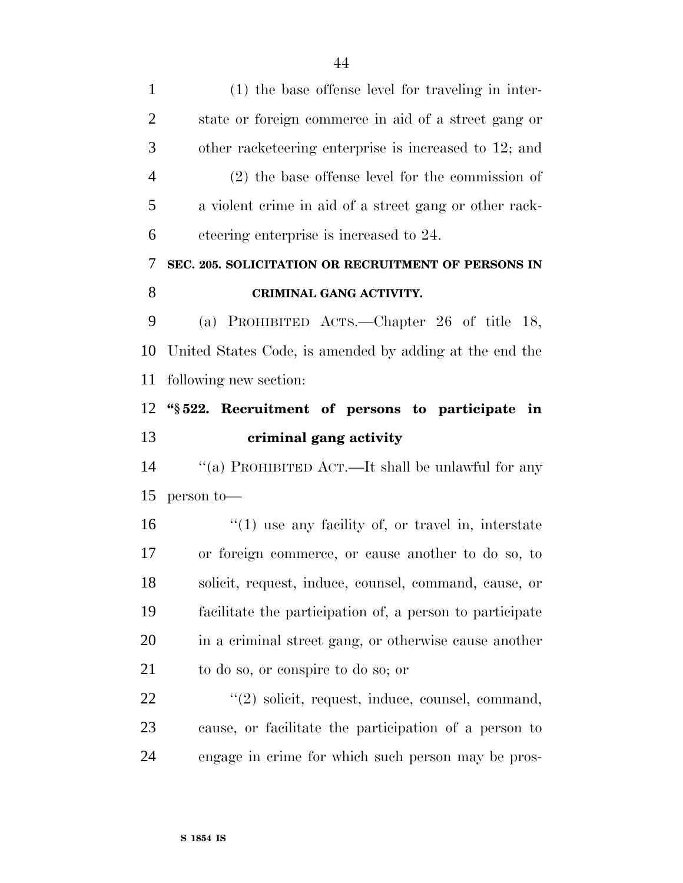(1) the base offense level for traveling in interstate or foreign commerce in aid of a street gang or other racketeering enterprise is increased to 12; and

(2) the base offense level for the commission of a violent crime in aid of a street gang or other racketeering enterprise is increased to 24.

### SEC. 205. SOLICITATION OR RECRUITMENT OF PERSONS IN CRIMINAL GANG ACTIVITY.

(a) PROHIBITED ACTS.—Chapter 26 of title 18, United States Code, is amended by adding at the end the following new section:

**"§ 522. Recruitment of persons to participate in criminal gang activity**

"(a) PROHIBITED ACT.—It shall be unlawful for any person to—

"(1) use any facility of, or travel in, interstate or foreign commerce, or cause another to do so, to solicit, request, induce, counsel, command, cause, or facilitate the participation of, a person to participate in a criminal street gang, or otherwise cause another to do so, or conspire to do so; or

"(2) solicit, request, induce, counsel, command, cause, or facilitate the participation of a person to engage in crime for which such person may be pros-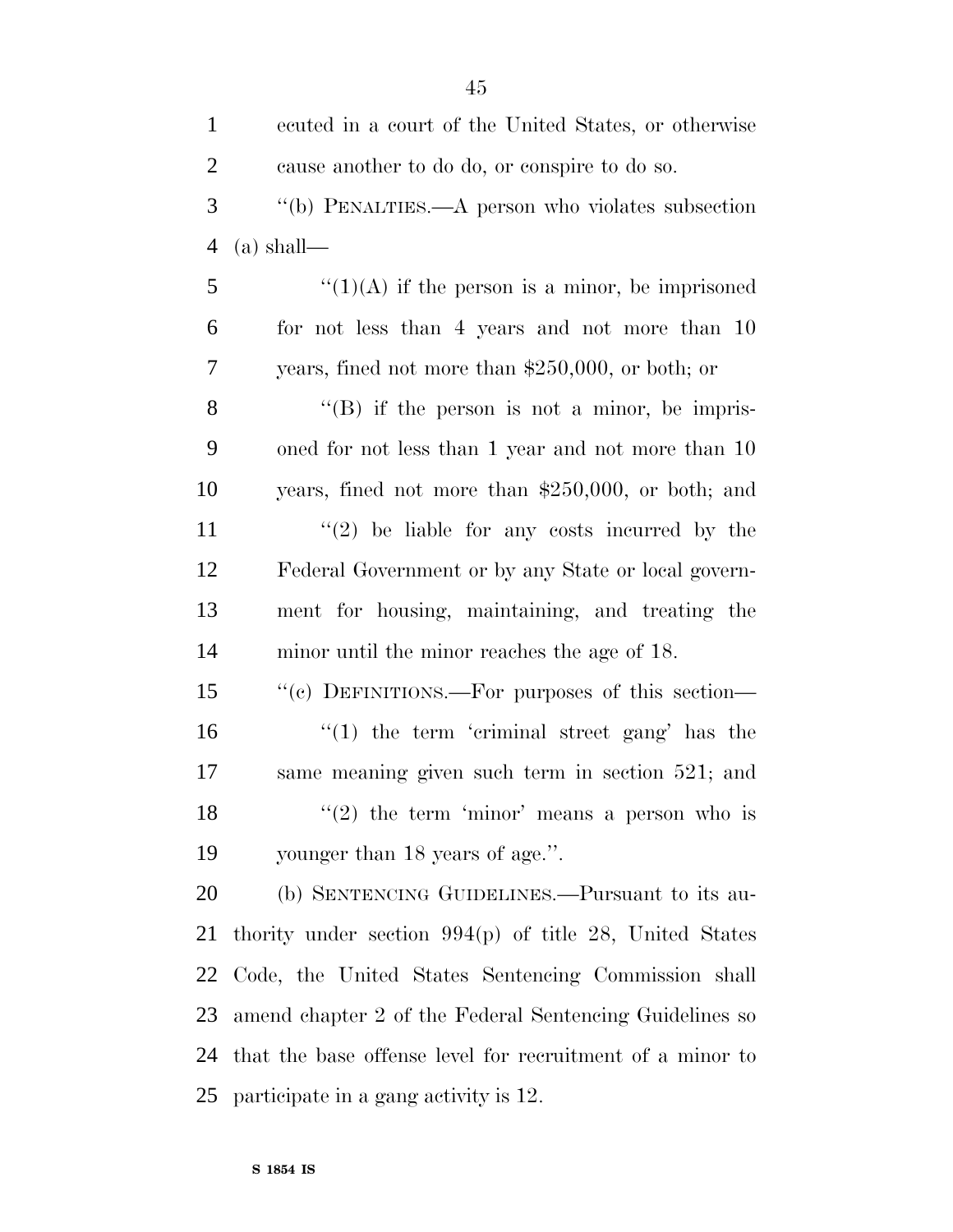ecuted in a court of the United States, or otherwise cause another to do do, or conspire to do so.

''(b) PENALTIES.—A person who violates subsection (a) shall—

''(1)(A) if the person is a minor, be imprisoned for not less than 4 years and not more than 10 years, fined not more than $250,000, or both; or

''(B) if the person is not a minor, be imprisoned for not less than 1 year and not more than 10 years, fined not more than $250,000, or both; and

''(2) be liable for any costs incurred by the Federal Government or by any State or local government for housing, maintaining, and treating the minor until the minor reaches the age of 18.

''(c) DEFINITIONS.—For purposes of this section—

''(1) the term 'criminal street gang' has the same meaning given such term in section 521; and

''(2) the term 'minor' means a person who is younger than 18 years of age.''.

(b) SENTENCING GUIDELINES.—Pursuant to its authority under section 994(p) of title 28, United States Code, the United States Sentencing Commission shall amend chapter 2 of the Federal Sentencing Guidelines so that the base offense level for recruitment of a minor to participate in a gang activity is 12.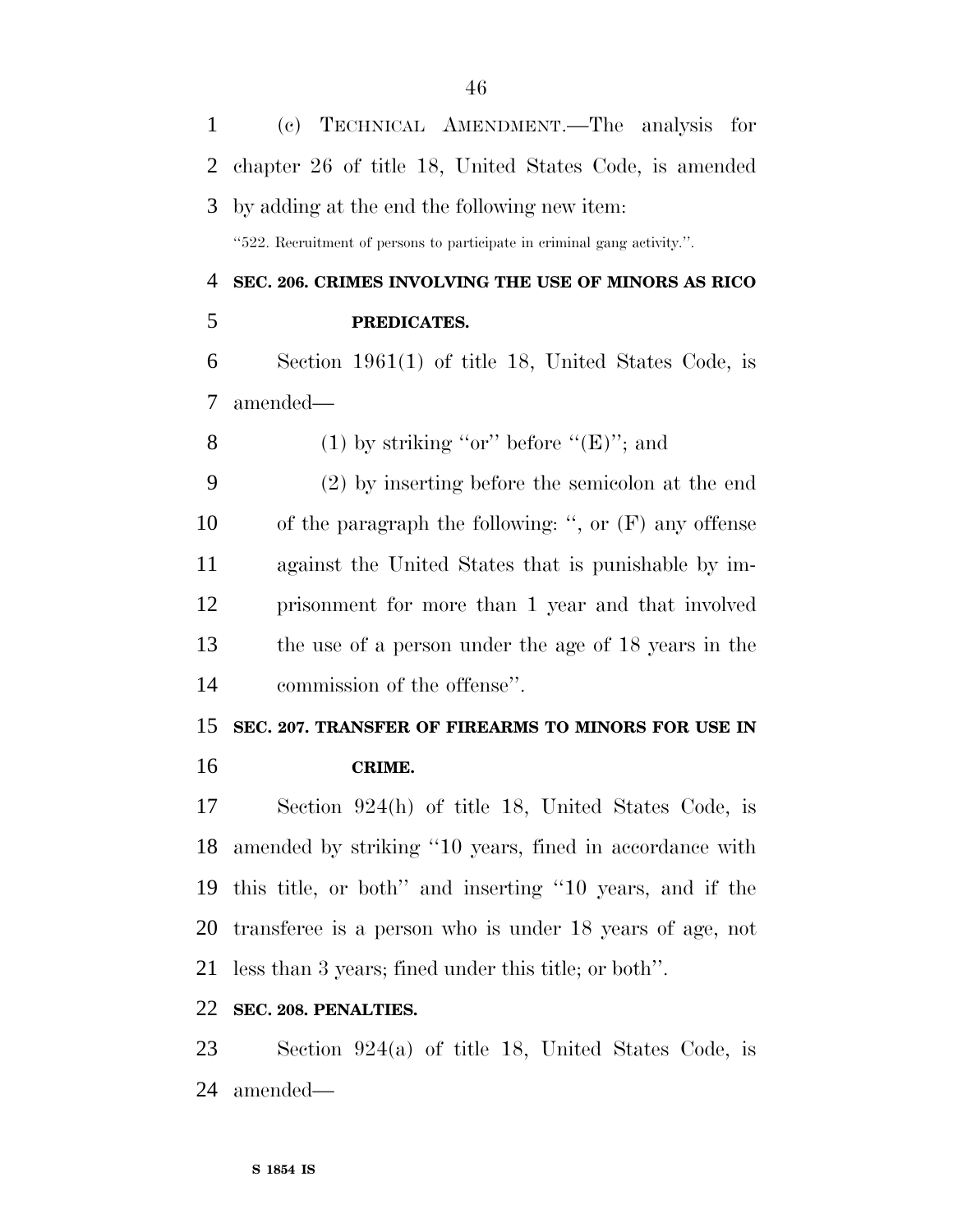(c) TECHNICAL AMENDMENT.—The analysis for chapter 26 of title 18, United States Code, is amended by adding at the end the following new item:

"522. Recruitment of persons to participate in criminal gang activity.".

**SEC. 206. CRIMES INVOLVING THE USE OF MINORS AS RICO PREDICATES.**

Section 1961(1) of title 18, United States Code, is amended—

(1) by striking "or" before "(E)"; and

(2) by inserting before the semicolon at the end of the paragraph the following: ", or (F) any offense against the United States that is punishable by imprisonment for more than 1 year and that involved the use of a person under the age of 18 years in the commission of the offense".

**SEC. 207. TRANSFER OF FIREARMS TO MINORS FOR USE IN CRIME.**

Section 924(h) of title 18, United States Code, is amended by striking "10 years, fined in accordance with this title, or both" and inserting "10 years, and if the transferee is a person who is under 18 years of age, not less than 3 years; fined under this title; or both".

**SEC. 208. PENALTIES.**

Section 924(a) of title 18, United States Code, is amended—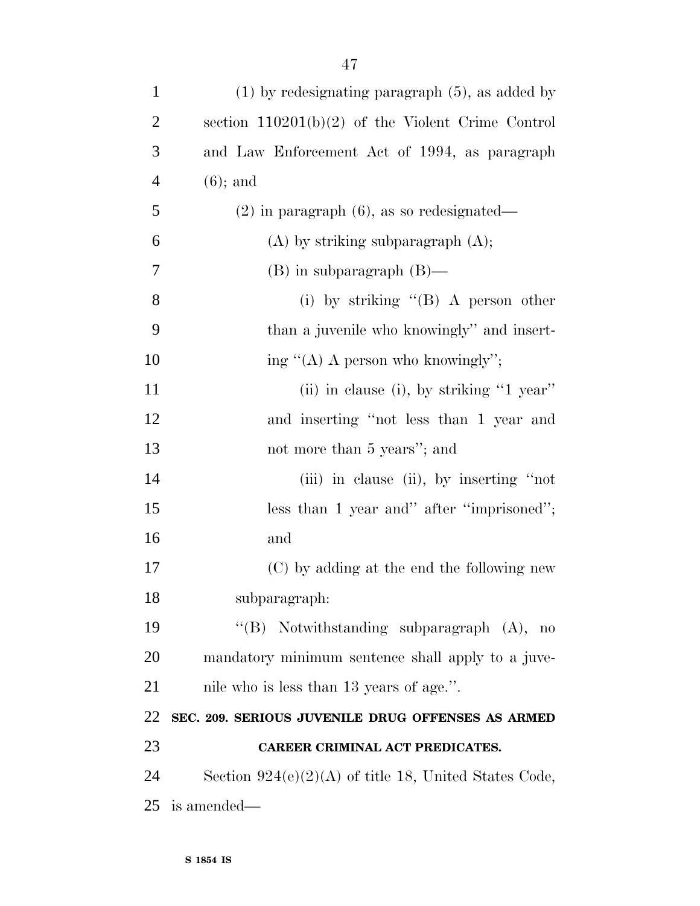(1) by redesignating paragraph (5), as added by section 110201(b)(2) of the Violent Crime Control and Law Enforcement Act of 1994, as paragraph (6); and

(2) in paragraph (6), as so redesignated—

(A) by striking subparagraph (A);

(B) in subparagraph (B)—

(i) by striking ''(B) A person other than a juvenile who knowingly'' and inserting ''(A) A person who knowingly'';

(ii) in clause (i), by striking ''1 year'' and inserting ''not less than 1 year and not more than 5 years''; and

(iii) in clause (ii), by inserting ''not less than 1 year and'' after ''imprisoned''; and

(C) by adding at the end the following new subparagraph:

''(B) Notwithstanding subparagraph (A), no mandatory minimum sentence shall apply to a juvenile who is less than 13 years of age.''.

**SEC. 209. SERIOUS JUVENILE DRUG OFFENSES AS ARMED CAREER CRIMINAL ACT PREDICATES.**

Section 924(e)(2)(A) of title 18, United States Code, is amended—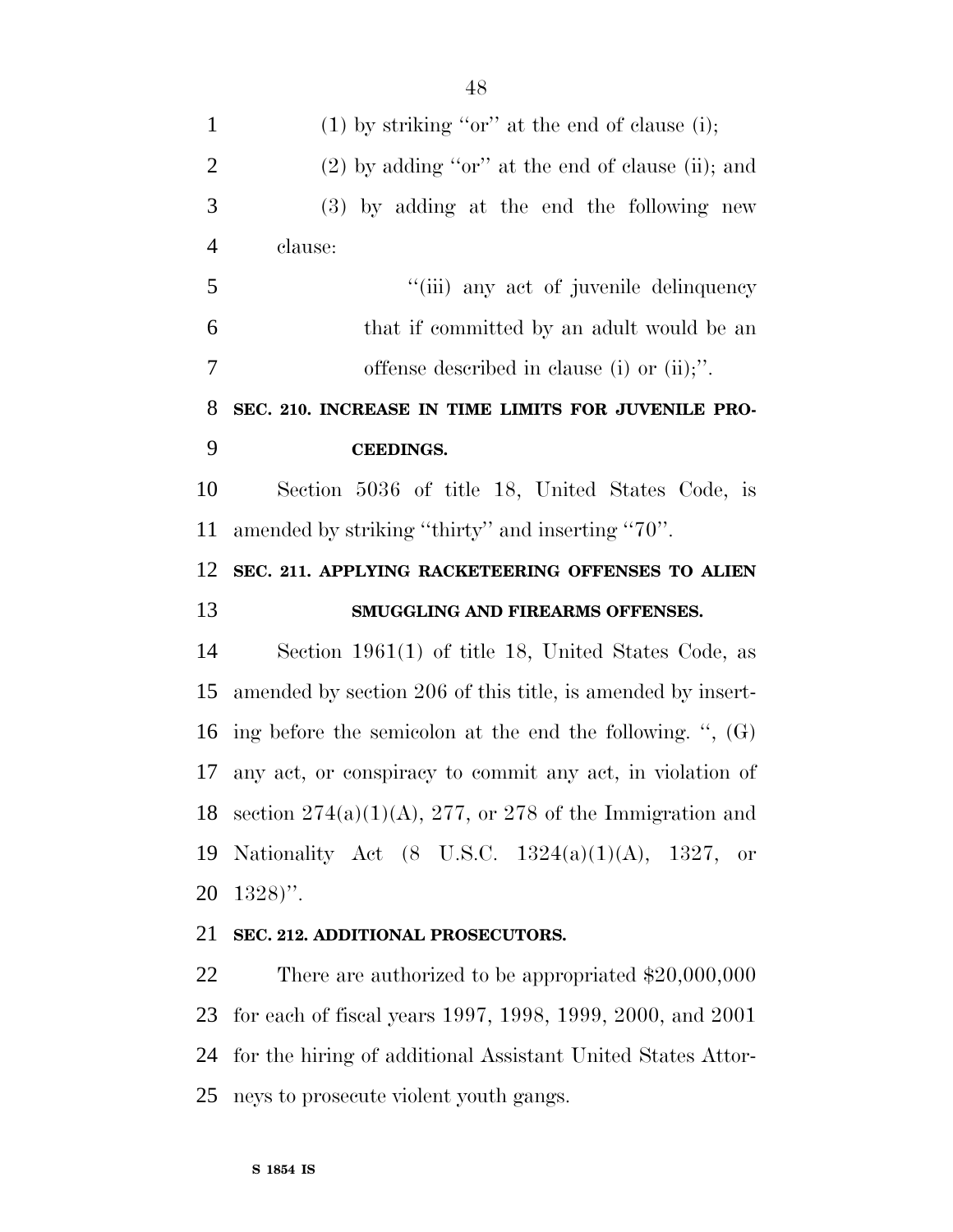(1) by striking "or" at the end of clause (i);

(2) by adding "or" at the end of clause (ii); and

(3) by adding at the end the following new clause:

"(iii) any act of juvenile delinquency that if committed by an adult would be an offense described in clause (i) or (ii);".

**SEC. 210. INCREASE IN TIME LIMITS FOR JUVENILE PROCEEDINGS.**

Section 5036 of title 18, United States Code, is amended by striking "thirty" and inserting "70".

**SEC. 211. APPLYING RACKETEERING OFFENSES TO ALIEN SMUGGLING AND FIREARMS OFFENSES.**

Section 1961(1) of title 18, United States Code, as amended by section 206 of this title, is amended by inserting before the semicolon at the end the following. ", (G) any act, or conspiracy to commit any act, in violation of section 274(a)(1)(A), 277, or 278 of the Immigration and Nationality Act (8 U.S.C. 1324(a)(1)(A), 1327, or 1328)".

**SEC. 212. ADDITIONAL PROSECUTORS.**

There are authorized to be appropriated $20,000,000 for each of fiscal years 1997, 1998, 1999, 2000, and 2001 for the hiring of additional Assistant United States Attorneys to prosecute violent youth gangs.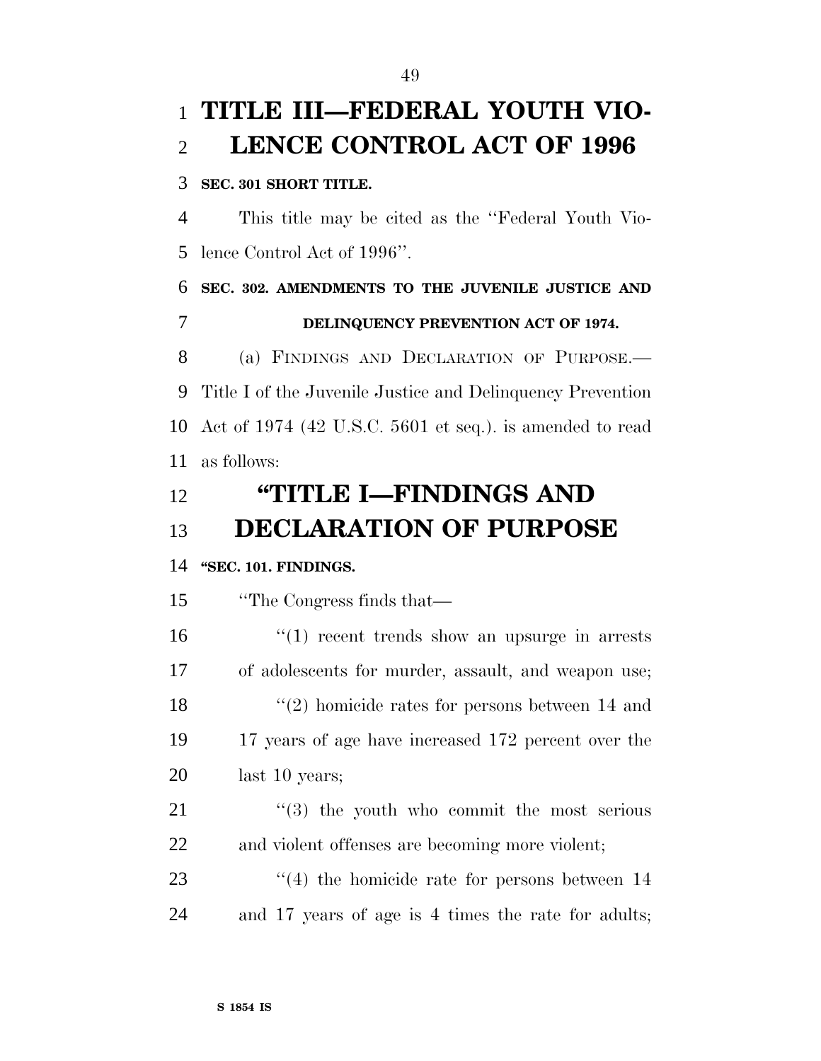# TITLE III—FEDERAL YOUTH VIOLENCE CONTROL ACT OF 1996

**SEC. 301 SHORT TITLE.**

This title may be cited as the ''Federal Youth Violence Control Act of 1996''.

**SEC. 302. AMENDMENTS TO THE JUVENILE JUSTICE AND DELINQUENCY PREVENTION ACT OF 1974.**

(a) FINDINGS AND DECLARATION OF PURPOSE.—Title I of the Juvenile Justice and Delinquency Prevention Act of 1974 (42 U.S.C. 5601 et seq.). is amended to read as follows:

# ''TITLE I—FINDINGS AND DECLARATION OF PURPOSE

**''SEC. 101. FINDINGS.**

''The Congress finds that—

''(1) recent trends show an upsurge in arrests of adolescents for murder, assault, and weapon use;

''(2) homicide rates for persons between 14 and 17 years of age have increased 172 percent over the last 10 years;

''(3) the youth who commit the most serious and violent offenses are becoming more violent;

''(4) the homicide rate for persons between 14 and 17 years of age is 4 times the rate for adults;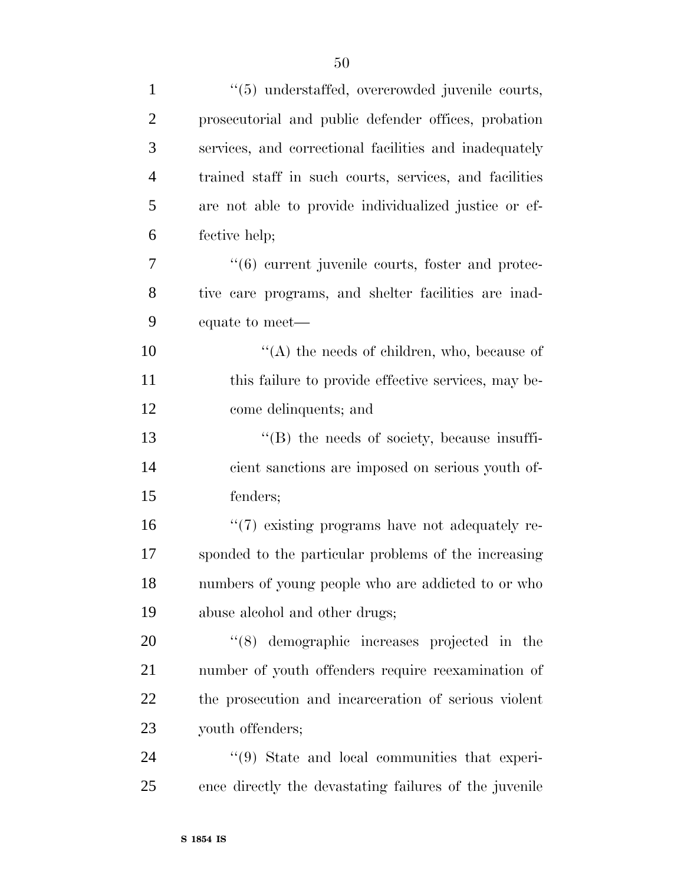''(5) understaffed, overcrowded juvenile courts, prosecutorial and public defender offices, probation services, and correctional facilities and inadequately trained staff in such courts, services, and facilities are not able to provide individualized justice or effective help;

''(6) current juvenile courts, foster and protective care programs, and shelter facilities are inadequate to meet—

''(A) the needs of children, who, because of this failure to provide effective services, may become delinquents; and

''(B) the needs of society, because insufficient sanctions are imposed on serious youth offenders;

''(7) existing programs have not adequately responded to the particular problems of the increasing numbers of young people who are addicted to or who abuse alcohol and other drugs;

''(8) demographic increases projected in the number of youth offenders require reexamination of the prosecution and incarceration of serious violent youth offenders;

''(9) State and local communities that experience directly the devastating failures of the juvenile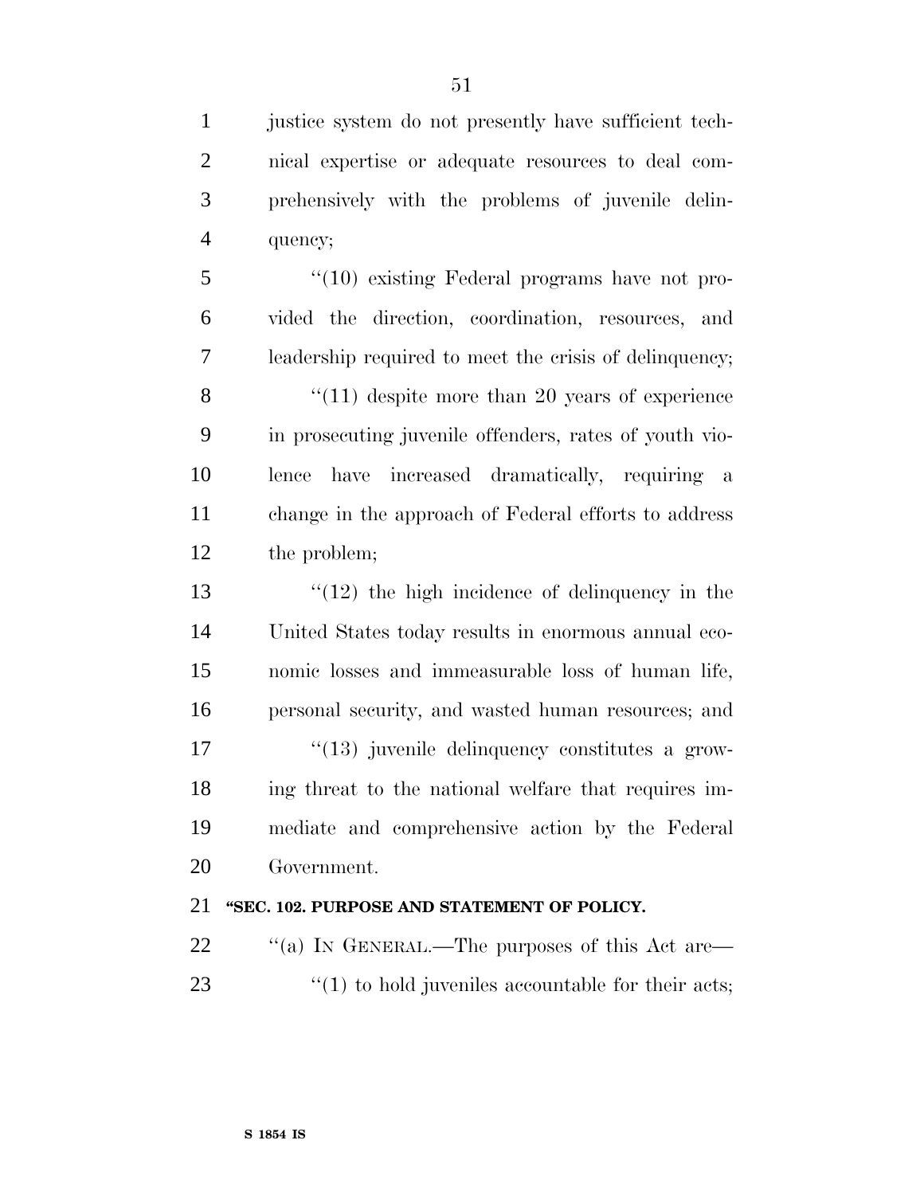justice system do not presently have sufficient technical expertise or adequate resources to deal comprehensively with the problems of juvenile delinquency;

''(10) existing Federal programs have not provided the direction, coordination, resources, and leadership required to meet the crisis of delinquency;

''(11) despite more than 20 years of experience in prosecuting juvenile offenders, rates of youth violence have increased dramatically, requiring a change in the approach of Federal efforts to address the problem;

''(12) the high incidence of delinquency in the United States today results in enormous annual economic losses and immeasurable loss of human life, personal security, and wasted human resources; and

''(13) juvenile delinquency constitutes a growing threat to the national welfare that requires immediate and comprehensive action by the Federal Government.

**''SEC. 102. PURPOSE AND STATEMENT OF POLICY.**

''(a) IN GENERAL.—The purposes of this Act are—

''(1) to hold juveniles accountable for their acts;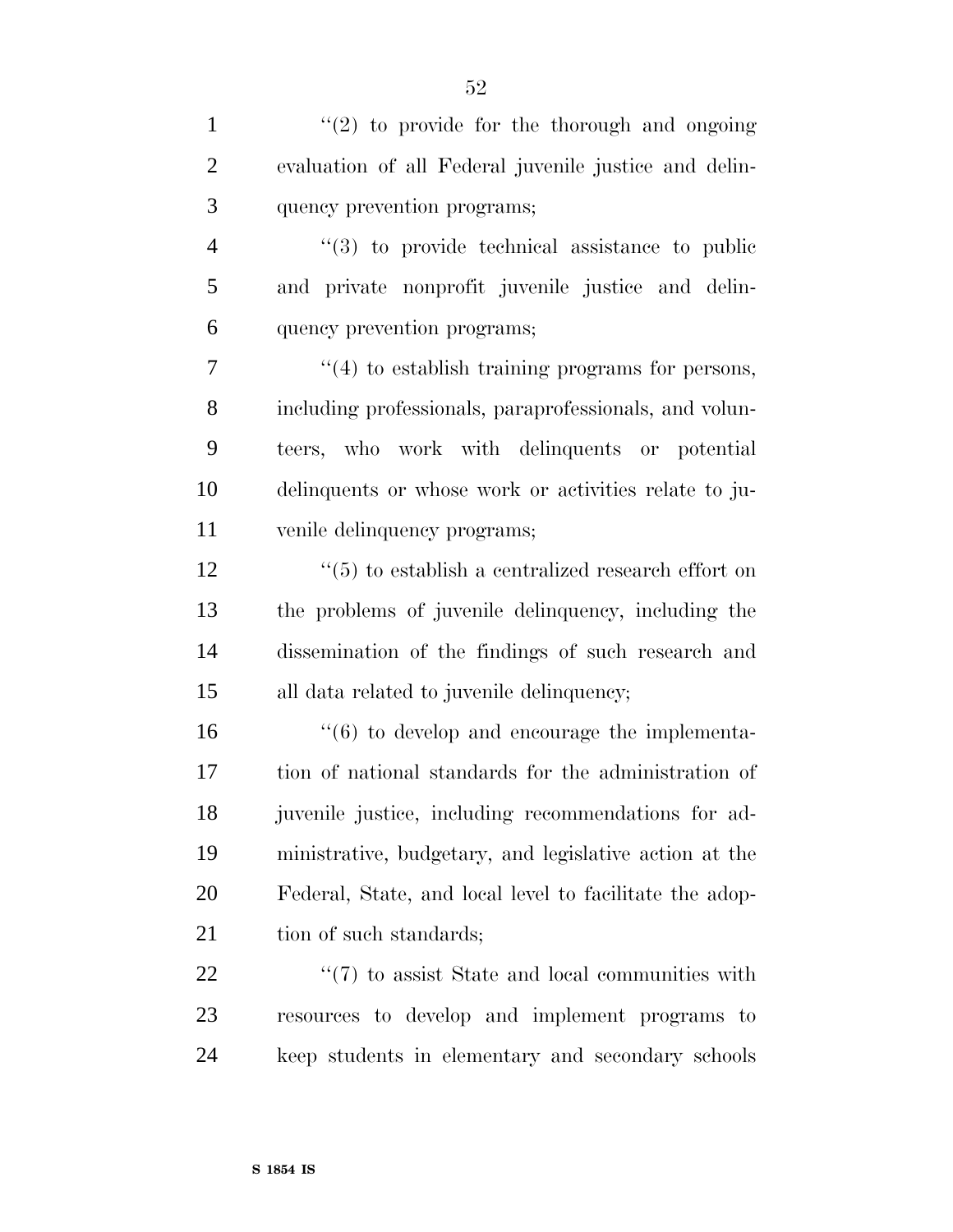''(2) to provide for the thorough and ongoing evaluation of all Federal juvenile justice and delinquency prevention programs;

''(3) to provide technical assistance to public and private nonprofit juvenile justice and delinquency prevention programs;

''(4) to establish training programs for persons, including professionals, paraprofessionals, and volunteers, who work with delinquents or potential delinquents or whose work or activities relate to juvenile delinquency programs;

''(5) to establish a centralized research effort on the problems of juvenile delinquency, including the dissemination of the findings of such research and all data related to juvenile delinquency;

''(6) to develop and encourage the implementation of national standards for the administration of juvenile justice, including recommendations for administrative, budgetary, and legislative action at the Federal, State, and local level to facilitate the adoption of such standards;

''(7) to assist State and local communities with resources to develop and implement programs to keep students in elementary and secondary schools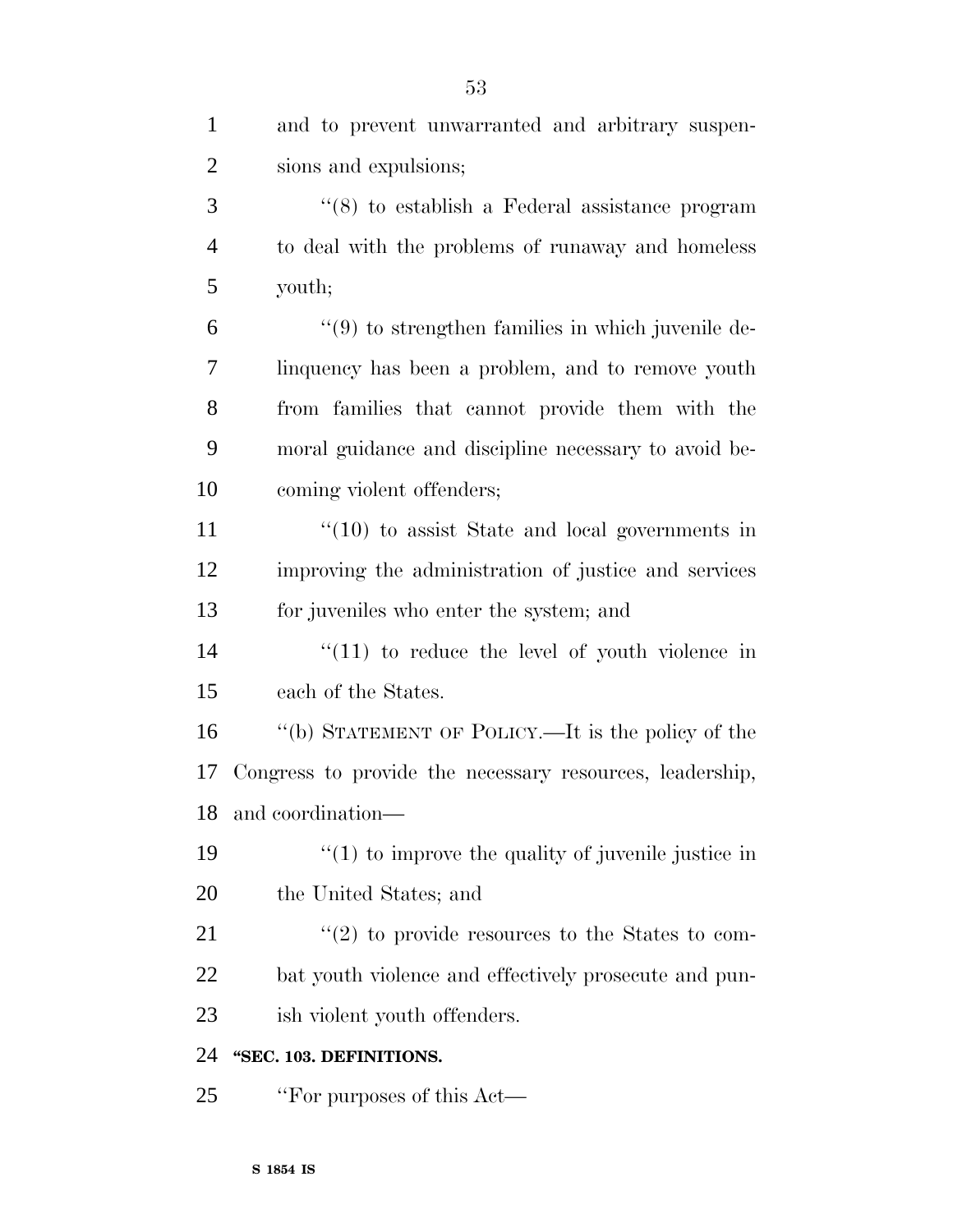and to prevent unwarranted and arbitrary suspensions and expulsions;

''(8) to establish a Federal assistance program to deal with the problems of runaway and homeless youth;

''(9) to strengthen families in which juvenile delinquency has been a problem, and to remove youth from families that cannot provide them with the moral guidance and discipline necessary to avoid becoming violent offenders;

''(10) to assist State and local governments in improving the administration of justice and services for juveniles who enter the system; and

''(11) to reduce the level of youth violence in each of the States.

''(b) STATEMENT OF POLICY.—It is the policy of the Congress to provide the necessary resources, leadership, and coordination—

''(1) to improve the quality of juvenile justice in the United States; and

''(2) to provide resources to the States to combat youth violence and effectively prosecute and punish violent youth offenders.

**''SEC. 103. DEFINITIONS.**

''For purposes of this Act—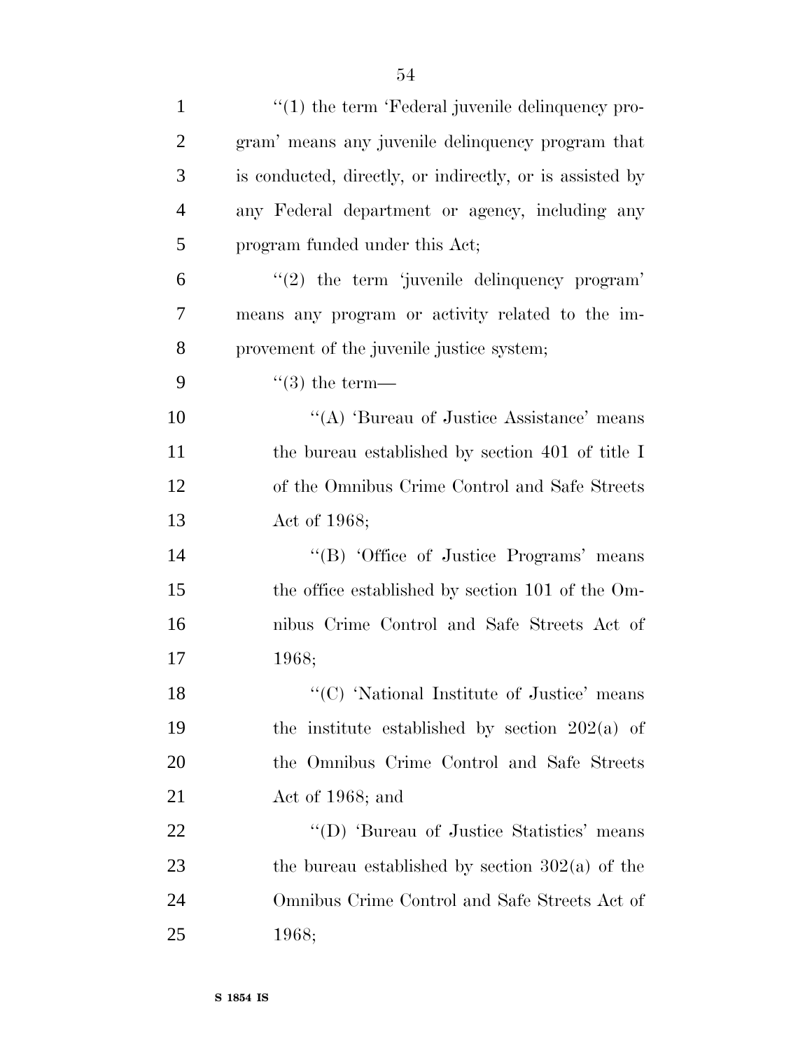''(1) the term 'Federal juvenile delinquency program' means any juvenile delinquency program that is conducted, directly, or indirectly, or is assisted by any Federal department or agency, including any program funded under this Act;

''(2) the term 'juvenile delinquency program' means any program or activity related to the improvement of the juvenile justice system;

''(3) the term—

''(A) 'Bureau of Justice Assistance' means the bureau established by section 401 of title I of the Omnibus Crime Control and Safe Streets Act of 1968;

''(B) 'Office of Justice Programs' means the office established by section 101 of the Omnibus Crime Control and Safe Streets Act of 1968;

''(C) 'National Institute of Justice' means the institute established by section 202(a) of the Omnibus Crime Control and Safe Streets Act of 1968; and

''(D) 'Bureau of Justice Statistics' means the bureau established by section 302(a) of the Omnibus Crime Control and Safe Streets Act of 1968;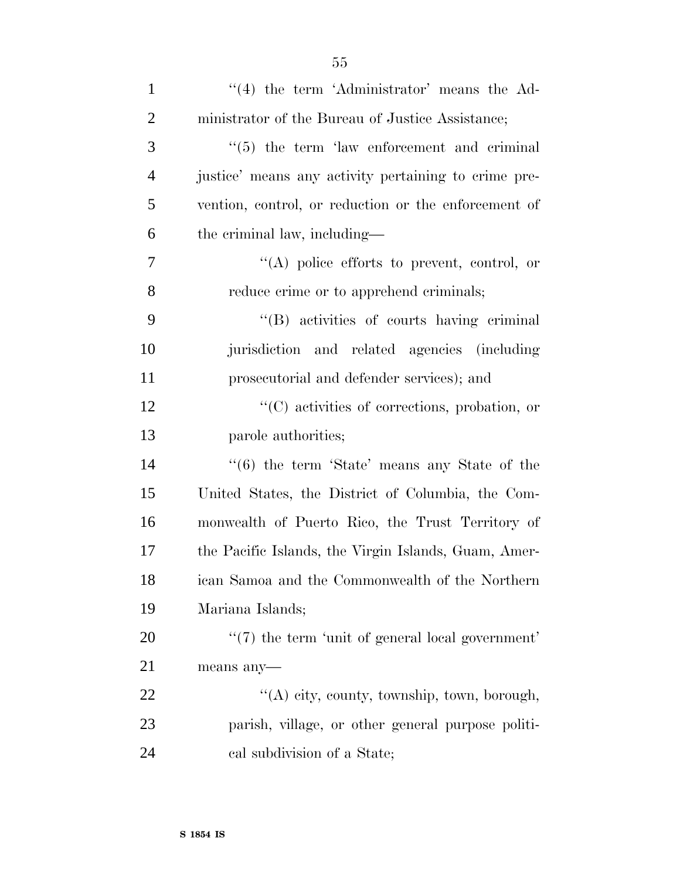''(4) the term 'Administrator' means the Administrator of the Bureau of Justice Assistance;

''(5) the term 'law enforcement and criminal justice' means any activity pertaining to crime prevention, control, or reduction or the enforcement of the criminal law, including—

''(A) police efforts to prevent, control, or reduce crime or to apprehend criminals;

''(B) activities of courts having criminal jurisdiction and related agencies (including prosecutorial and defender services); and

''(C) activities of corrections, probation, or parole authorities;

''(6) the term 'State' means any State of the United States, the District of Columbia, the Commonwealth of Puerto Rico, the Trust Territory of the Pacific Islands, the Virgin Islands, Guam, American Samoa and the Commonwealth of the Northern Mariana Islands;

''(7) the term 'unit of general local government' means any—

''(A) city, county, township, town, borough, parish, village, or other general purpose political subdivision of a State;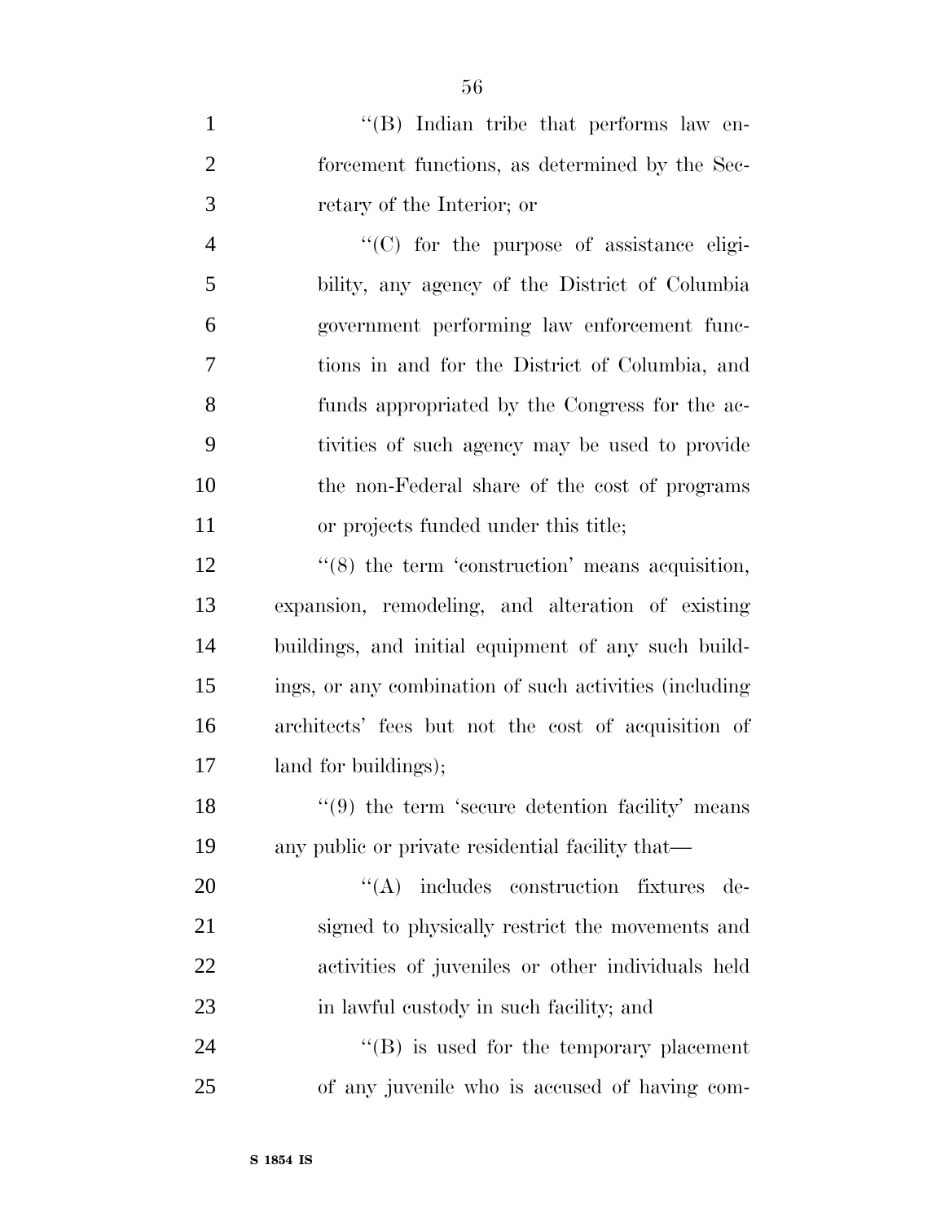"(B) Indian tribe that performs law enforcement functions, as determined by the Secretary of the Interior; or

"(C) for the purpose of assistance eligibility, any agency of the District of Columbia government performing law enforcement functions in and for the District of Columbia, and funds appropriated by the Congress for the activities of such agency may be used to provide the non-Federal share of the cost of programs or projects funded under this title;

"(8) the term 'construction' means acquisition, expansion, remodeling, and alteration of existing buildings, and initial equipment of any such buildings, or any combination of such activities (including architects' fees but not the cost of acquisition of land for buildings);

"(9) the term 'secure detention facility' means any public or private residential facility that—

"(A) includes construction fixtures designed to physically restrict the movements and activities of juveniles or other individuals held in lawful custody in such facility; and

"(B) is used for the temporary placement of any juvenile who is accused of having com-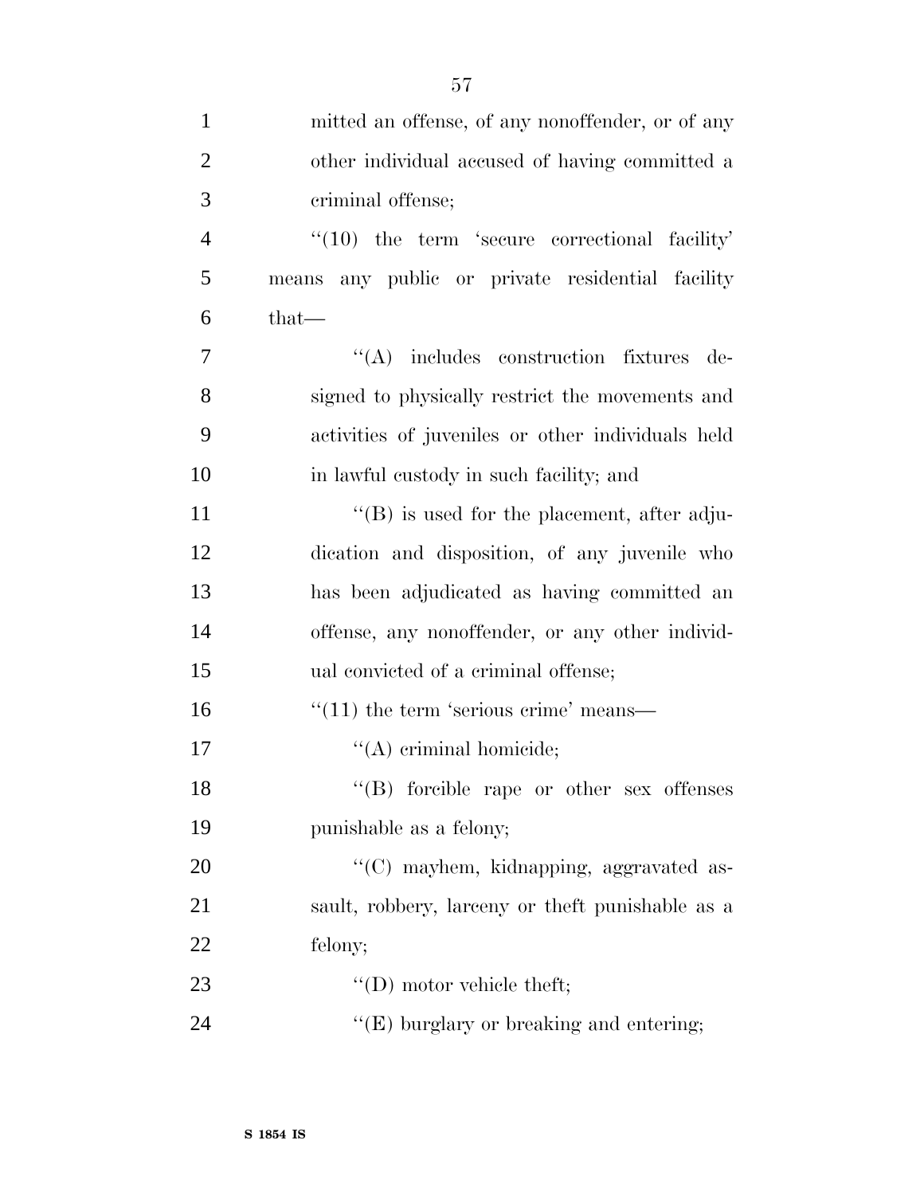mitted an offense, of any nonoffender, or of any other individual accused of having committed a criminal offense;

"(10) the term 'secure correctional facility' means any public or private residential facility that—

"(A) includes construction fixtures designed to physically restrict the movements and activities of juveniles or other individuals held in lawful custody in such facility; and

"(B) is used for the placement, after adjudication and disposition, of any juvenile who has been adjudicated as having committed an offense, any nonoffender, or any other individual convicted of a criminal offense;

"(11) the term 'serious crime' means—

"(A) criminal homicide;

"(B) forcible rape or other sex offenses punishable as a felony;

"(C) mayhem, kidnapping, aggravated assault, robbery, larceny or theft punishable as a felony;

"(D) motor vehicle theft;

"(E) burglary or breaking and entering;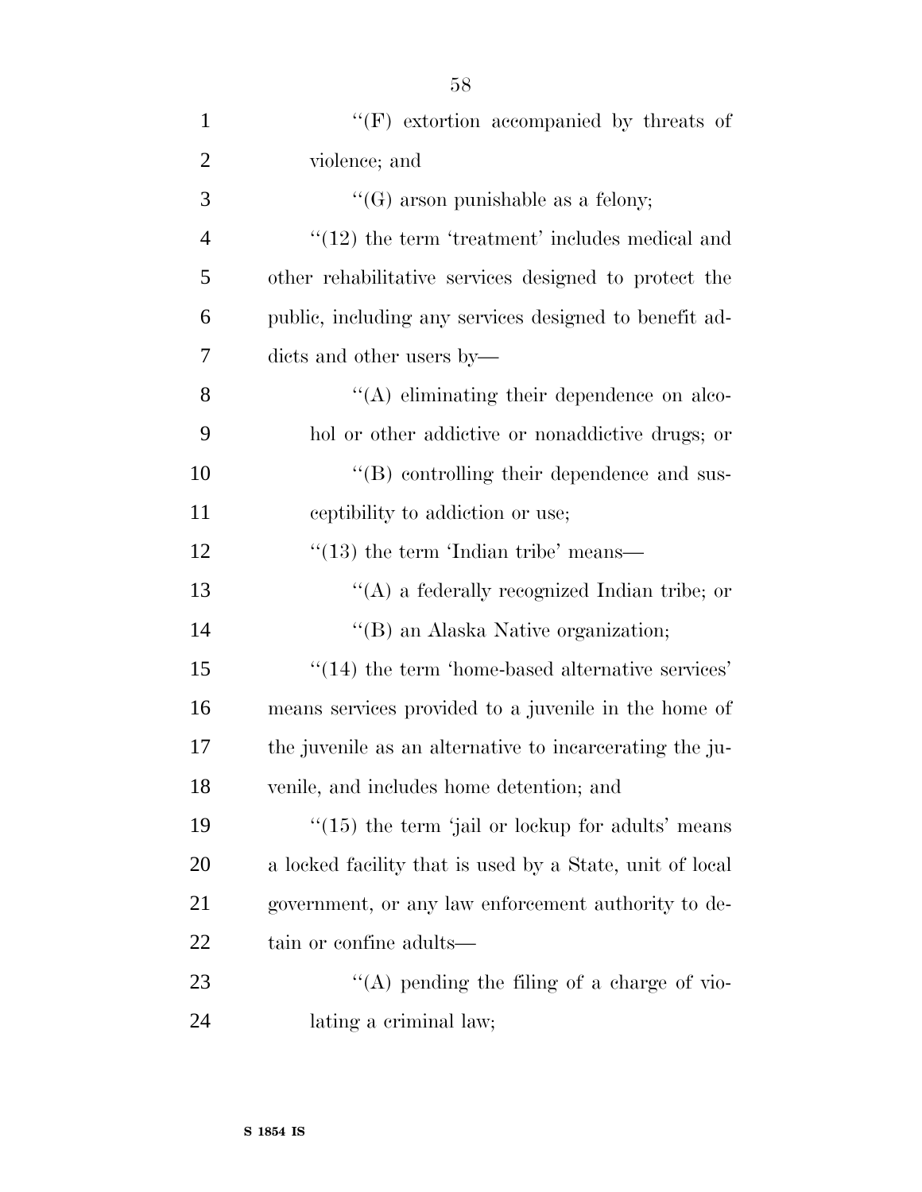''(F) extortion accompanied by threats of violence; and

''(G) arson punishable as a felony;

''(12) the term 'treatment' includes medical and other rehabilitative services designed to protect the public, including any services designed to benefit addicts and other users by—

''(A) eliminating their dependence on alcohol or other addictive or nonaddictive drugs; or

''(B) controlling their dependence and susceptibility to addiction or use;

''(13) the term 'Indian tribe' means—

''(A) a federally recognized Indian tribe; or

''(B) an Alaska Native organization;

''(14) the term 'home-based alternative services' means services provided to a juvenile in the home of the juvenile as an alternative to incarcerating the juvenile, and includes home detention; and

''(15) the term 'jail or lockup for adults' means a locked facility that is used by a State, unit of local government, or any law enforcement authority to detain or confine adults—

''(A) pending the filing of a charge of violating a criminal law;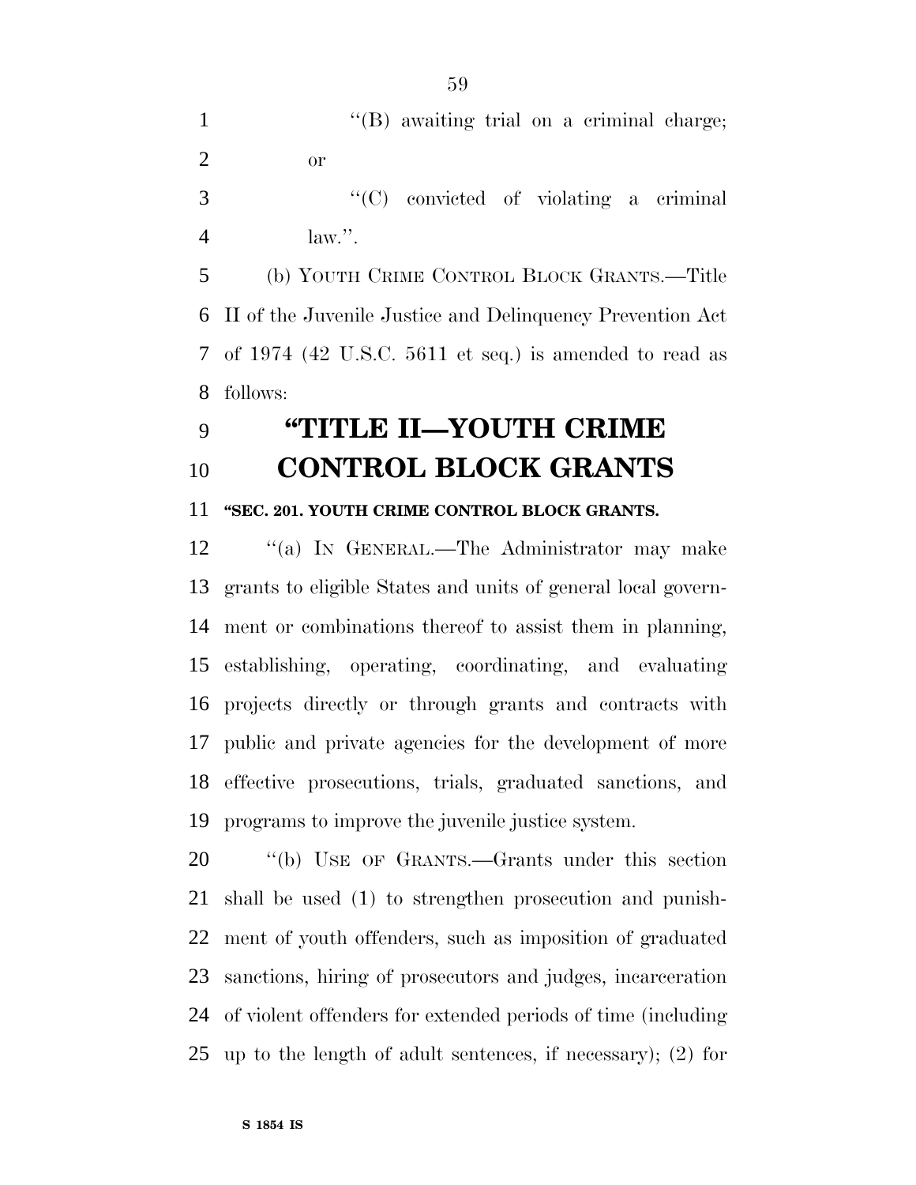''(B) awaiting trial on a criminal charge; or

''(C) convicted of violating a criminal law.''.

(b) YOUTH CRIME CONTROL BLOCK GRANTS.—Title II of the Juvenile Justice and Delinquency Prevention Act of 1974 (42 U.S.C. 5611 et seq.) is amended to read as follows:

# ''TITLE II—YOUTH CRIME CONTROL BLOCK GRANTS

### ''SEC. 201. YOUTH CRIME CONTROL BLOCK GRANTS.

''(a) IN GENERAL.—The Administrator may make grants to eligible States and units of general local government or combinations thereof to assist them in planning, establishing, operating, coordinating, and evaluating projects directly or through grants and contracts with public and private agencies for the development of more effective prosecutions, trials, graduated sanctions, and programs to improve the juvenile justice system.

''(b) USE OF GRANTS.—Grants under this section shall be used (1) to strengthen prosecution and punishment of youth offenders, such as imposition of graduated sanctions, hiring of prosecutors and judges, incarceration of violent offenders for extended periods of time (including up to the length of adult sentences, if necessary); (2) for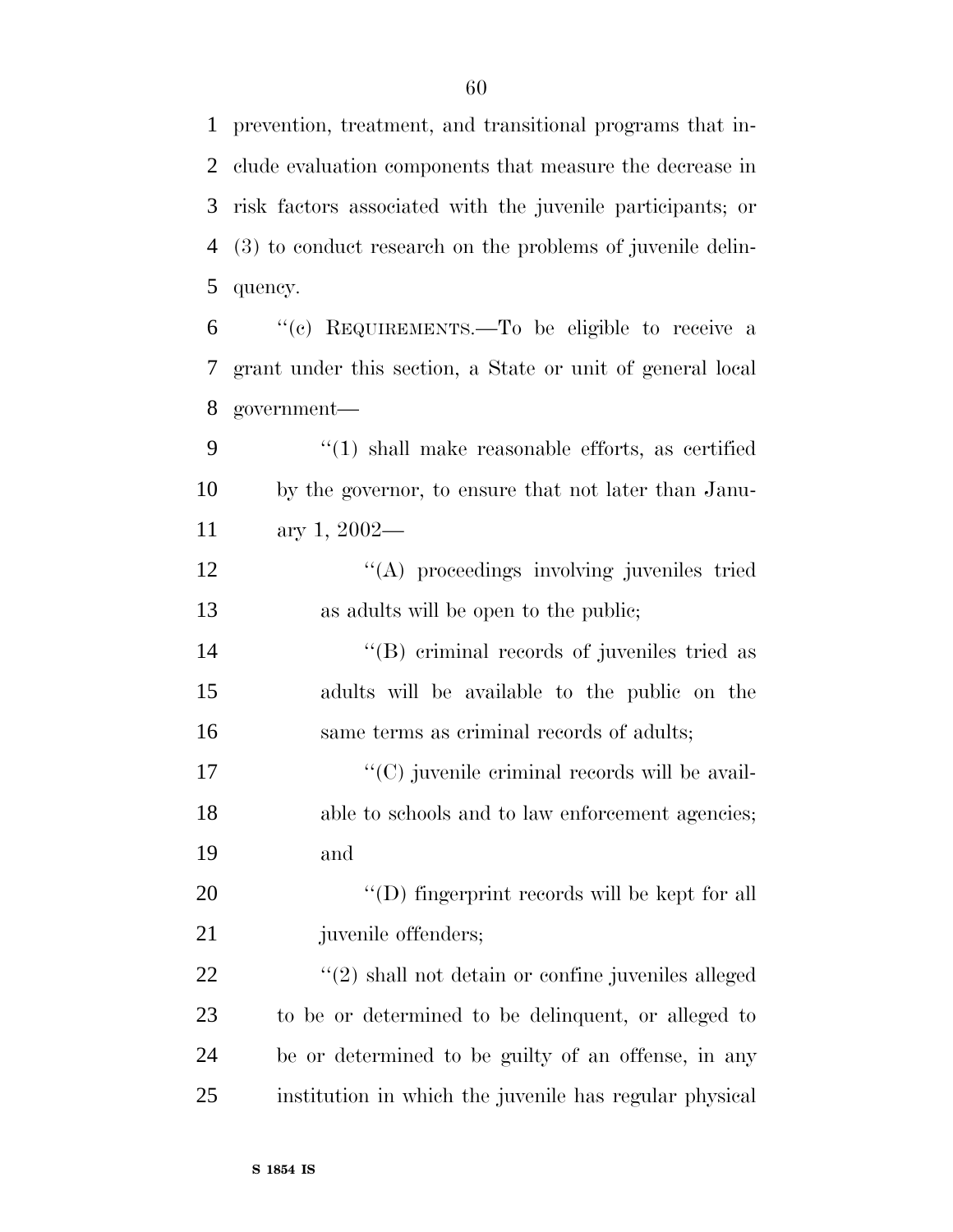prevention, treatment, and transitional programs that include evaluation components that measure the decrease in risk factors associated with the juvenile participants; or (3) to conduct research on the problems of juvenile delinquency.

"(c) REQUIREMENTS.—To be eligible to receive a grant under this section, a State or unit of general local government—

"(1) shall make reasonable efforts, as certified by the governor, to ensure that not later than January 1, 2002—

"(A) proceedings involving juveniles tried as adults will be open to the public;

"(B) criminal records of juveniles tried as adults will be available to the public on the same terms as criminal records of adults;

"(C) juvenile criminal records will be available to schools and to law enforcement agencies; and

"(D) fingerprint records will be kept for all juvenile offenders;

"(2) shall not detain or confine juveniles alleged to be or determined to be delinquent, or alleged to be or determined to be guilty of an offense, in any institution in which the juvenile has regular physical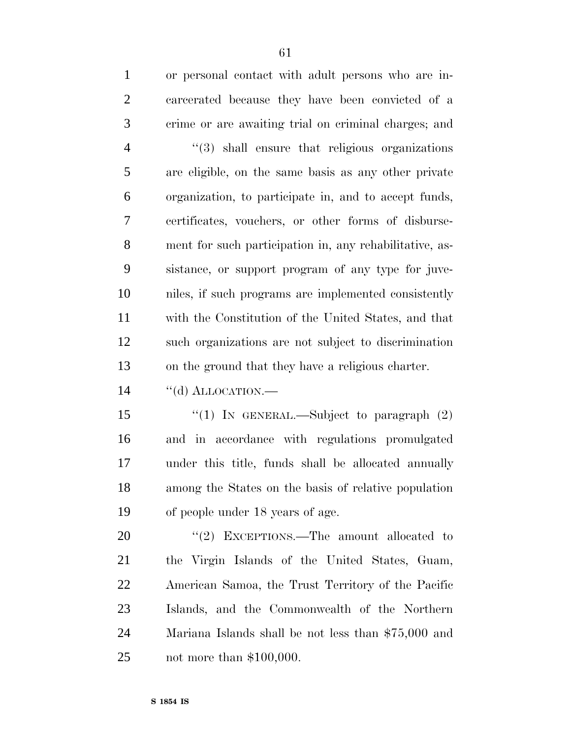or personal contact with adult persons who are incarcerated because they have been convicted of a crime or are awaiting trial on criminal charges; and

''(3) shall ensure that religious organizations are eligible, on the same basis as any other private organization, to participate in, and to accept funds, certificates, vouchers, or other forms of disbursement for such participation in, any rehabilitative, assistance, or support program of any type for juveniles, if such programs are implemented consistently with the Constitution of the United States, and that such organizations are not subject to discrimination on the ground that they have a religious charter.

''(d) ALLOCATION.—

''(1) IN GENERAL.—Subject to paragraph (2) and in accordance with regulations promulgated under this title, funds shall be allocated annually among the States on the basis of relative population of people under 18 years of age.

''(2) EXCEPTIONS.—The amount allocated to the Virgin Islands of the United States, Guam, American Samoa, the Trust Territory of the Pacific Islands, and the Commonwealth of the Northern Mariana Islands shall be not less than $75,000 and not more than $100,000.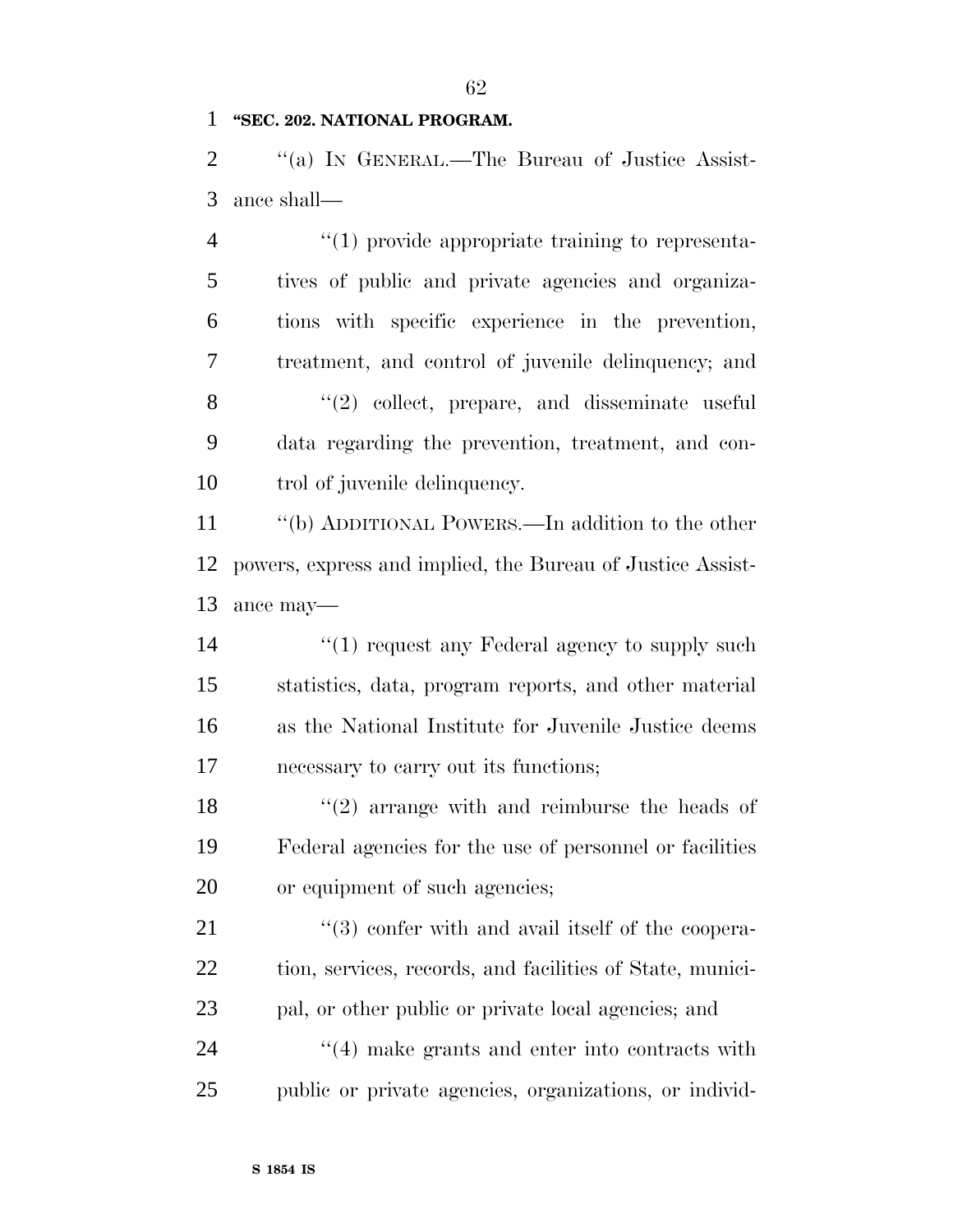**"SEC. 202. NATIONAL PROGRAM.**

"(a) IN GENERAL.—The Bureau of Justice Assistance shall—

"(1) provide appropriate training to representatives of public and private agencies and organizations with specific experience in the prevention, treatment, and control of juvenile delinquency; and

"(2) collect, prepare, and disseminate useful data regarding the prevention, treatment, and control of juvenile delinquency.

"(b) ADDITIONAL POWERS.—In addition to the other powers, express and implied, the Bureau of Justice Assistance may—

"(1) request any Federal agency to supply such statistics, data, program reports, and other material as the National Institute for Juvenile Justice deems necessary to carry out its functions;

"(2) arrange with and reimburse the heads of Federal agencies for the use of personnel or facilities or equipment of such agencies;

"(3) confer with and avail itself of the cooperation, services, records, and facilities of State, municipal, or other public or private local agencies; and

"(4) make grants and enter into contracts with public or private agencies, organizations, or individ-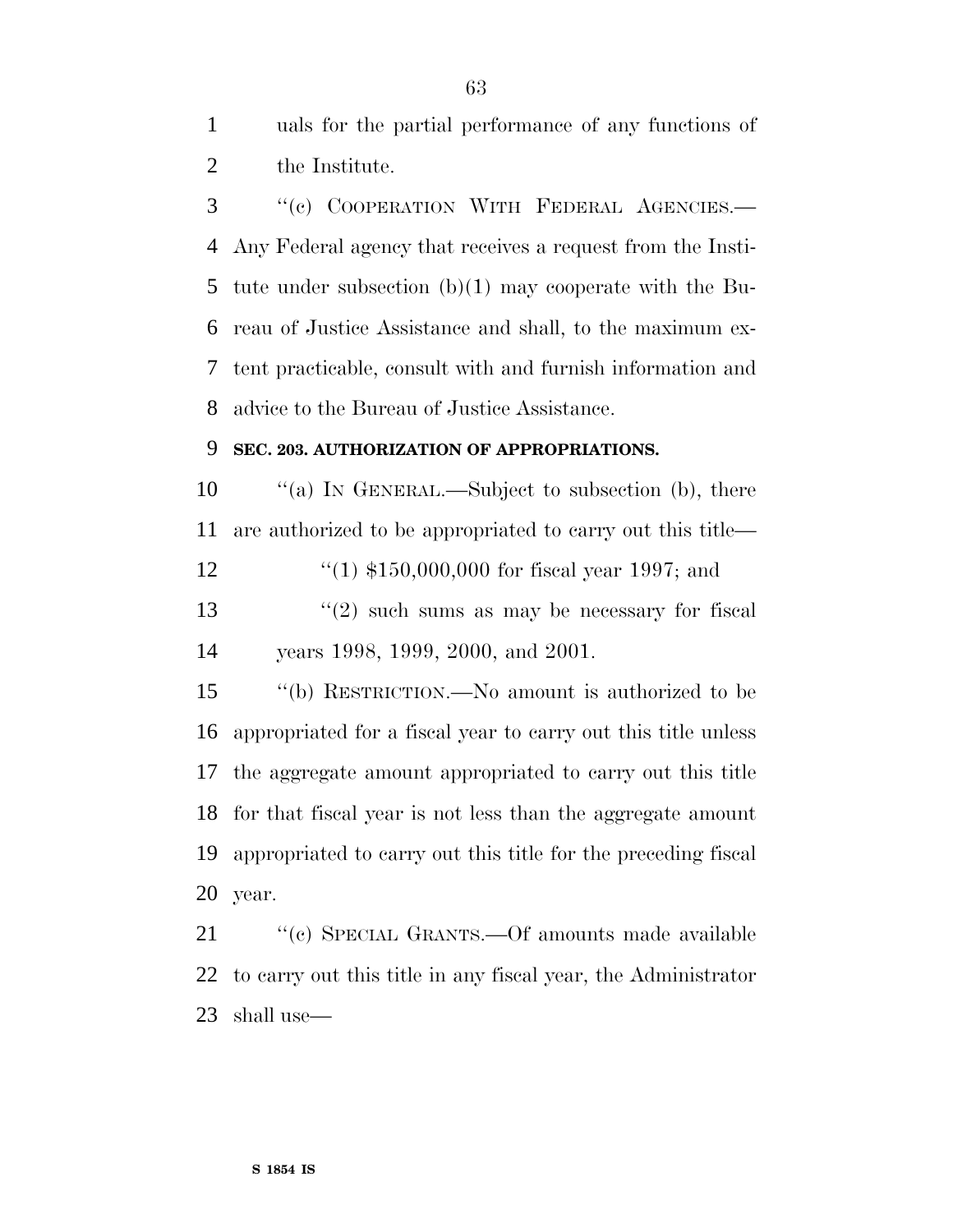uals for the partial performance of any functions of the Institute.

''(c) COOPERATION WITH FEDERAL AGENCIES.—Any Federal agency that receives a request from the Institute under subsection (b)(1) may cooperate with the Bureau of Justice Assistance and shall, to the maximum extent practicable, consult with and furnish information and advice to the Bureau of Justice Assistance.

**SEC. 203. AUTHORIZATION OF APPROPRIATIONS.**

''(a) IN GENERAL.—Subject to subsection (b), there are authorized to be appropriated to carry out this title—

''(1) $150,000,000 for fiscal year 1997; and

''(2) such sums as may be necessary for fiscal years 1998, 1999, 2000, and 2001.

''(b) RESTRICTION.—No amount is authorized to be appropriated for a fiscal year to carry out this title unless the aggregate amount appropriated to carry out this title for that fiscal year is not less than the aggregate amount appropriated to carry out this title for the preceding fiscal year.

''(c) SPECIAL GRANTS.—Of amounts made available to carry out this title in any fiscal year, the Administrator shall use—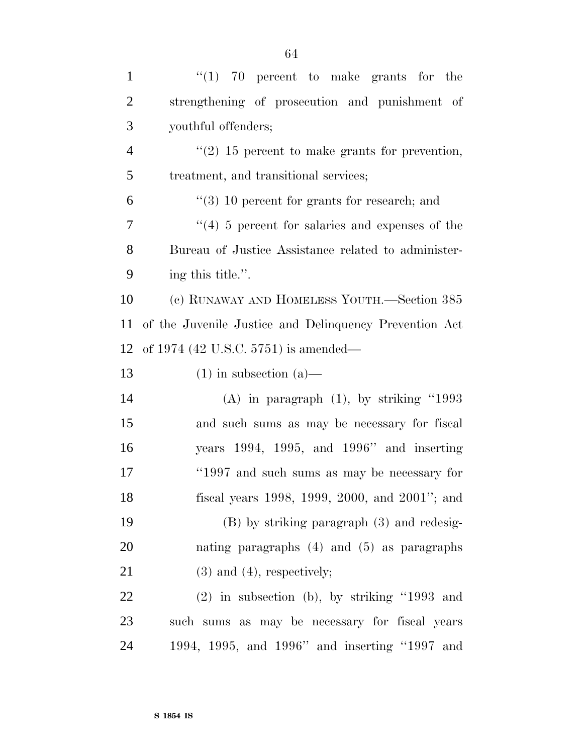"(1) 70 percent to make grants for the strengthening of prosecution and punishment of youthful offenders;

"(2) 15 percent to make grants for prevention, treatment, and transitional services;

"(3) 10 percent for grants for research; and

"(4) 5 percent for salaries and expenses of the Bureau of Justice Assistance related to administering this title.".

(c) RUNAWAY AND HOMELESS YOUTH.—Section 385 of the Juvenile Justice and Delinquency Prevention Act of 1974 (42 U.S.C. 5751) is amended—

(1) in subsection (a)—

(A) in paragraph (1), by striking "1993 and such sums as may be necessary for fiscal years 1994, 1995, and 1996" and inserting "1997 and such sums as may be necessary for fiscal years 1998, 1999, 2000, and 2001"; and

(B) by striking paragraph (3) and redesignating paragraphs (4) and (5) as paragraphs (3) and (4), respectively;

(2) in subsection (b), by striking "1993 and such sums as may be necessary for fiscal years 1994, 1995, and 1996" and inserting "1997 and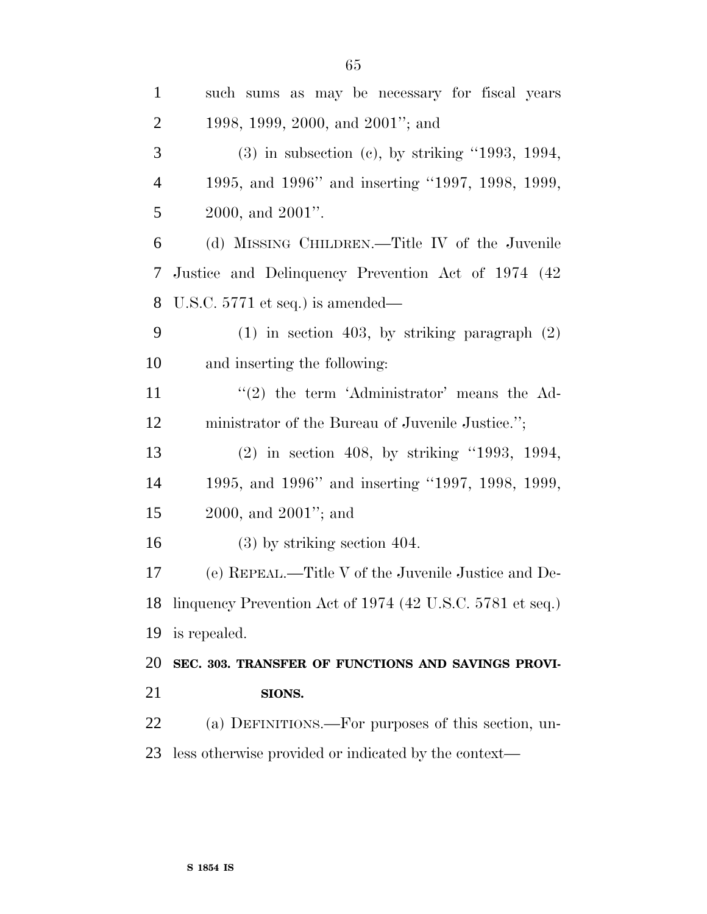such sums as may be necessary for fiscal years 1998, 1999, 2000, and 2001''; and

(3) in subsection (c), by striking ''1993, 1994, 1995, and 1996'' and inserting ''1997, 1998, 1999, 2000, and 2001''.

(d) MISSING CHILDREN.—Title IV of the Juvenile Justice and Delinquency Prevention Act of 1974 (42 U.S.C. 5771 et seq.) is amended—

(1) in section 403, by striking paragraph (2) and inserting the following:

''(2) the term 'Administrator' means the Administrator of the Bureau of Juvenile Justice.'';

(2) in section 408, by striking ''1993, 1994, 1995, and 1996'' and inserting ''1997, 1998, 1999, 2000, and 2001''; and

(3) by striking section 404.

(e) REPEAL.—Title V of the Juvenile Justice and Delinquency Prevention Act of 1974 (42 U.S.C. 5781 et seq.) is repealed.

**SEC. 303. TRANSFER OF FUNCTIONS AND SAVINGS PROVISIONS.**

(a) DEFINITIONS.—For purposes of this section, unless otherwise provided or indicated by the context—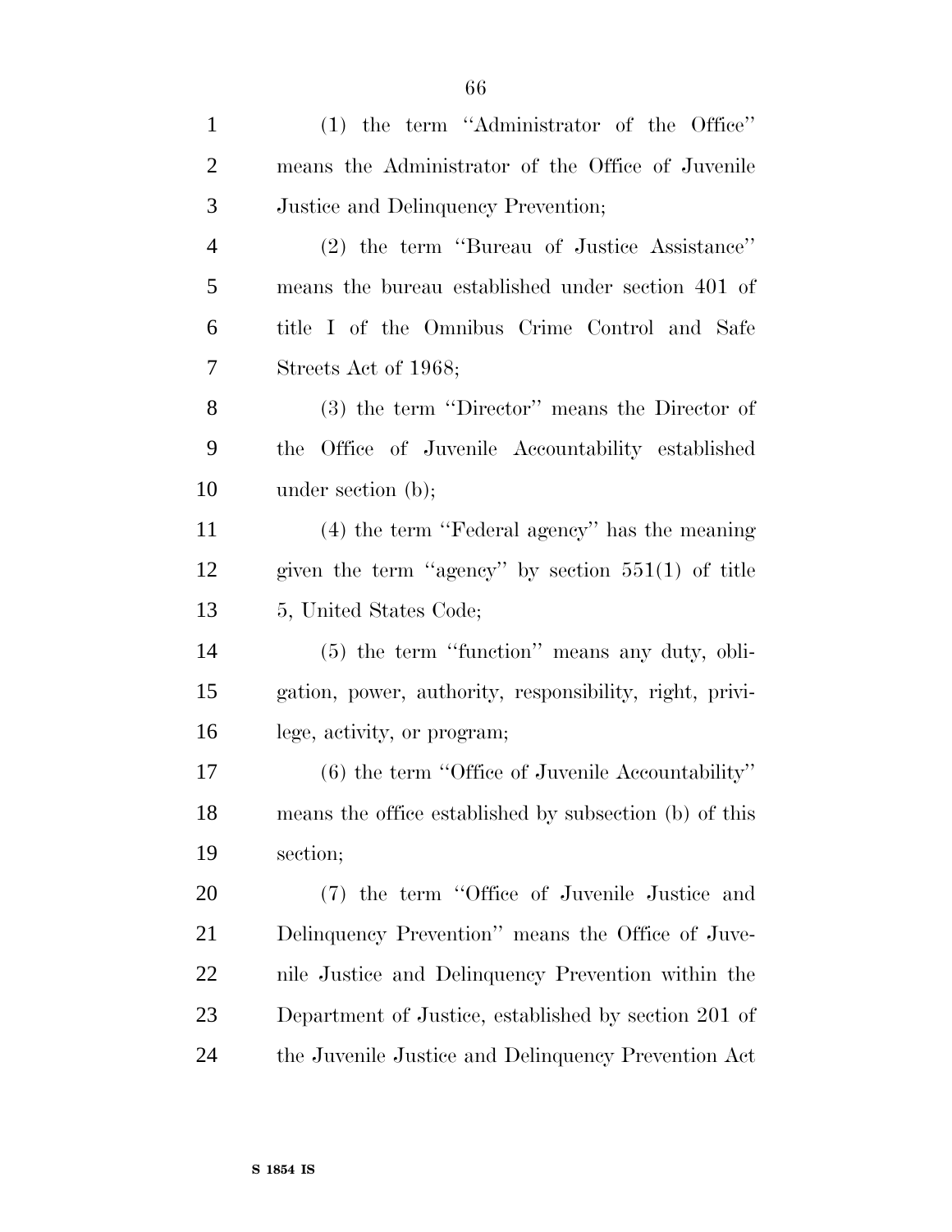(1) the term ''Administrator of the Office'' means the Administrator of the Office of Juvenile Justice and Delinquency Prevention;

(2) the term ''Bureau of Justice Assistance'' means the bureau established under section 401 of title I of the Omnibus Crime Control and Safe Streets Act of 1968;

(3) the term ''Director'' means the Director of the Office of Juvenile Accountability established under section (b);

(4) the term ''Federal agency'' has the meaning given the term ''agency'' by section 551(1) of title 5, United States Code;

(5) the term ''function'' means any duty, obligation, power, authority, responsibility, right, privilege, activity, or program;

(6) the term ''Office of Juvenile Accountability'' means the office established by subsection (b) of this section;

(7) the term ''Office of Juvenile Justice and Delinquency Prevention'' means the Office of Juvenile Justice and Delinquency Prevention within the Department of Justice, established by section 201 of the Juvenile Justice and Delinquency Prevention Act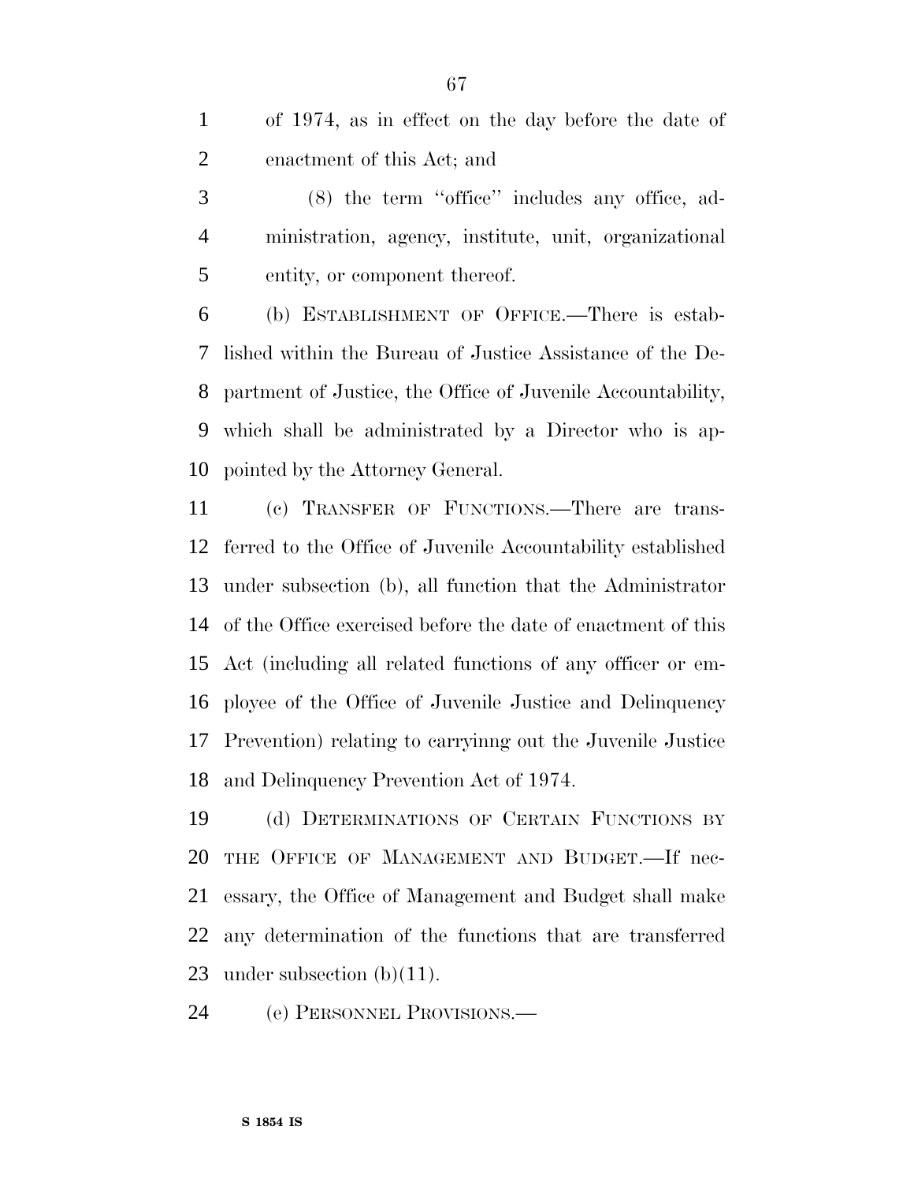of 1974, as in effect on the day before the date of enactment of this Act; and

(8) the term ''office'' includes any office, administration, agency, institute, unit, organizational entity, or component thereof.

(b) ESTABLISHMENT OF OFFICE.—There is established within the Bureau of Justice Assistance of the Department of Justice, the Office of Juvenile Accountability, which shall be administrated by a Director who is appointed by the Attorney General.

(c) TRANSFER OF FUNCTIONS.—There are transferred to the Office of Juvenile Accountability established under subsection (b), all function that the Administrator of the Office exercised before the date of enactment of this Act (including all related functions of any officer or employee of the Office of Juvenile Justice and Delinquency Prevention) relating to carryinng out the Juvenile Justice and Delinquency Prevention Act of 1974.

(d) DETERMINATIONS OF CERTAIN FUNCTIONS BY THE OFFICE OF MANAGEMENT AND BUDGET.—If necessary, the Office of Management and Budget shall make any determination of the functions that are transferred under subsection (b)(11).

(e) PERSONNEL PROVISIONS.—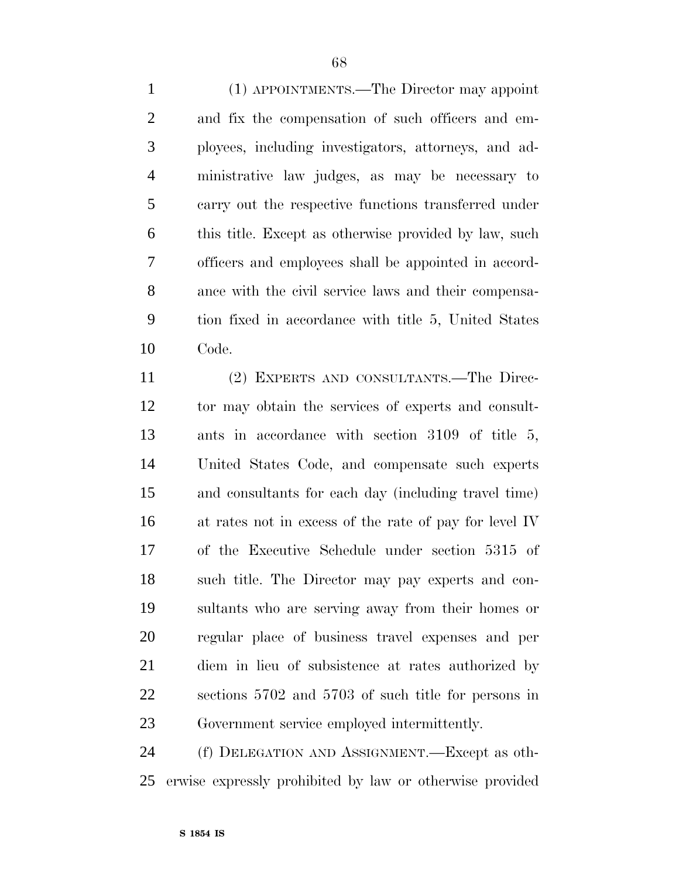(1) APPOINTMENTS.—The Director may appoint and fix the compensation of such officers and employees, including investigators, attorneys, and administrative law judges, as may be necessary to carry out the respective functions transferred under this title. Except as otherwise provided by law, such officers and employees shall be appointed in accordance with the civil service laws and their compensation fixed in accordance with title 5, United States Code.

(2) EXPERTS AND CONSULTANTS.—The Director may obtain the services of experts and consultants in accordance with section 3109 of title 5, United States Code, and compensate such experts and consultants for each day (including travel time) at rates not in excess of the rate of pay for level IV of the Executive Schedule under section 5315 of such title. The Director may pay experts and consultants who are serving away from their homes or regular place of business travel expenses and per diem in lieu of subsistence at rates authorized by sections 5702 and 5703 of such title for persons in Government service employed intermittently.

(f) DELEGATION AND ASSIGNMENT.—Except as otherwise expressly prohibited by law or otherwise provided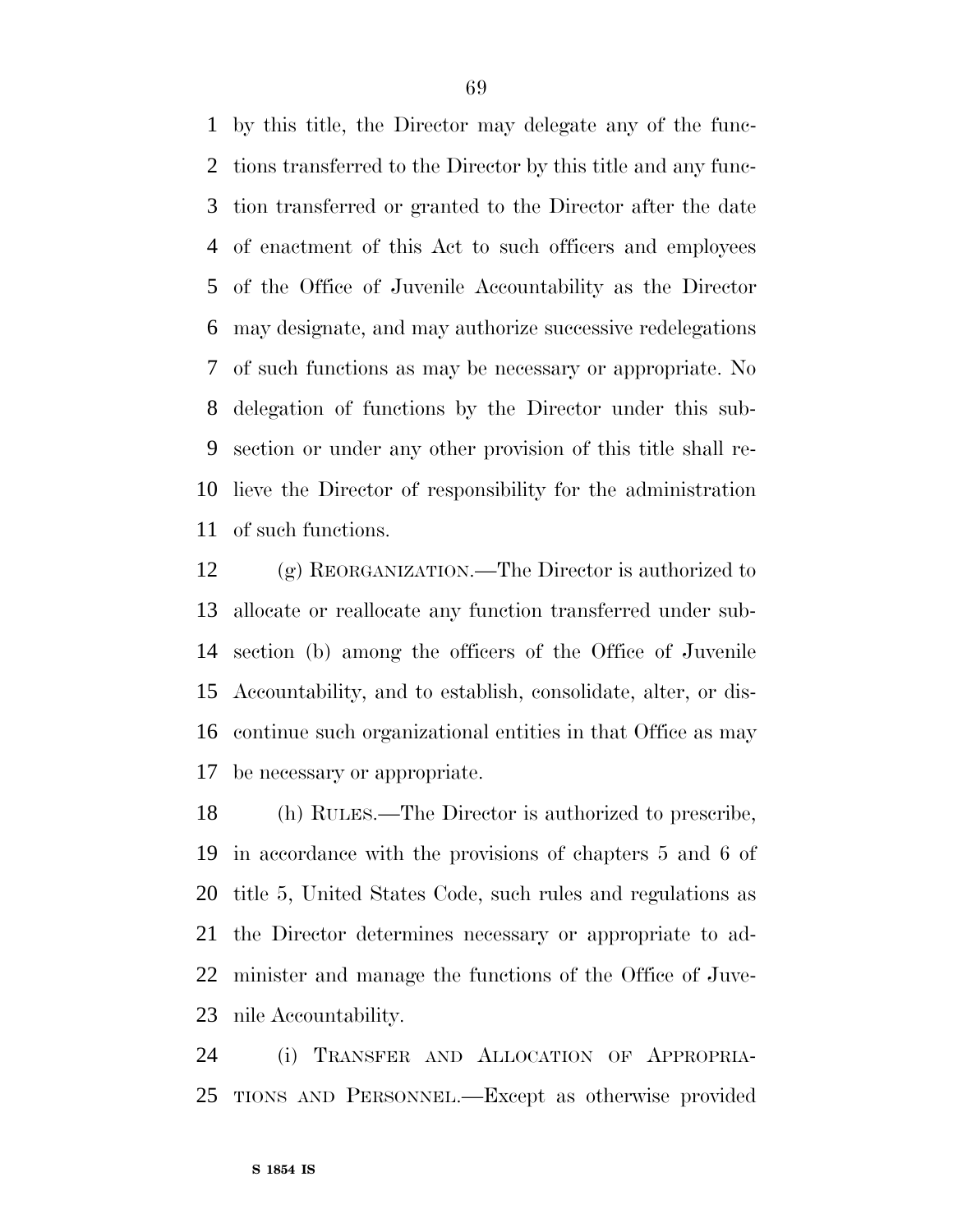by this title, the Director may delegate any of the functions transferred to the Director by this title and any function transferred or granted to the Director after the date of enactment of this Act to such officers and employees of the Office of Juvenile Accountability as the Director may designate, and may authorize successive redelegations of such functions as may be necessary or appropriate. No delegation of functions by the Director under this subsection or under any other provision of this title shall relieve the Director of responsibility for the administration of such functions.

(g) REORGANIZATION.—The Director is authorized to allocate or reallocate any function transferred under subsection (b) among the officers of the Office of Juvenile Accountability, and to establish, consolidate, alter, or discontinue such organizational entities in that Office as may be necessary or appropriate.

(h) RULES.—The Director is authorized to prescribe, in accordance with the provisions of chapters 5 and 6 of title 5, United States Code, such rules and regulations as the Director determines necessary or appropriate to administer and manage the functions of the Office of Juvenile Accountability.

(i) TRANSFER AND ALLOCATION OF APPROPRIATIONS AND PERSONNEL.—Except as otherwise provided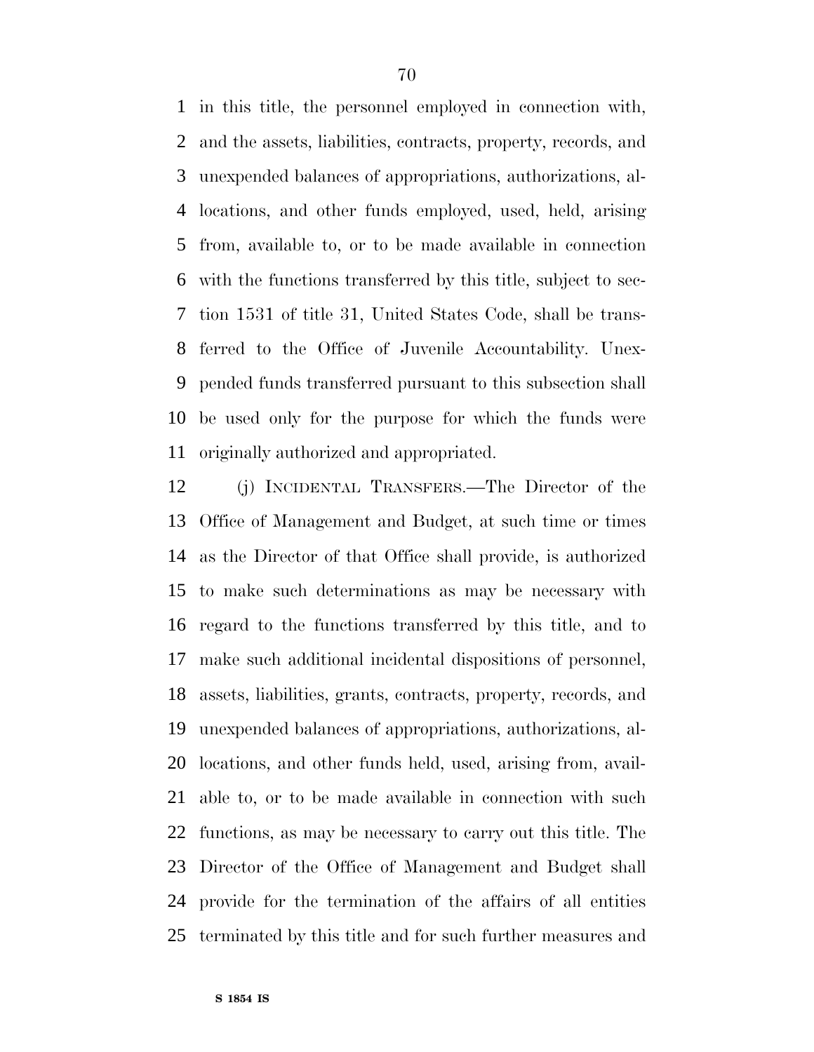in this title, the personnel employed in connection with, and the assets, liabilities, contracts, property, records, and unexpended balances of appropriations, authorizations, allocations, and other funds employed, used, held, arising from, available to, or to be made available in connection with the functions transferred by this title, subject to section 1531 of title 31, United States Code, shall be transferred to the Office of Juvenile Accountability. Unexpended funds transferred pursuant to this subsection shall be used only for the purpose for which the funds were originally authorized and appropriated.

(j) INCIDENTAL TRANSFERS.—The Director of the Office of Management and Budget, at such time or times as the Director of that Office shall provide, is authorized to make such determinations as may be necessary with regard to the functions transferred by this title, and to make such additional incidental dispositions of personnel, assets, liabilities, grants, contracts, property, records, and unexpended balances of appropriations, authorizations, allocations, and other funds held, used, arising from, available to, or to be made available in connection with such functions, as may be necessary to carry out this title. The Director of the Office of Management and Budget shall provide for the termination of the affairs of all entities terminated by this title and for such further measures and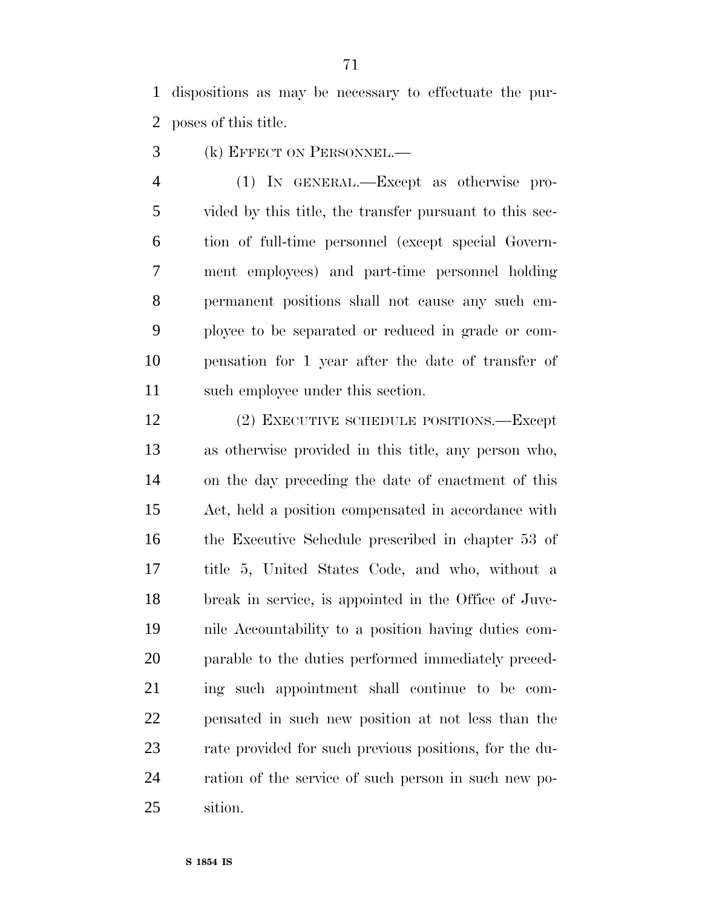dispositions as may be necessary to effectuate the purposes of this title.

(k) EFFECT ON PERSONNEL.—

(1) IN GENERAL.—Except as otherwise provided by this title, the transfer pursuant to this section of full-time personnel (except special Government employees) and part-time personnel holding permanent positions shall not cause any such employee to be separated or reduced in grade or compensation for 1 year after the date of transfer of such employee under this section.

(2) EXECUTIVE SCHEDULE POSITIONS.—Except as otherwise provided in this title, any person who, on the day preceding the date of enactment of this Act, held a position compensated in accordance with the Executive Schedule prescribed in chapter 53 of title 5, United States Code, and who, without a break in service, is appointed in the Office of Juvenile Accountability to a position having duties comparable to the duties performed immediately preceding such appointment shall continue to be compensated in such new position at not less than the rate provided for such previous positions, for the duration of the service of such person in such new position.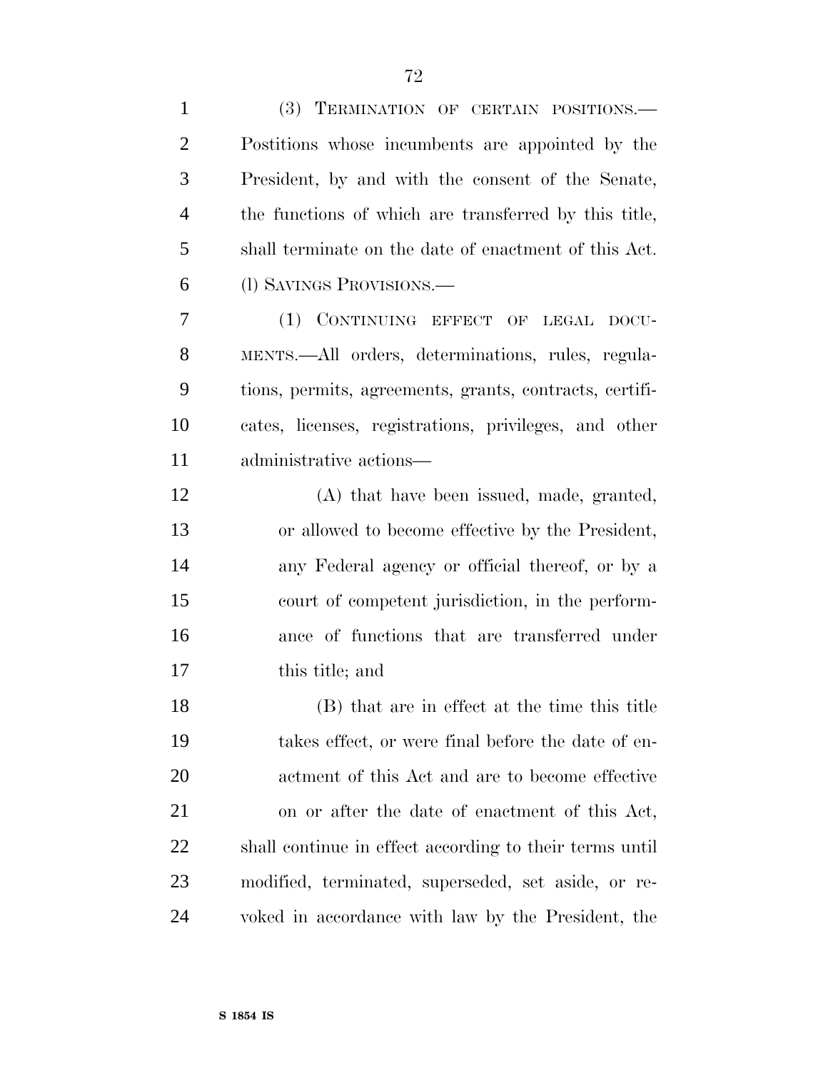(3) TERMINATION OF CERTAIN POSITIONS.—Postitions whose incumbents are appointed by the President, by and with the consent of the Senate, the functions of which are transferred by this title, shall terminate on the date of enactment of this Act.

(l) SAVINGS PROVISIONS.—

(1) CONTINUING EFFECT OF LEGAL DOCUMENTS.—All orders, determinations, rules, regulations, permits, agreements, grants, contracts, certificates, licenses, registrations, privileges, and other administrative actions—

(A) that have been issued, made, granted, or allowed to become effective by the President, any Federal agency or official thereof, or by a court of competent jurisdiction, in the performance of functions that are transferred under this title; and

(B) that are in effect at the time this title takes effect, or were final before the date of enactment of this Act and are to become effective on or after the date of enactment of this Act,

shall continue in effect according to their terms until modified, terminated, superseded, set aside, or revoked in accordance with law by the President, the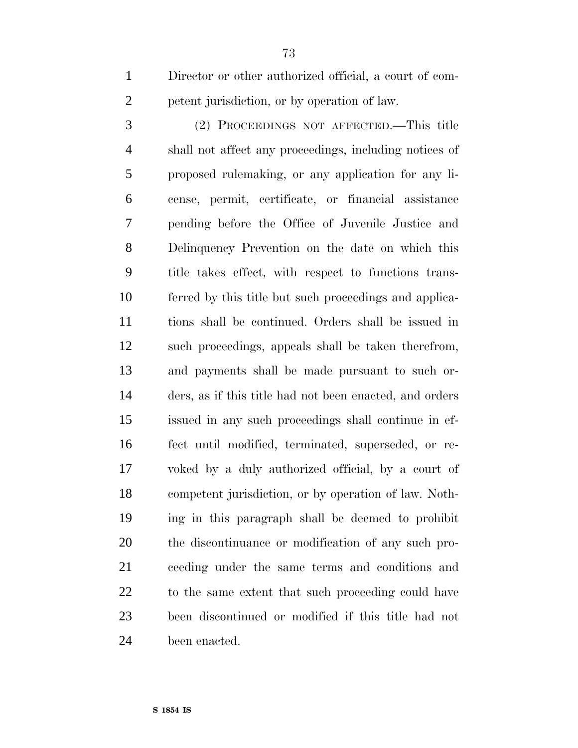Director or other authorized official, a court of competent jurisdiction, or by operation of law.

(2) PROCEEDINGS NOT AFFECTED.—This title shall not affect any proceedings, including notices of proposed rulemaking, or any application for any license, permit, certificate, or financial assistance pending before the Office of Juvenile Justice and Delinquency Prevention on the date on which this title takes effect, with respect to functions transferred by this title but such proceedings and applications shall be continued. Orders shall be issued in such proceedings, appeals shall be taken therefrom, and payments shall be made pursuant to such orders, as if this title had not been enacted, and orders issued in any such proceedings shall continue in effect until modified, terminated, superseded, or revoked by a duly authorized official, by a court of competent jurisdiction, or by operation of law. Nothing in this paragraph shall be deemed to prohibit the discontinuance or modification of any such proceeding under the same terms and conditions and to the same extent that such proceeding could have been discontinued or modified if this title had not been enacted.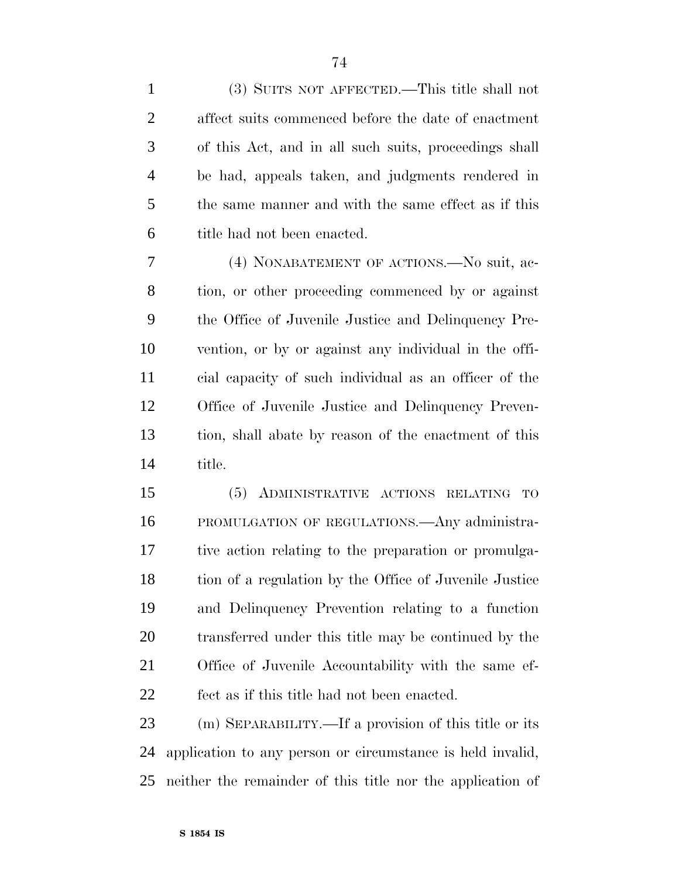(3) SUITS NOT AFFECTED.—This title shall not affect suits commenced before the date of enactment of this Act, and in all such suits, proceedings shall be had, appeals taken, and judgments rendered in the same manner and with the same effect as if this title had not been enacted.

(4) NONABATEMENT OF ACTIONS.—No suit, action, or other proceeding commenced by or against the Office of Juvenile Justice and Delinquency Prevention, or by or against any individual in the official capacity of such individual as an officer of the Office of Juvenile Justice and Delinquency Prevention, shall abate by reason of the enactment of this title.

(5) ADMINISTRATIVE ACTIONS RELATING TO PROMULGATION OF REGULATIONS.—Any administrative action relating to the preparation or promulgation of a regulation by the Office of Juvenile Justice and Delinquency Prevention relating to a function transferred under this title may be continued by the Office of Juvenile Accountability with the same effect as if this title had not been enacted.

(m) SEPARABILITY.—If a provision of this title or its application to any person or circumstance is held invalid, neither the remainder of this title nor the application of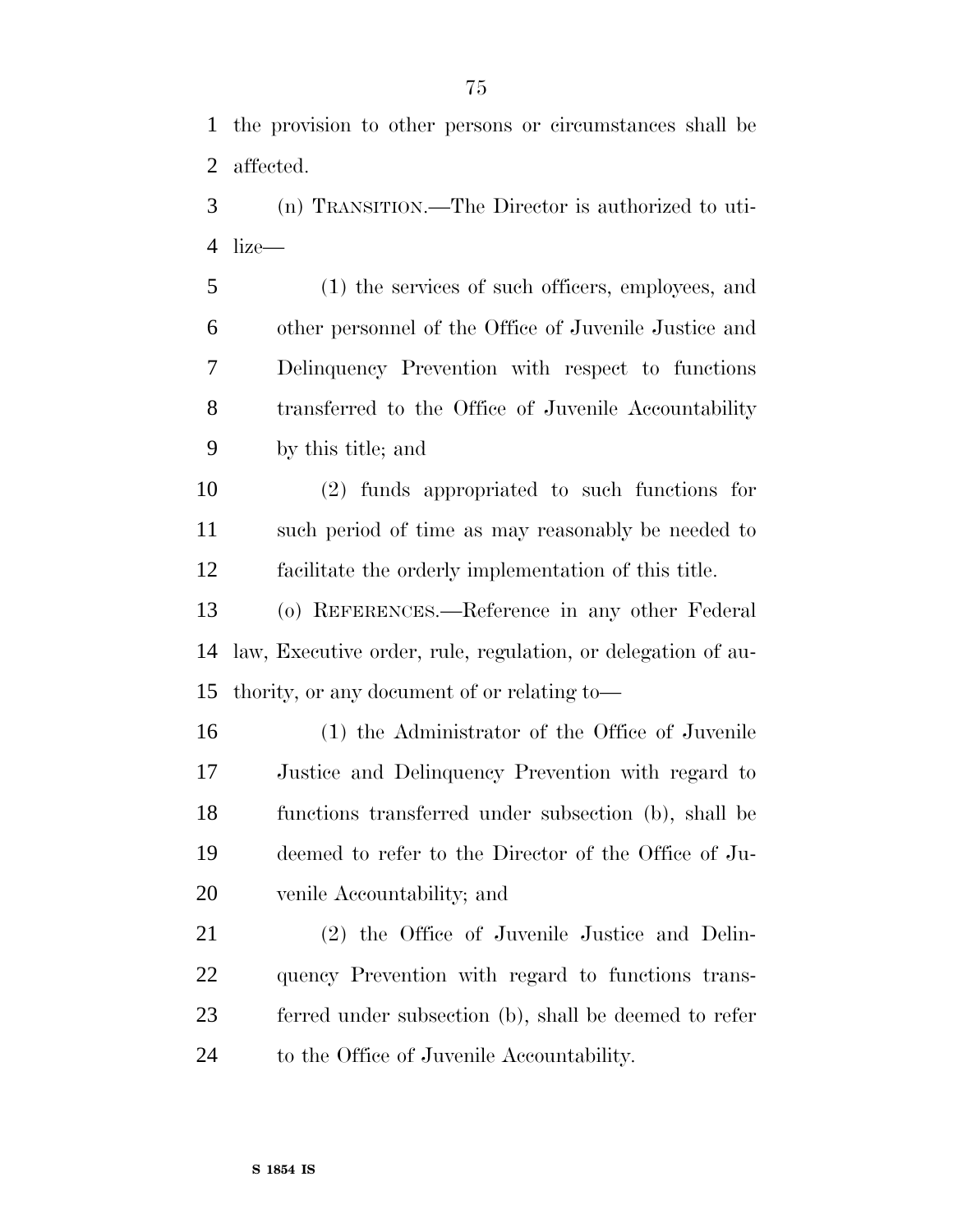the provision to other persons or circumstances shall be affected.

(n) TRANSITION.—The Director is authorized to utilize—

(1) the services of such officers, employees, and other personnel of the Office of Juvenile Justice and Delinquency Prevention with respect to functions transferred to the Office of Juvenile Accountability by this title; and

(2) funds appropriated to such functions for such period of time as may reasonably be needed to facilitate the orderly implementation of this title.

(o) REFERENCES.—Reference in any other Federal law, Executive order, rule, regulation, or delegation of authority, or any document of or relating to—

(1) the Administrator of the Office of Juvenile Justice and Delinquency Prevention with regard to functions transferred under subsection (b), shall be deemed to refer to the Director of the Office of Juvenile Accountability; and

(2) the Office of Juvenile Justice and Delinquency Prevention with regard to functions transferred under subsection (b), shall be deemed to refer to the Office of Juvenile Accountability.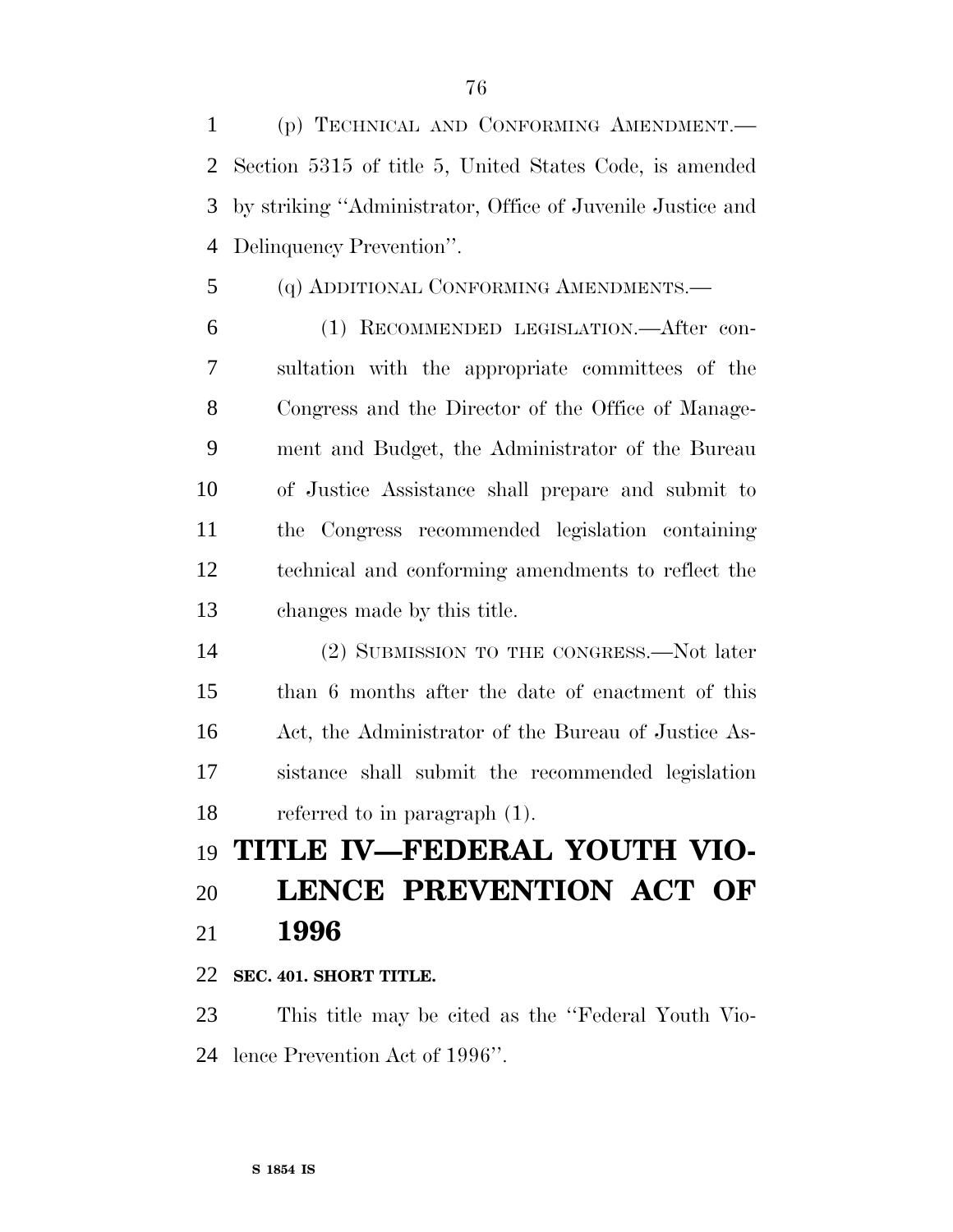(p) TECHNICAL AND CONFORMING AMENDMENT.—Section 5315 of title 5, United States Code, is amended by striking ''Administrator, Office of Juvenile Justice and Delinquency Prevention''.

(q) ADDITIONAL CONFORMING AMENDMENTS.—

(1) RECOMMENDED LEGISLATION.—After consultation with the appropriate committees of the Congress and the Director of the Office of Management and Budget, the Administrator of the Bureau of Justice Assistance shall prepare and submit to the Congress recommended legislation containing technical and conforming amendments to reflect the changes made by this title.

(2) SUBMISSION TO THE CONGRESS.—Not later than 6 months after the date of enactment of this Act, the Administrator of the Bureau of Justice Assistance shall submit the recommended legislation referred to in paragraph (1).

# TITLE IV—FEDERAL YOUTH VIOLENCE PREVENTION ACT OF 1996

**SEC. 401. SHORT TITLE.**

This title may be cited as the ''Federal Youth Violence Prevention Act of 1996''.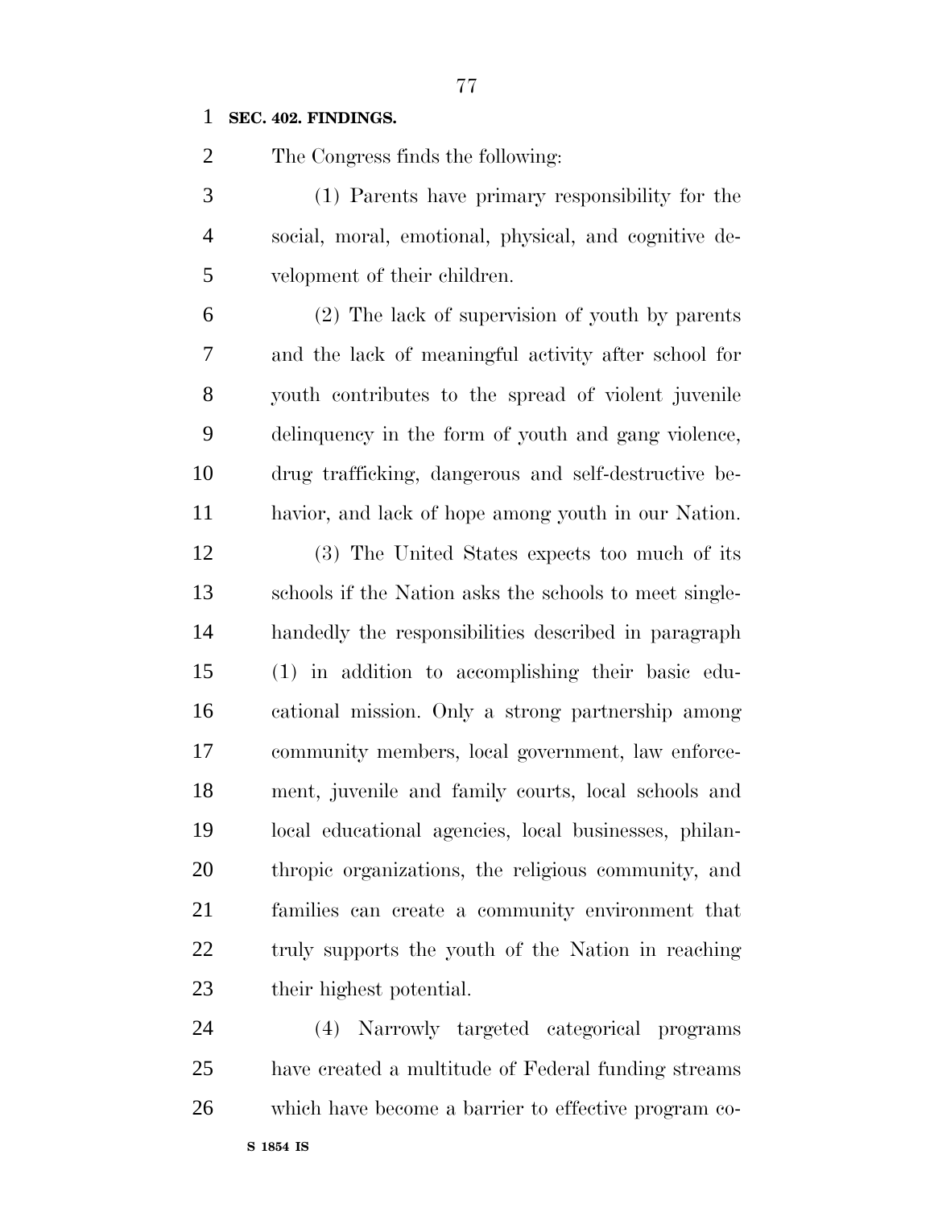**SEC. 402. FINDINGS.**

The Congress finds the following:

(1) Parents have primary responsibility for the social, moral, emotional, physical, and cognitive development of their children.

(2) The lack of supervision of youth by parents and the lack of meaningful activity after school for youth contributes to the spread of violent juvenile delinquency in the form of youth and gang violence, drug trafficking, dangerous and self-destructive behavior, and lack of hope among youth in our Nation.

(3) The United States expects too much of its schools if the Nation asks the schools to meet single-handedly the responsibilities described in paragraph (1) in addition to accomplishing their basic educational mission. Only a strong partnership among community members, local government, law enforcement, juvenile and family courts, local schools and local educational agencies, local businesses, philanthropic organizations, the religious community, and families can create a community environment that truly supports the youth of the Nation in reaching their highest potential.

(4) Narrowly targeted categorical programs have created a multitude of Federal funding streams which have become a barrier to effective program co-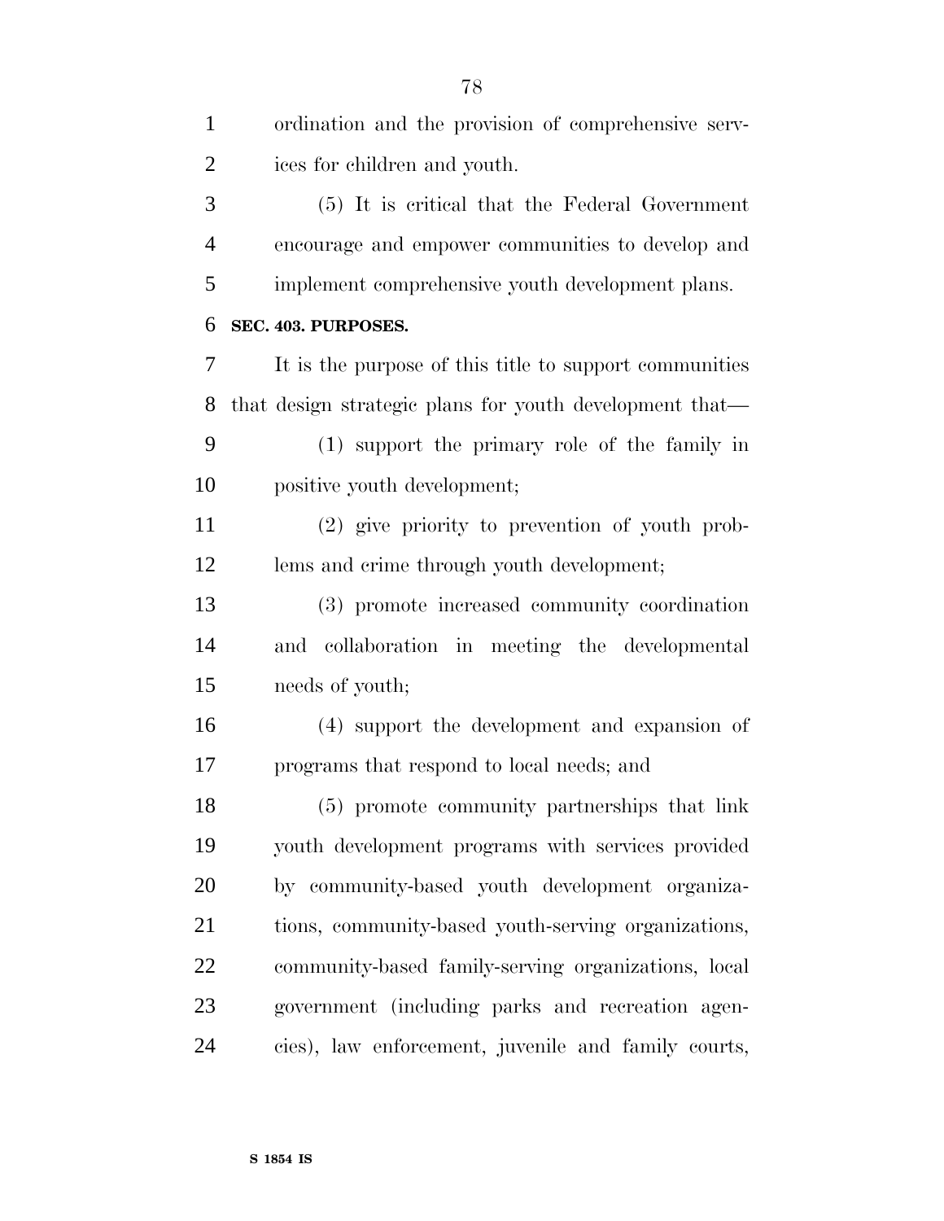ordination and the provision of comprehensive services for children and youth.

(5) It is critical that the Federal Government encourage and empower communities to develop and implement comprehensive youth development plans.

**SEC. 403. PURPOSES.**

It is the purpose of this title to support communities that design strategic plans for youth development that—

(1) support the primary role of the family in positive youth development;

(2) give priority to prevention of youth problems and crime through youth development;

(3) promote increased community coordination and collaboration in meeting the developmental needs of youth;

(4) support the development and expansion of programs that respond to local needs; and

(5) promote community partnerships that link youth development programs with services provided by community-based youth development organizations, community-based youth-serving organizations, community-based family-serving organizations, local government (including parks and recreation agencies), law enforcement, juvenile and family courts,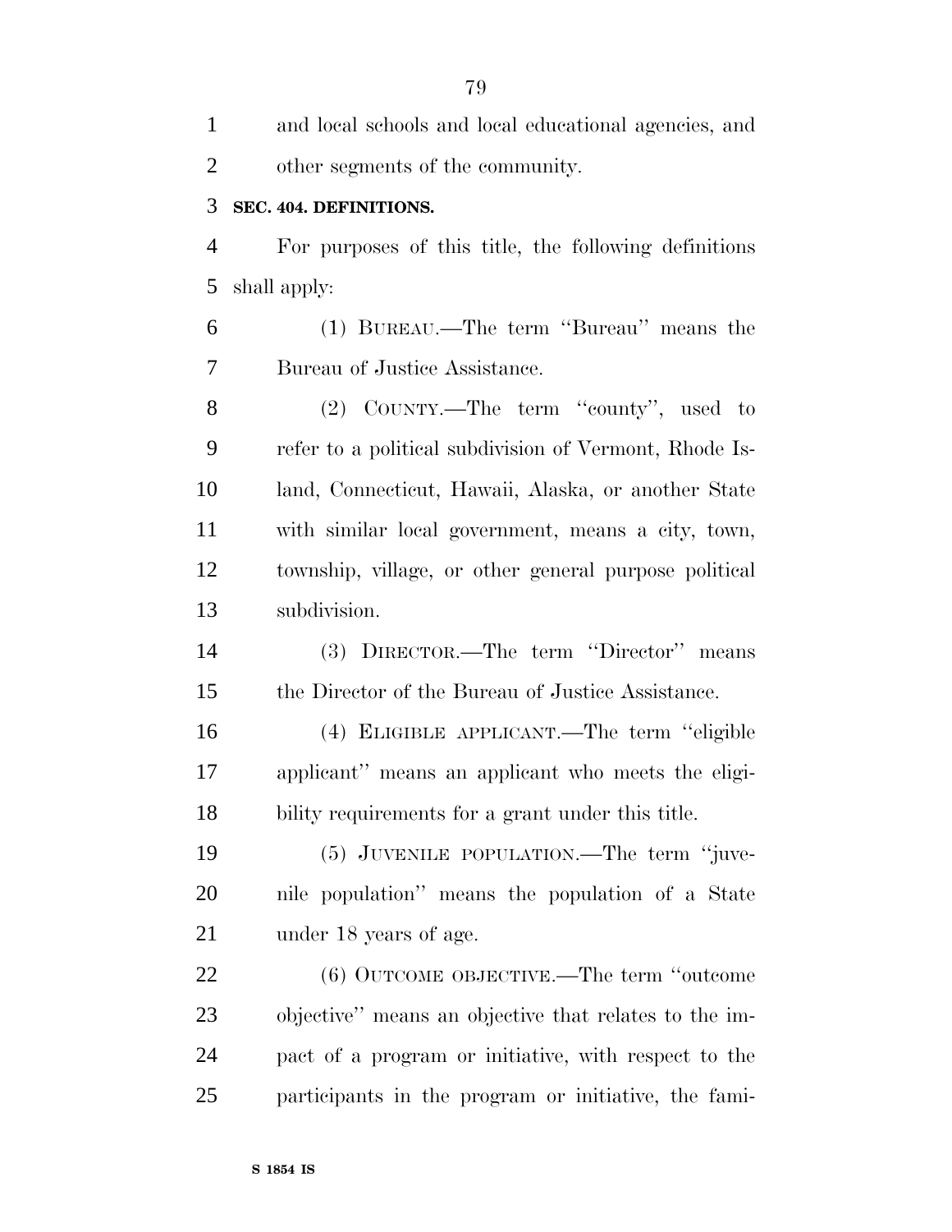and local schools and local educational agencies, and other segments of the community.

**SEC. 404. DEFINITIONS.**

For purposes of this title, the following definitions shall apply:

(1) BUREAU.—The term ''Bureau'' means the Bureau of Justice Assistance.

(2) COUNTY.—The term ''county'', used to refer to a political subdivision of Vermont, Rhode Island, Connecticut, Hawaii, Alaska, or another State with similar local government, means a city, town, township, village, or other general purpose political subdivision.

(3) DIRECTOR.—The term ''Director'' means the Director of the Bureau of Justice Assistance.

(4) ELIGIBLE APPLICANT.—The term ''eligible applicant'' means an applicant who meets the eligibility requirements for a grant under this title.

(5) JUVENILE POPULATION.—The term ''juvenile population'' means the population of a State under 18 years of age.

(6) OUTCOME OBJECTIVE.—The term ''outcome objective'' means an objective that relates to the impact of a program or initiative, with respect to the participants in the program or initiative, the fami-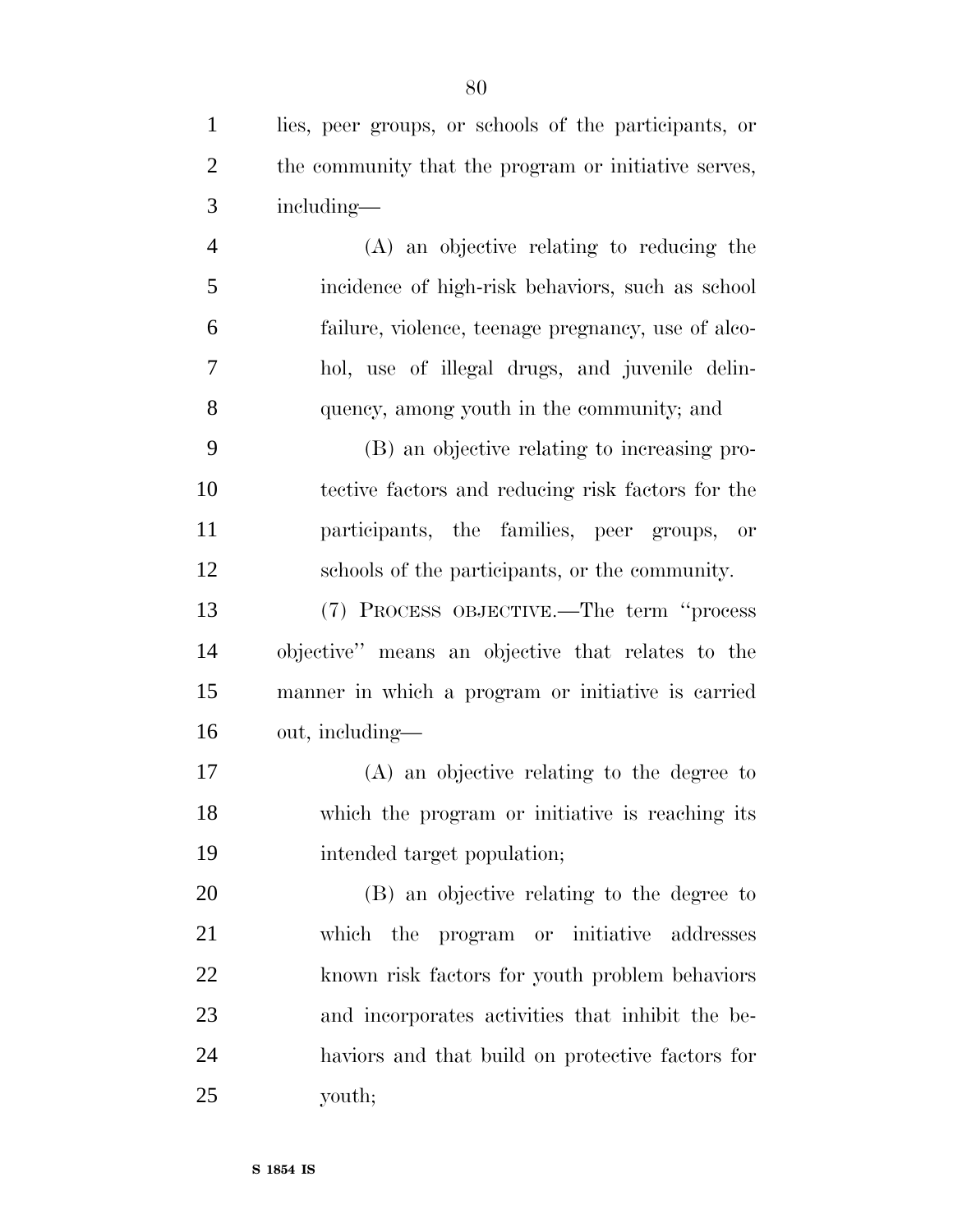lies, peer groups, or schools of the participants, or the community that the program or initiative serves, including—

(A) an objective relating to reducing the incidence of high-risk behaviors, such as school failure, violence, teenage pregnancy, use of alcohol, use of illegal drugs, and juvenile delinquency, among youth in the community; and

(B) an objective relating to increasing protective factors and reducing risk factors for the participants, the families, peer groups, or schools of the participants, or the community.

(7) PROCESS OBJECTIVE.—The term "process objective" means an objective that relates to the manner in which a program or initiative is carried out, including—

(A) an objective relating to the degree to which the program or initiative is reaching its intended target population;

(B) an objective relating to the degree to which the program or initiative addresses known risk factors for youth problem behaviors and incorporates activities that inhibit the behaviors and that build on protective factors for youth;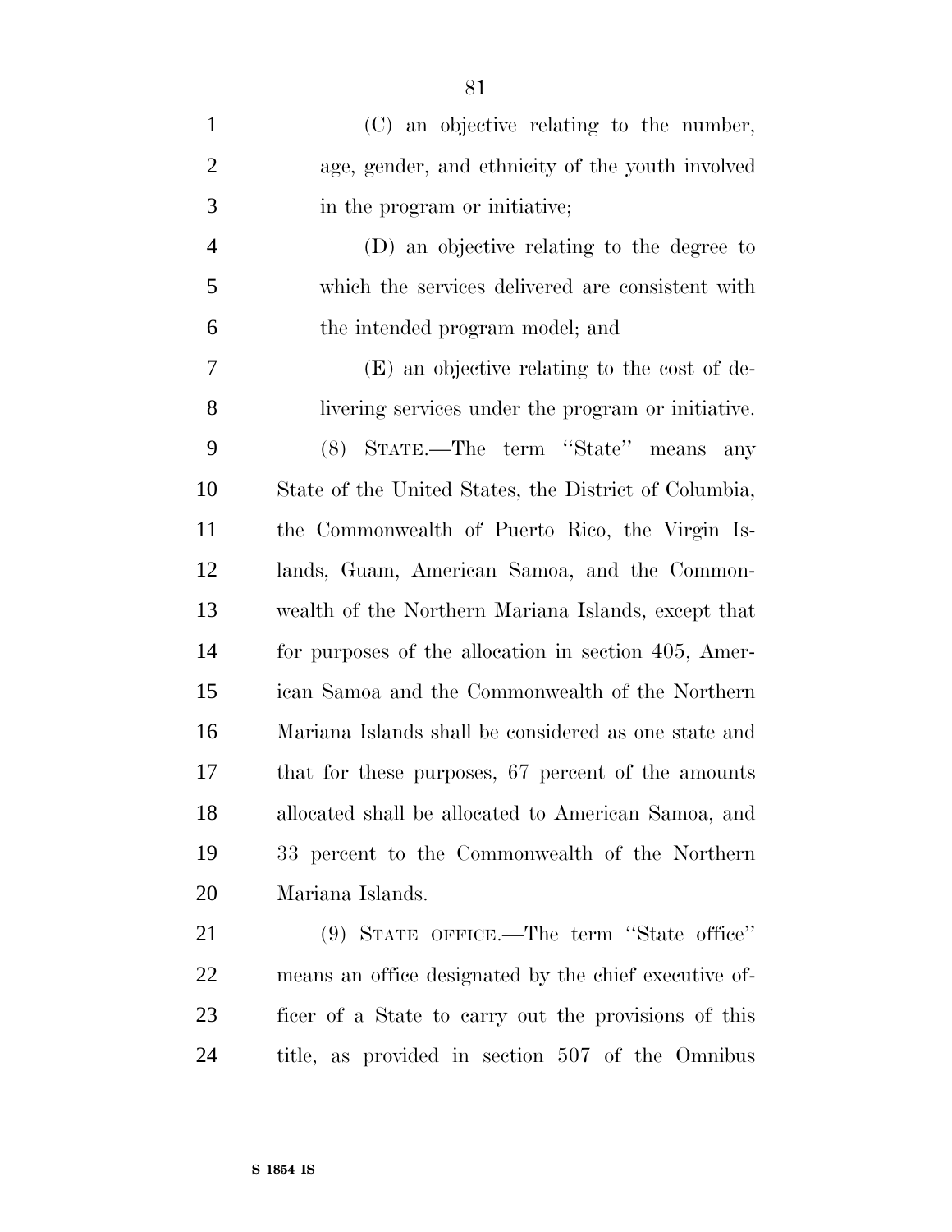(C) an objective relating to the number, age, gender, and ethnicity of the youth involved in the program or initiative;

(D) an objective relating to the degree to which the services delivered are consistent with the intended program model; and

(E) an objective relating to the cost of delivering services under the program or initiative.

(8) STATE.—The term "State" means any State of the United States, the District of Columbia, the Commonwealth of Puerto Rico, the Virgin Islands, Guam, American Samoa, and the Commonwealth of the Northern Mariana Islands, except that for purposes of the allocation in section 405, American Samoa and the Commonwealth of the Northern Mariana Islands shall be considered as one state and that for these purposes, 67 percent of the amounts allocated shall be allocated to American Samoa, and 33 percent to the Commonwealth of the Northern Mariana Islands.

(9) STATE OFFICE.—The term "State office" means an office designated by the chief executive officer of a State to carry out the provisions of this title, as provided in section 507 of the Omnibus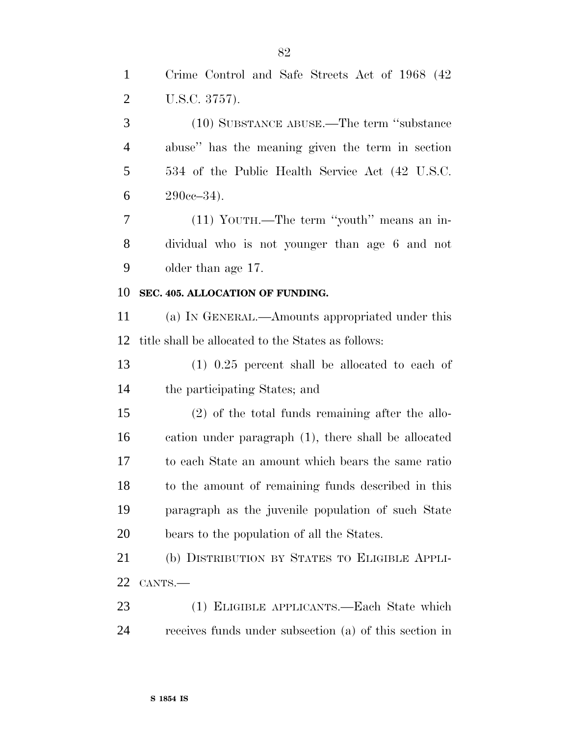Crime Control and Safe Streets Act of 1968 (42 U.S.C. 3757).

(10) SUBSTANCE ABUSE.—The term ''substance abuse'' has the meaning given the term in section 534 of the Public Health Service Act (42 U.S.C. 290cc–34).

(11) YOUTH.—The term ''youth'' means an individual who is not younger than age 6 and not older than age 17.

**SEC. 405. ALLOCATION OF FUNDING.**

(a) IN GENERAL.—Amounts appropriated under this title shall be allocated to the States as follows:

(1) 0.25 percent shall be allocated to each of the participating States; and

(2) of the total funds remaining after the allocation under paragraph (1), there shall be allocated to each State an amount which bears the same ratio to the amount of remaining funds described in this paragraph as the juvenile population of such State bears to the population of all the States.

(b) DISTRIBUTION BY STATES TO ELIGIBLE APPLICANTS.—

(1) ELIGIBLE APPLICANTS.—Each State which receives funds under subsection (a) of this section in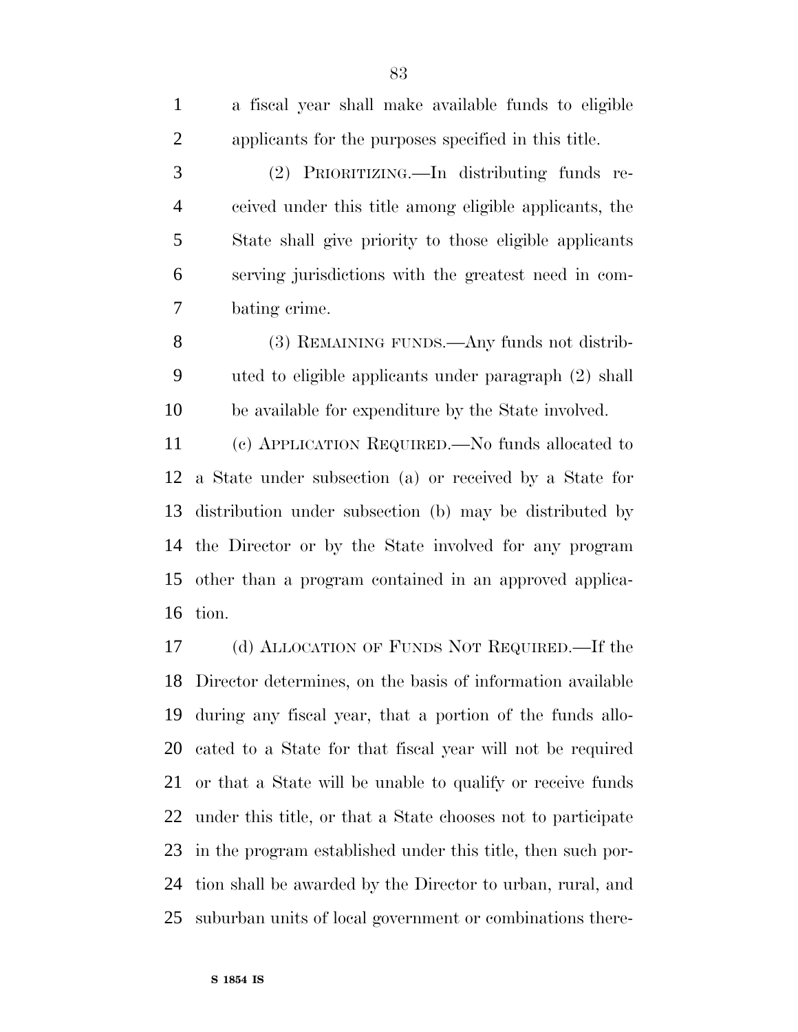a fiscal year shall make available funds to eligible applicants for the purposes specified in this title.

(2) PRIORITIZING.—In distributing funds received under this title among eligible applicants, the State shall give priority to those eligible applicants serving jurisdictions with the greatest need in combating crime.

(3) REMAINING FUNDS.—Any funds not distributed to eligible applicants under paragraph (2) shall be available for expenditure by the State involved.

(c) APPLICATION REQUIRED.—No funds allocated to a State under subsection (a) or received by a State for distribution under subsection (b) may be distributed by the Director or by the State involved for any program other than a program contained in an approved application.

(d) ALLOCATION OF FUNDS NOT REQUIRED.—If the Director determines, on the basis of information available during any fiscal year, that a portion of the funds allocated to a State for that fiscal year will not be required or that a State will be unable to qualify or receive funds under this title, or that a State chooses not to participate in the program established under this title, then such portion shall be awarded by the Director to urban, rural, and suburban units of local government or combinations there-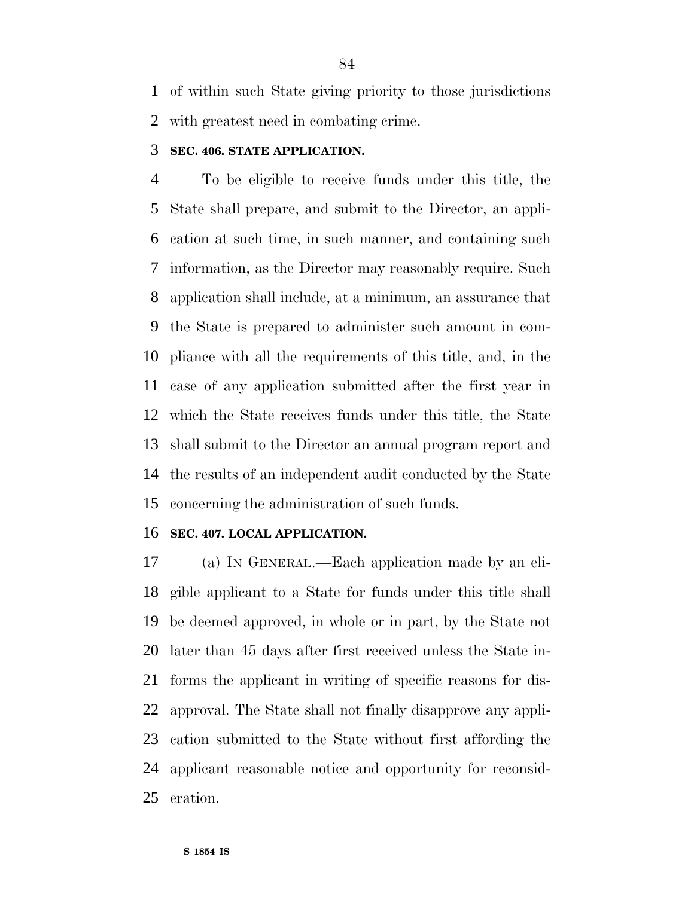of within such State giving priority to those jurisdictions with greatest need in combating crime.

### SEC. 406. STATE APPLICATION.

To be eligible to receive funds under this title, the State shall prepare, and submit to the Director, an application at such time, in such manner, and containing such information, as the Director may reasonably require. Such application shall include, at a minimum, an assurance that the State is prepared to administer such amount in compliance with all the requirements of this title, and, in the case of any application submitted after the first year in which the State receives funds under this title, the State shall submit to the Director an annual program report and the results of an independent audit conducted by the State concerning the administration of such funds.

### SEC. 407. LOCAL APPLICATION.

(a) IN GENERAL.—Each application made by an eligible applicant to a State for funds under this title shall be deemed approved, in whole or in part, by the State not later than 45 days after first received unless the State informs the applicant in writing of specific reasons for disapproval. The State shall not finally disapprove any application submitted to the State without first affording the applicant reasonable notice and opportunity for reconsideration.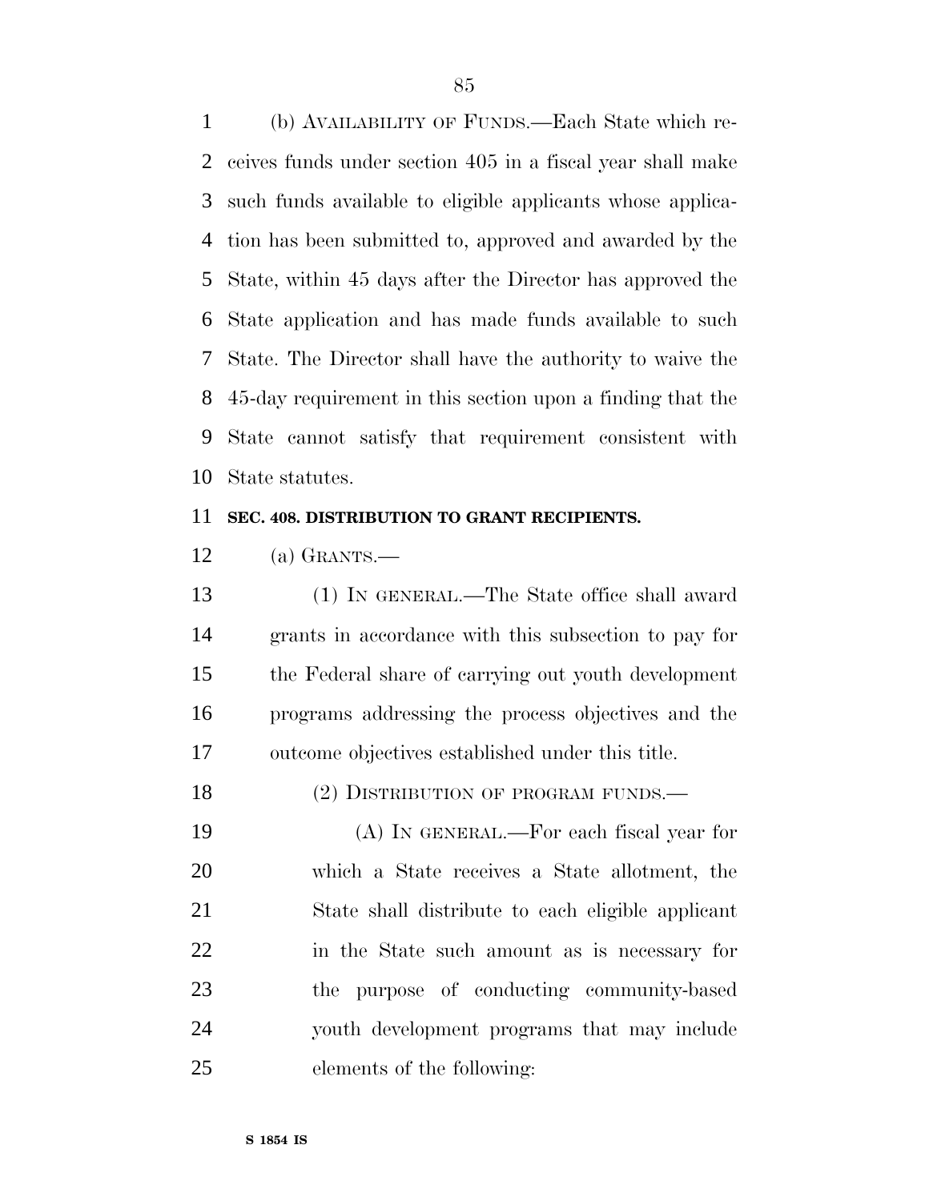(b) AVAILABILITY OF FUNDS.—Each State which receives funds under section 405 in a fiscal year shall make such funds available to eligible applicants whose application has been submitted to, approved and awarded by the State, within 45 days after the Director has approved the State application and has made funds available to such State. The Director shall have the authority to waive the 45-day requirement in this section upon a finding that the State cannot satisfy that requirement consistent with State statutes.

**SEC. 408. DISTRIBUTION TO GRANT RECIPIENTS.**

(a) GRANTS.—

(1) IN GENERAL.—The State office shall award grants in accordance with this subsection to pay for the Federal share of carrying out youth development programs addressing the process objectives and the outcome objectives established under this title.

(2) DISTRIBUTION OF PROGRAM FUNDS.—

(A) IN GENERAL.—For each fiscal year for which a State receives a State allotment, the State shall distribute to each eligible applicant in the State such amount as is necessary for the purpose of conducting community-based youth development programs that may include elements of the following: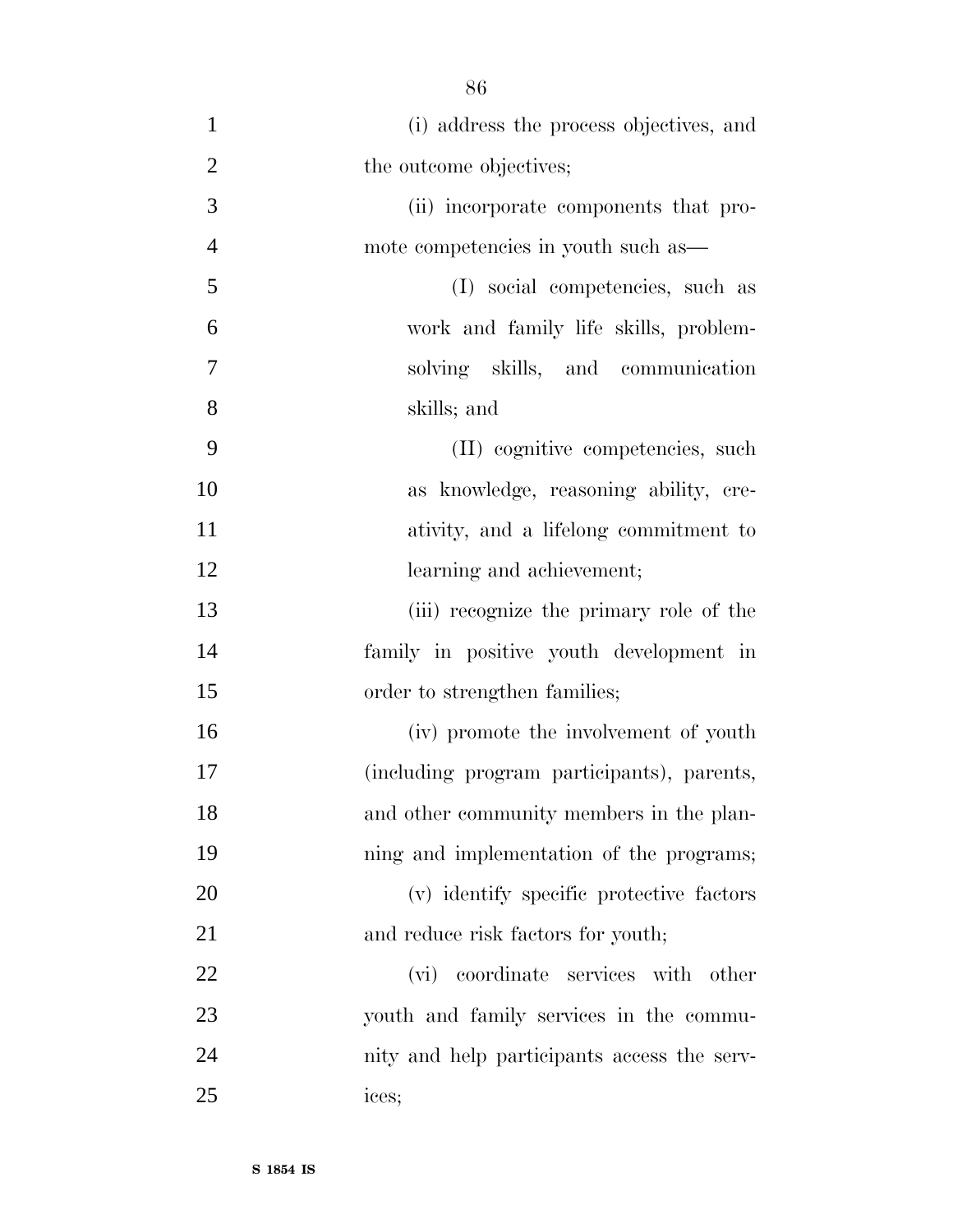(i) address the process objectives, and the outcome objectives;

(ii) incorporate components that promote competencies in youth such as—

(I) social competencies, such as work and family life skills, problem-solving skills, and communication skills; and

(II) cognitive competencies, such as knowledge, reasoning ability, creativity, and a lifelong commitment to learning and achievement;

(iii) recognize the primary role of the family in positive youth development in order to strengthen families;

(iv) promote the involvement of youth (including program participants), parents, and other community members in the planning and implementation of the programs;

(v) identify specific protective factors and reduce risk factors for youth;

(vi) coordinate services with other youth and family services in the community and help participants access the services;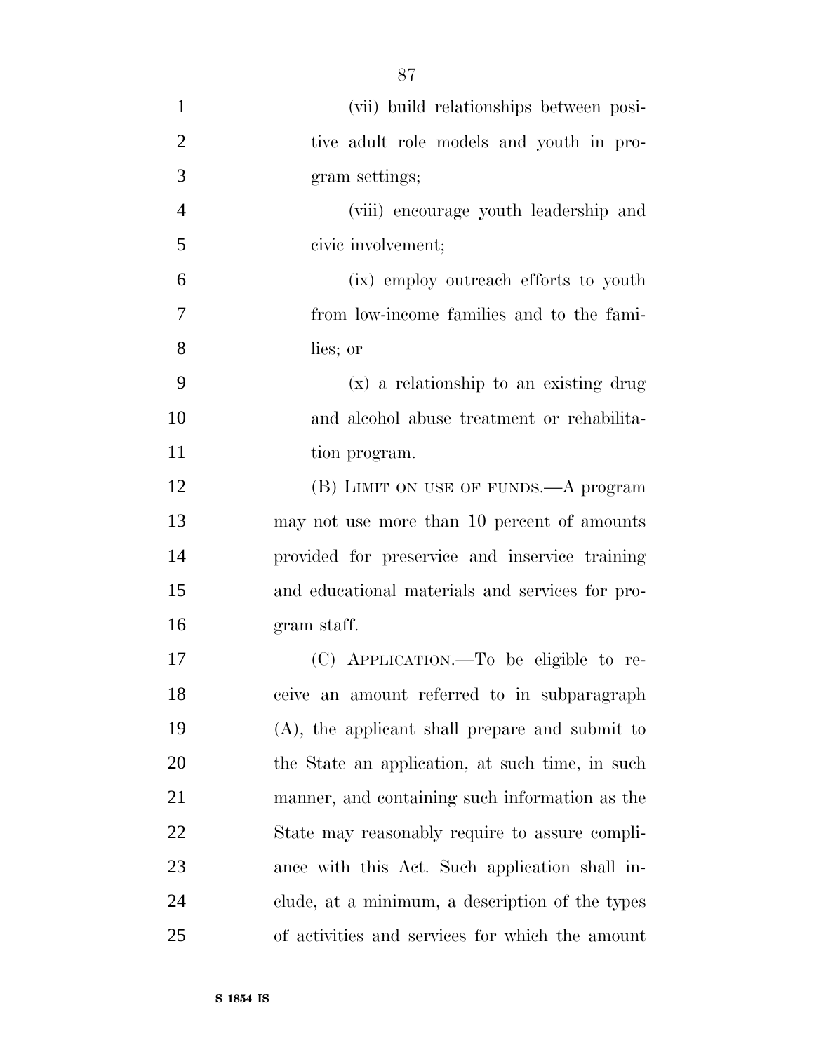(vii) build relationships between positive adult role models and youth in program settings;

(viii) encourage youth leadership and civic involvement;

(ix) employ outreach efforts to youth from low-income families and to the families; or

(x) a relationship to an existing drug and alcohol abuse treatment or rehabilitation program.

(B) LIMIT ON USE OF FUNDS.—A program may not use more than 10 percent of amounts provided for preservice and inservice training and educational materials and services for program staff.

(C) APPLICATION.—To be eligible to receive an amount referred to in subparagraph (A), the applicant shall prepare and submit to the State an application, at such time, in such manner, and containing such information as the State may reasonably require to assure compliance with this Act. Such application shall include, at a minimum, a description of the types of activities and services for which the amount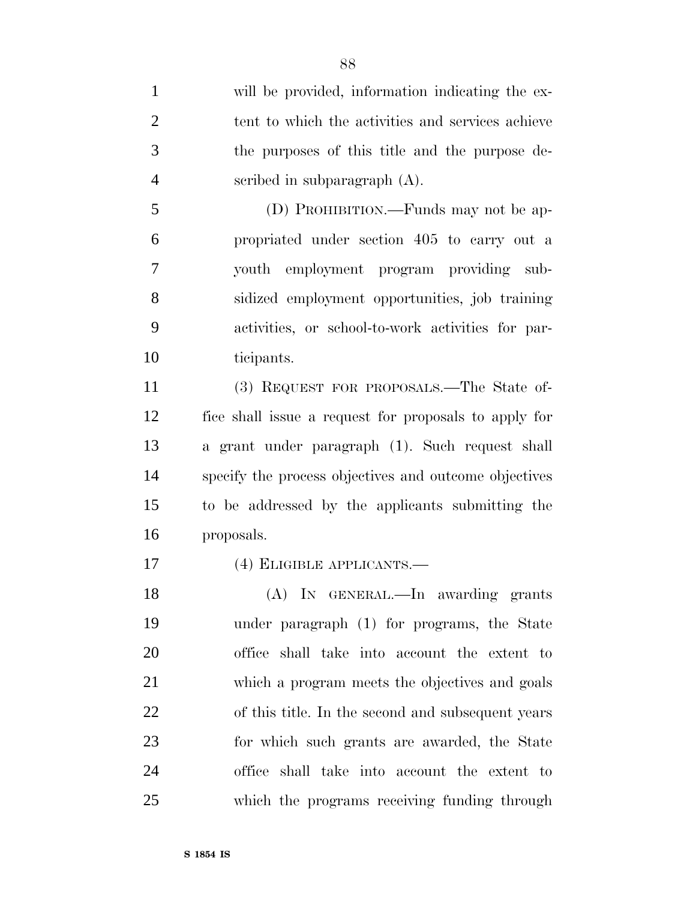will be provided, information indicating the extent to which the activities and services achieve the purposes of this title and the purpose described in subparagraph (A).

(D) PROHIBITION.—Funds may not be appropriated under section 405 to carry out a youth employment program providing subsidized employment opportunities, job training activities, or school-to-work activities for participants.

(3) REQUEST FOR PROPOSALS.—The State office shall issue a request for proposals to apply for a grant under paragraph (1). Such request shall specify the process objectives and outcome objectives to be addressed by the applicants submitting the proposals.

(4) ELIGIBLE APPLICANTS.—

(A) IN GENERAL.—In awarding grants under paragraph (1) for programs, the State office shall take into account the extent to which a program meets the objectives and goals of this title. In the second and subsequent years for which such grants are awarded, the State office shall take into account the extent to which the programs receiving funding through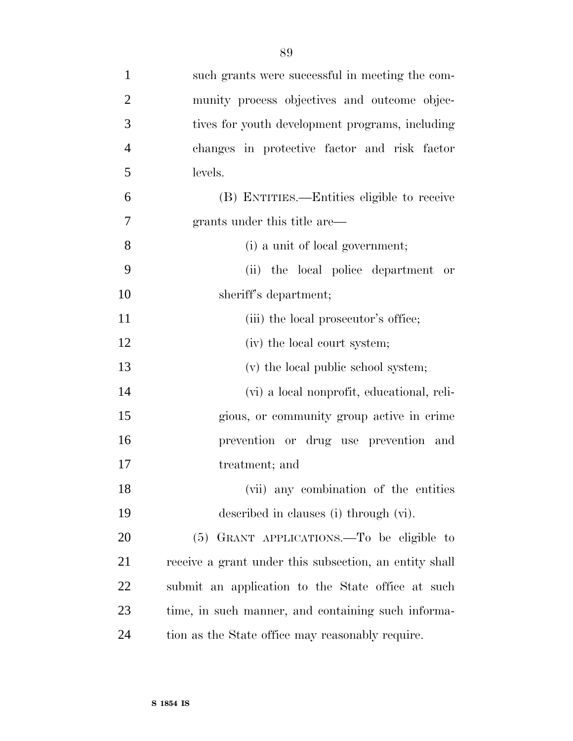such grants were successful in meeting the community process objectives and outcome objectives for youth development programs, including changes in protective factor and risk factor levels.

(B) ENTITIES.—Entities eligible to receive grants under this title are—

(i) a unit of local government;

(ii) the local police department or sheriff's department;

(iii) the local prosecutor's office;

(iv) the local court system;

(v) the local public school system;

(vi) a local nonprofit, educational, religious, or community group active in crime prevention or drug use prevention and treatment; and

(vii) any combination of the entities described in clauses (i) through (vi).

(5) GRANT APPLICATIONS.—To be eligible to receive a grant under this subsection, an entity shall submit an application to the State office at such time, in such manner, and containing such information as the State office may reasonably require.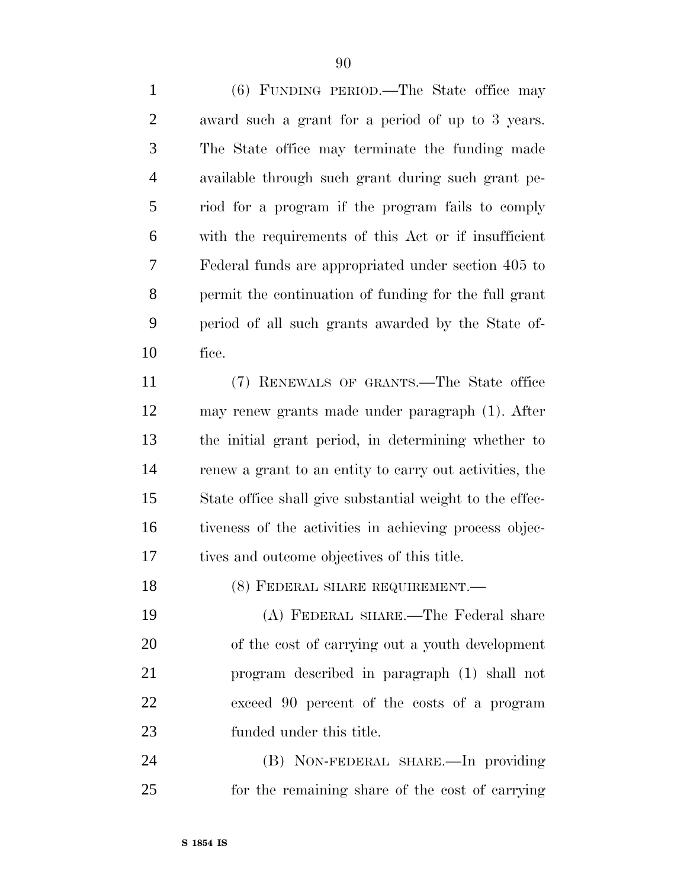(6) FUNDING PERIOD.—The State office may award such a grant for a period of up to 3 years. The State office may terminate the funding made available through such grant during such grant period for a program if the program fails to comply with the requirements of this Act or if insufficient Federal funds are appropriated under section 405 to permit the continuation of funding for the full grant period of all such grants awarded by the State office.

(7) RENEWALS OF GRANTS.—The State office may renew grants made under paragraph (1). After the initial grant period, in determining whether to renew a grant to an entity to carry out activities, the State office shall give substantial weight to the effectiveness of the activities in achieving process objectives and outcome objectives of this title.

(8) FEDERAL SHARE REQUIREMENT.—

(A) FEDERAL SHARE.—The Federal share of the cost of carrying out a youth development program described in paragraph (1) shall not exceed 90 percent of the costs of a program funded under this title.

(B) NON-FEDERAL SHARE.—In providing for the remaining share of the cost of carrying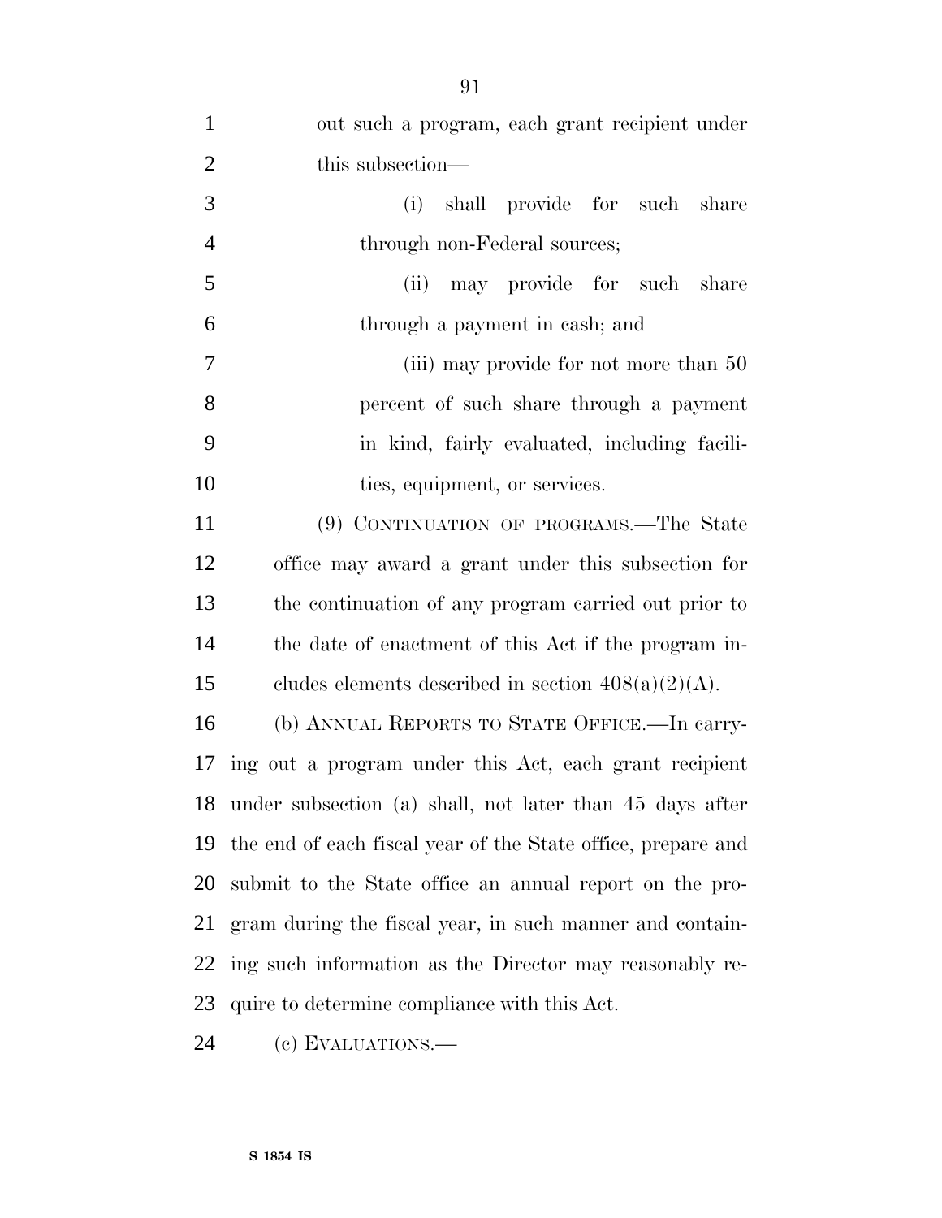out such a program, each grant recipient under this subsection—

(i) shall provide for such share through non-Federal sources;

(ii) may provide for such share through a payment in cash; and

(iii) may provide for not more than 50 percent of such share through a payment in kind, fairly evaluated, including facilities, equipment, or services.

(9) CONTINUATION OF PROGRAMS.—The State office may award a grant under this subsection for the continuation of any program carried out prior to the date of enactment of this Act if the program includes elements described in section 408(a)(2)(A).

(b) ANNUAL REPORTS TO STATE OFFICE.—In carrying out a program under this Act, each grant recipient under subsection (a) shall, not later than 45 days after the end of each fiscal year of the State office, prepare and submit to the State office an annual report on the program during the fiscal year, in such manner and containing such information as the Director may reasonably require to determine compliance with this Act.

(c) EVALUATIONS.—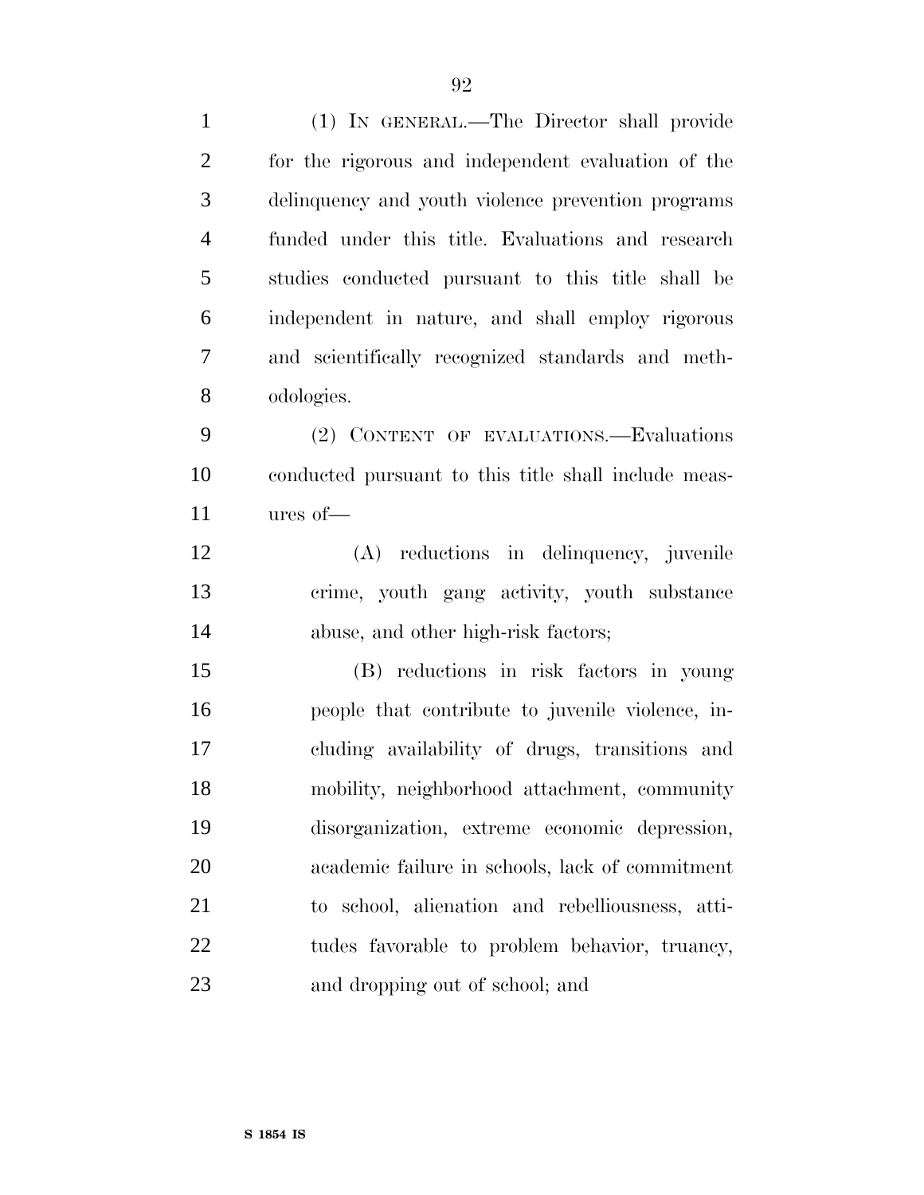(1) IN GENERAL.—The Director shall provide for the rigorous and independent evaluation of the delinquency and youth violence prevention programs funded under this title. Evaluations and research studies conducted pursuant to this title shall be independent in nature, and shall employ rigorous and scientifically recognized standards and methodologies.

(2) CONTENT OF EVALUATIONS.—Evaluations conducted pursuant to this title shall include measures of—

(A) reductions in delinquency, juvenile crime, youth gang activity, youth substance abuse, and other high-risk factors;

(B) reductions in risk factors in young people that contribute to juvenile violence, including availability of drugs, transitions and mobility, neighborhood attachment, community disorganization, extreme economic depression, academic failure in schools, lack of commitment to school, alienation and rebelliousness, attitudes favorable to problem behavior, truancy, and dropping out of school; and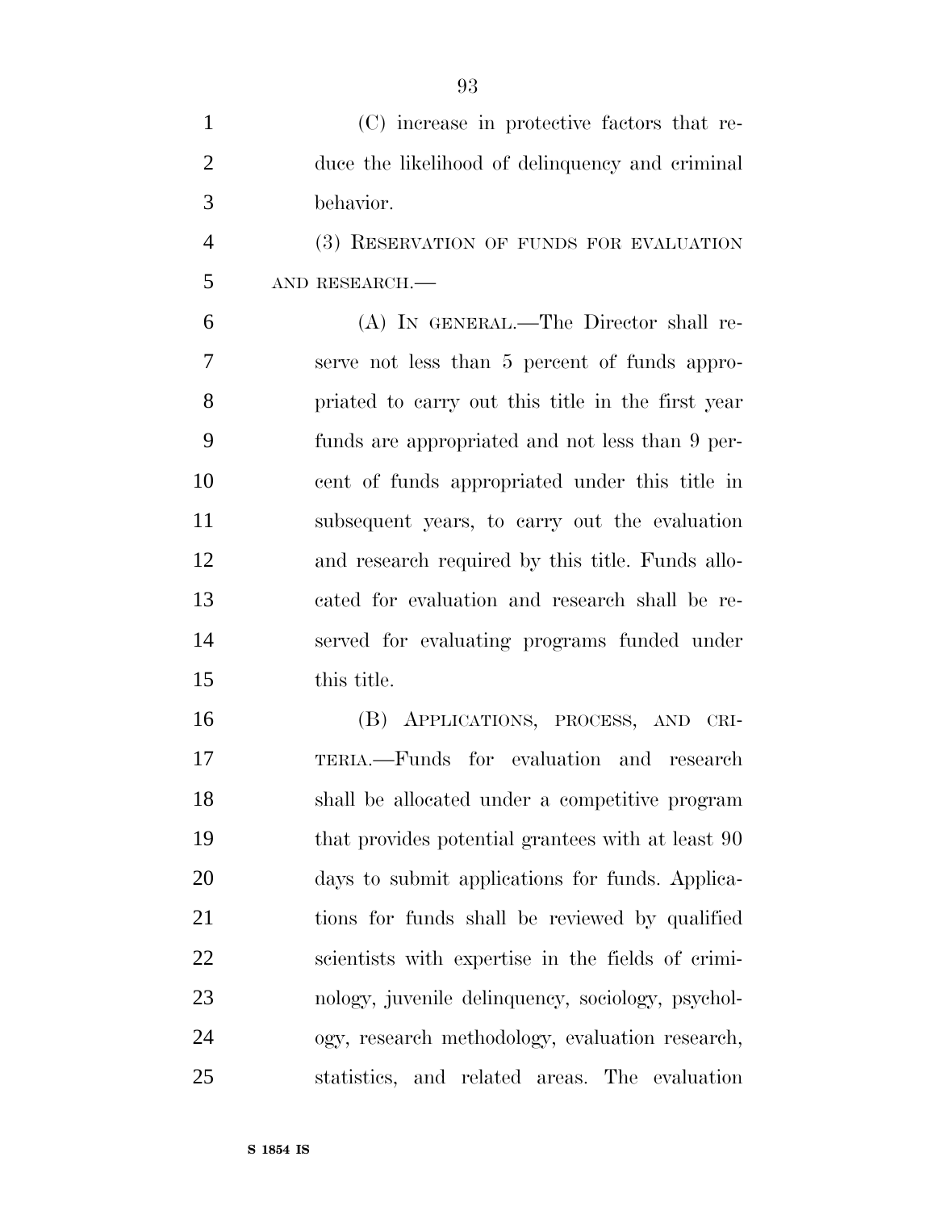(C) increase in protective factors that reduce the likelihood of delinquency and criminal behavior.

(3) RESERVATION OF FUNDS FOR EVALUATION AND RESEARCH.—

(A) IN GENERAL.—The Director shall reserve not less than 5 percent of funds appropriated to carry out this title in the first year funds are appropriated and not less than 9 percent of funds appropriated under this title in subsequent years, to carry out the evaluation and research required by this title. Funds allocated for evaluation and research shall be reserved for evaluating programs funded under this title.

(B) APPLICATIONS, PROCESS, AND CRITERIA.—Funds for evaluation and research shall be allocated under a competitive program that provides potential grantees with at least 90 days to submit applications for funds. Applications for funds shall be reviewed by qualified scientists with expertise in the fields of criminology, juvenile delinquency, sociology, psychology, research methodology, evaluation research, statistics, and related areas. The evaluation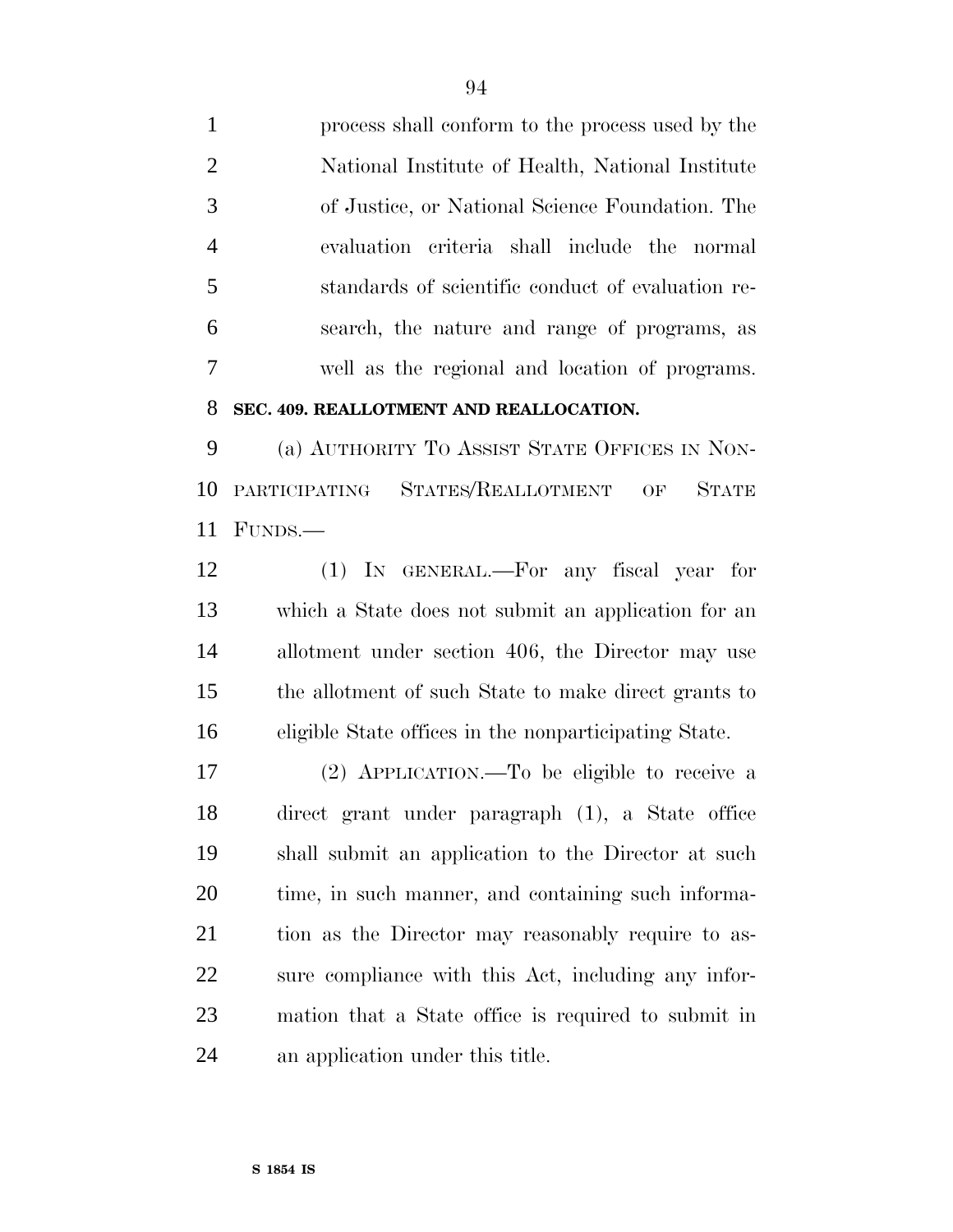process shall conform to the process used by the National Institute of Health, National Institute of Justice, or National Science Foundation. The evaluation criteria shall include the normal standards of scientific conduct of evaluation research, the nature and range of programs, as well as the regional and location of programs.

**SEC. 409. REALLOTMENT AND REALLOCATION.**

(a) AUTHORITY TO ASSIST STATE OFFICES IN NONPARTICIPATING STATES/REALLOTMENT OF STATE FUNDS.—

(1) IN GENERAL.—For any fiscal year for which a State does not submit an application for an allotment under section 406, the Director may use the allotment of such State to make direct grants to eligible State offices in the nonparticipating State.

(2) APPLICATION.—To be eligible to receive a direct grant under paragraph (1), a State office shall submit an application to the Director at such time, in such manner, and containing such information as the Director may reasonably require to assure compliance with this Act, including any information that a State office is required to submit in an application under this title.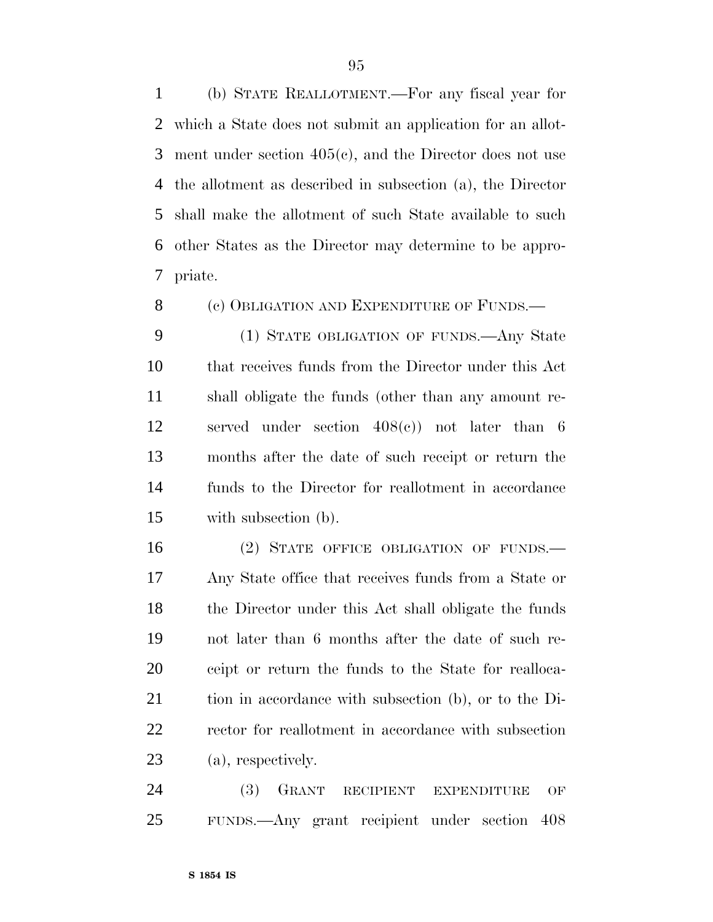(b) STATE REALLOTMENT.—For any fiscal year for which a State does not submit an application for an allotment under section 405(c), and the Director does not use the allotment as described in subsection (a), the Director shall make the allotment of such State available to such other States as the Director may determine to be appropriate.

(c) OBLIGATION AND EXPENDITURE OF FUNDS.—

(1) STATE OBLIGATION OF FUNDS.—Any State that receives funds from the Director under this Act shall obligate the funds (other than any amount reserved under section 408(c)) not later than 6 months after the date of such receipt or return the funds to the Director for reallotment in accordance with subsection (b).

(2) STATE OFFICE OBLIGATION OF FUNDS.—Any State office that receives funds from a State or the Director under this Act shall obligate the funds not later than 6 months after the date of such receipt or return the funds to the State for reallocation in accordance with subsection (b), or to the Director for reallotment in accordance with subsection (a), respectively.

(3) GRANT RECIPIENT EXPENDITURE OF FUNDS.—Any grant recipient under section 408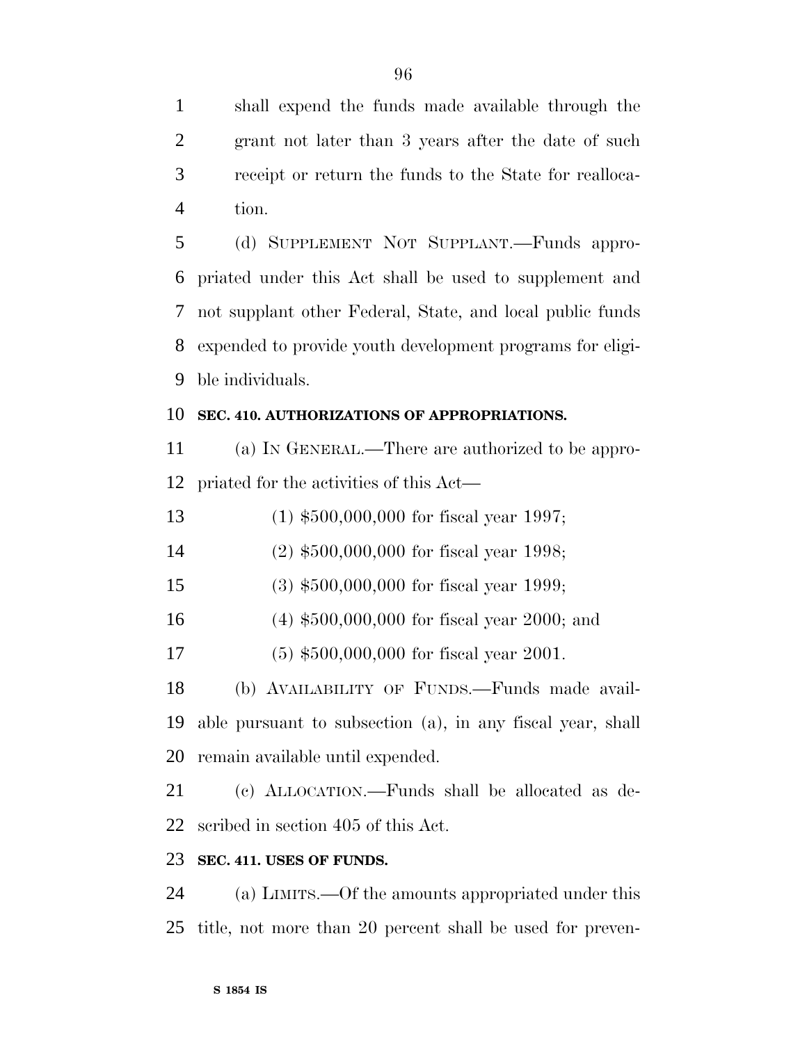shall expend the funds made available through the grant not later than 3 years after the date of such receipt or return the funds to the State for reallocation.

(d) SUPPLEMENT NOT SUPPLANT.—Funds appropriated under this Act shall be used to supplement and not supplant other Federal, State, and local public funds expended to provide youth development programs for eligible individuals.

**SEC. 410. AUTHORIZATIONS OF APPROPRIATIONS.**

(a) IN GENERAL.—There are authorized to be appropriated for the activities of this Act—

(1) $500,000,000 for fiscal year 1997;

(2) $500,000,000 for fiscal year 1998;

(3) $500,000,000 for fiscal year 1999;

(4) $500,000,000 for fiscal year 2000; and

(5) $500,000,000 for fiscal year 2001.

(b) AVAILABILITY OF FUNDS.—Funds made available pursuant to subsection (a), in any fiscal year, shall remain available until expended.

(c) ALLOCATION.—Funds shall be allocated as described in section 405 of this Act.

**SEC. 411. USES OF FUNDS.**

(a) LIMITS.—Of the amounts appropriated under this title, not more than 20 percent shall be used for preven-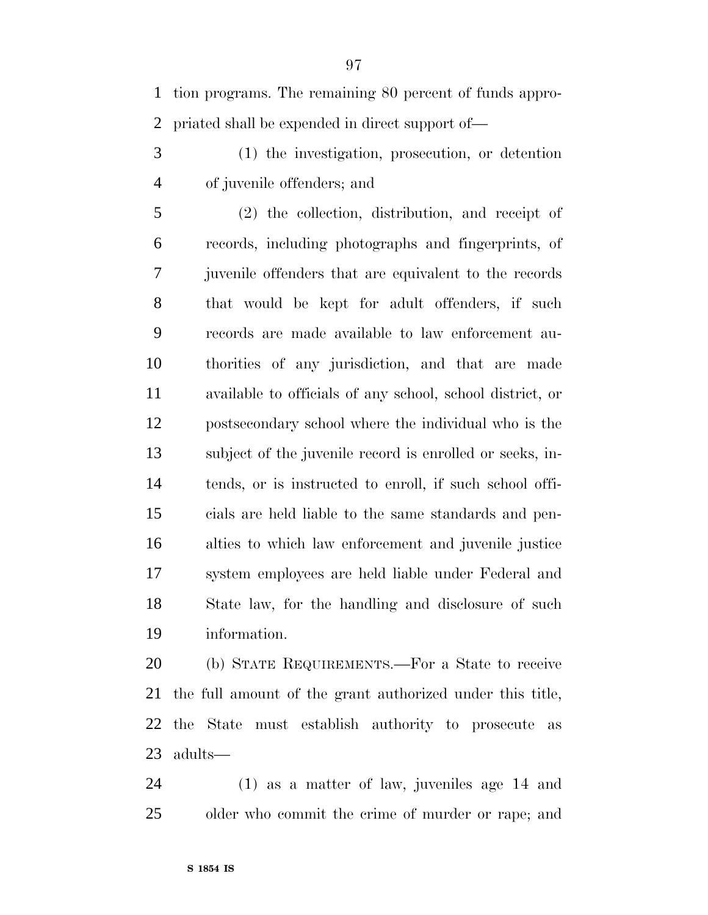tion programs. The remaining 80 percent of funds appropriated shall be expended in direct support of—

(1) the investigation, prosecution, or detention of juvenile offenders; and

(2) the collection, distribution, and receipt of records, including photographs and fingerprints, of juvenile offenders that are equivalent to the records that would be kept for adult offenders, if such records are made available to law enforcement authorities of any jurisdiction, and that are made available to officials of any school, school district, or postsecondary school where the individual who is the subject of the juvenile record is enrolled or seeks, intends, or is instructed to enroll, if such school officials are held liable to the same standards and penalties to which law enforcement and juvenile justice system employees are held liable under Federal and State law, for the handling and disclosure of such information.

(b) STATE REQUIREMENTS.—For a State to receive the full amount of the grant authorized under this title, the State must establish authority to prosecute as adults—

(1) as a matter of law, juveniles age 14 and older who commit the crime of murder or rape; and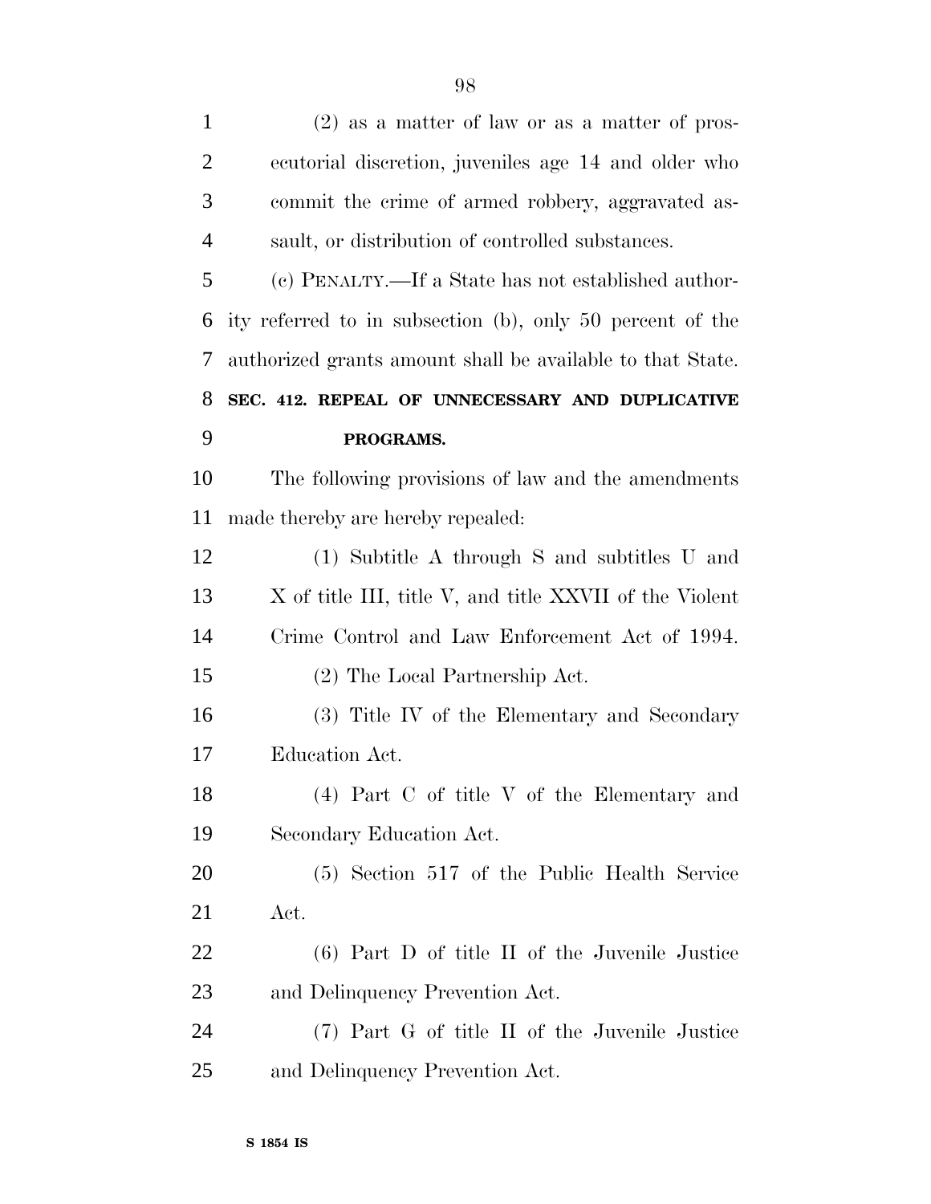(2) as a matter of law or as a matter of prosecutorial discretion, juveniles age 14 and older who commit the crime of armed robbery, aggravated assault, or distribution of controlled substances.

(c) PENALTY.—If a State has not established authority referred to in subsection (b), only 50 percent of the authorized grants amount shall be available to that State.

**SEC. 412. REPEAL OF UNNECESSARY AND DUPLICATIVE PROGRAMS.**

The following provisions of law and the amendments made thereby are hereby repealed:

(1) Subtitle A through S and subtitles U and X of title III, title V, and title XXVII of the Violent Crime Control and Law Enforcement Act of 1994.

(2) The Local Partnership Act.

(3) Title IV of the Elementary and Secondary Education Act.

(4) Part C of title V of the Elementary and Secondary Education Act.

(5) Section 517 of the Public Health Service Act.

(6) Part D of title II of the Juvenile Justice and Delinquency Prevention Act.

(7) Part G of title II of the Juvenile Justice and Delinquency Prevention Act.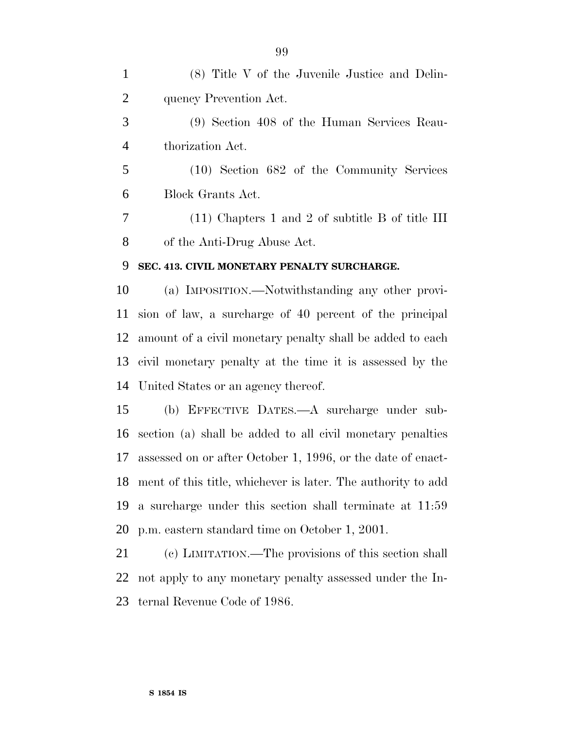(8) Title V of the Juvenile Justice and Delinquency Prevention Act.

(9) Section 408 of the Human Services Reauthorization Act.

(10) Section 682 of the Community Services Block Grants Act.

(11) Chapters 1 and 2 of subtitle B of title III of the Anti-Drug Abuse Act.

**SEC. 413. CIVIL MONETARY PENALTY SURCHARGE.**

(a) IMPOSITION.—Notwithstanding any other provision of law, a surcharge of 40 percent of the principal amount of a civil monetary penalty shall be added to each civil monetary penalty at the time it is assessed by the United States or an agency thereof.

(b) EFFECTIVE DATES.—A surcharge under subsection (a) shall be added to all civil monetary penalties assessed on or after October 1, 1996, or the date of enactment of this title, whichever is later. The authority to add a surcharge under this section shall terminate at 11:59 p.m. eastern standard time on October 1, 2001.

(c) LIMITATION.—The provisions of this section shall not apply to any monetary penalty assessed under the Internal Revenue Code of 1986.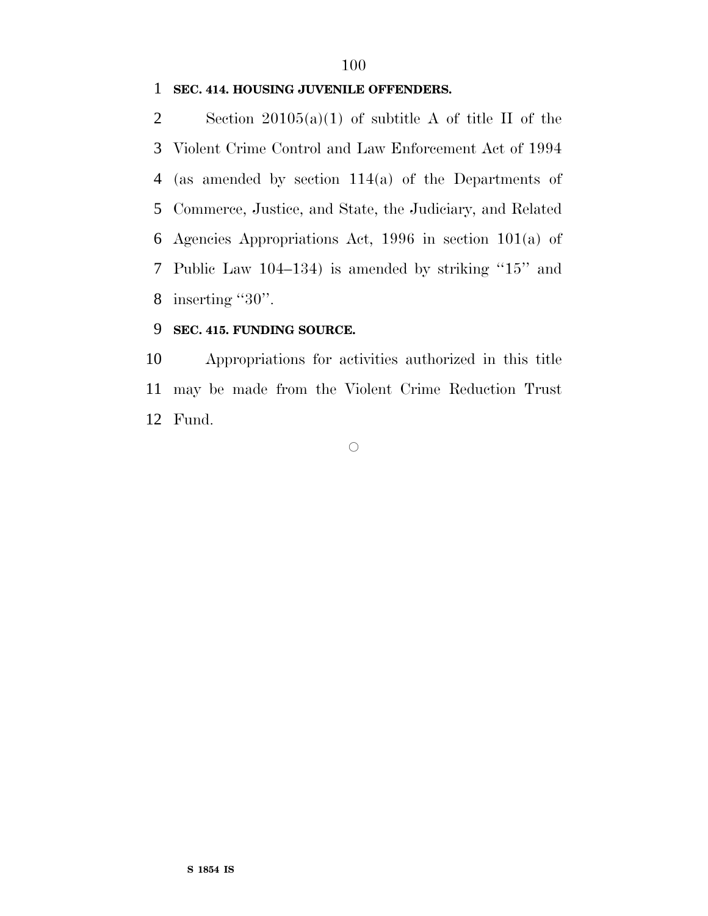**SEC. 414. HOUSING JUVENILE OFFENDERS.**

Section 20105(a)(1) of subtitle A of title II of the Violent Crime Control and Law Enforcement Act of 1994 (as amended by section 114(a) of the Departments of Commerce, Justice, and State, the Judiciary, and Related Agencies Appropriations Act, 1996 in section 101(a) of Public Law 104–134) is amended by striking ''15'' and inserting ''30''.

**SEC. 415. FUNDING SOURCE.**

Appropriations for activities authorized in this title may be made from the Violent Crime Reduction Trust Fund.

○